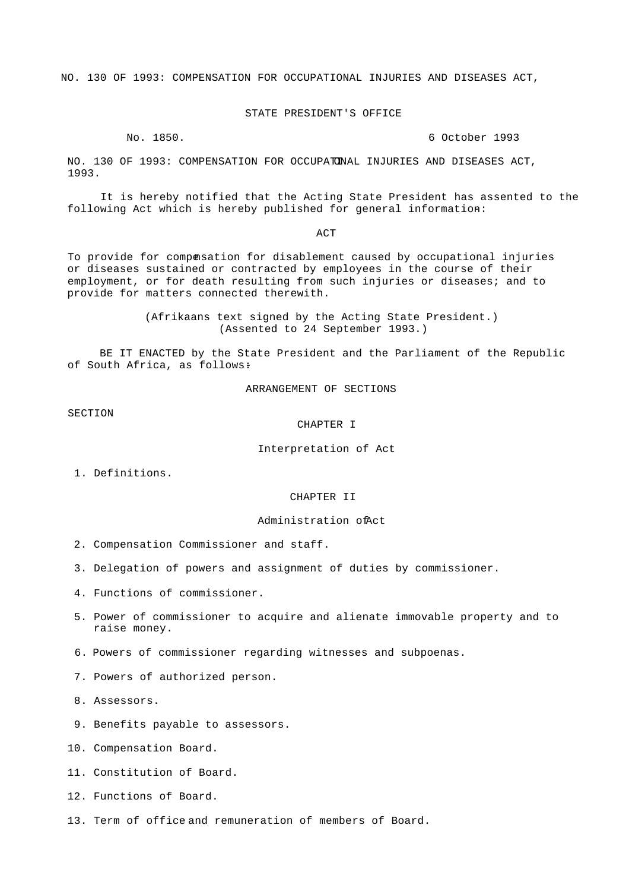NO. 130 OF 1993: COMPENSATION FOR OCCUPATIONAL INJURIES AND DISEASES ACT,

STATE PRESIDENT'S OFFICE

No. 1850. 6 October 1993

NO. 130 OF 1993: COMPENSATION FOR OCCUPATIONAL INJURIES AND DISEASES ACT, 1993.

It is hereby notified that the Acting State President has assented to the following Act which is hereby published for general information:

# ACT

To provide for compensation for disablement caused by occupational injuries or diseases sustained or contracted by employees in the course of their employment, or for death resulting from such injuries or diseases; and to provide for matters connected therewith.

(Afrikaans text signed by the Acting State President.)
(Assented to 24 September 1993.)

BE IT ENACTED by the State President and the Parliament of the Republic of South Africa, as follows:

## ARRANGEMENT OF SECTIONS

SECTION

### CHAPTER I

Interpretation of Act

1. Definitions.

### CHAPTER II

Administration of Act

2. Compensation Commissioner and staff.

3. Delegation of powers and assignment of duties by commissioner.

4. Functions of commissioner.

5. Power of commissioner to acquire and alienate immovable property and to raise money.

6. Powers of commissioner regarding witnesses and subpoenas.

7. Powers of authorized person.

8. Assessors.

9. Benefits payable to assessors.

10. Compensation Board.

11. Constitution of Board.

12. Functions of Board.

13. Term of office and remuneration of members of Board.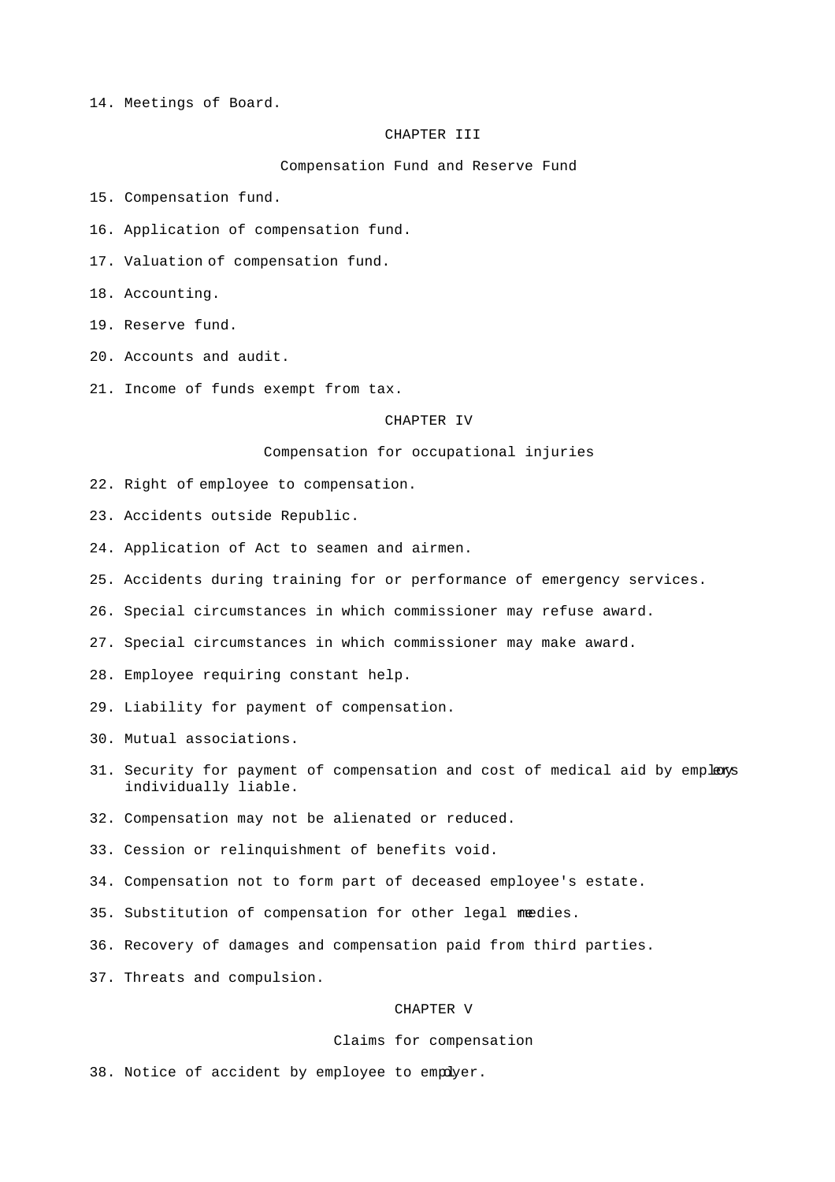14. Meetings of Board.

CHAPTER III

Compensation Fund and Reserve Fund

15. Compensation fund.

16. Application of compensation fund.

17. Valuation of compensation fund.

18. Accounting.

19. Reserve fund.

20. Accounts and audit.

21. Income of funds exempt from tax.

CHAPTER IV

Compensation for occupational injuries

22. Right of employee to compensation.

23. Accidents outside Republic.

24. Application of Act to seamen and airmen.

25. Accidents during training for or performance of emergency services.

26. Special circumstances in which commissioner may refuse award.

27. Special circumstances in which commissioner may make award.

28. Employee requiring constant help.

29. Liability for payment of compensation.

30. Mutual associations.

31. Security for payment of compensation and cost of medical aid by employers individually liable.

32. Compensation may not be alienated or reduced.

33. Cession or relinquishment of benefits void.

34. Compensation not to form part of deceased employee's estate.

35. Substitution of compensation for other legal remedies.

36. Recovery of damages and compensation paid from third parties.

37. Threats and compulsion.

CHAPTER V

Claims for compensation

38. Notice of accident by employee to employer.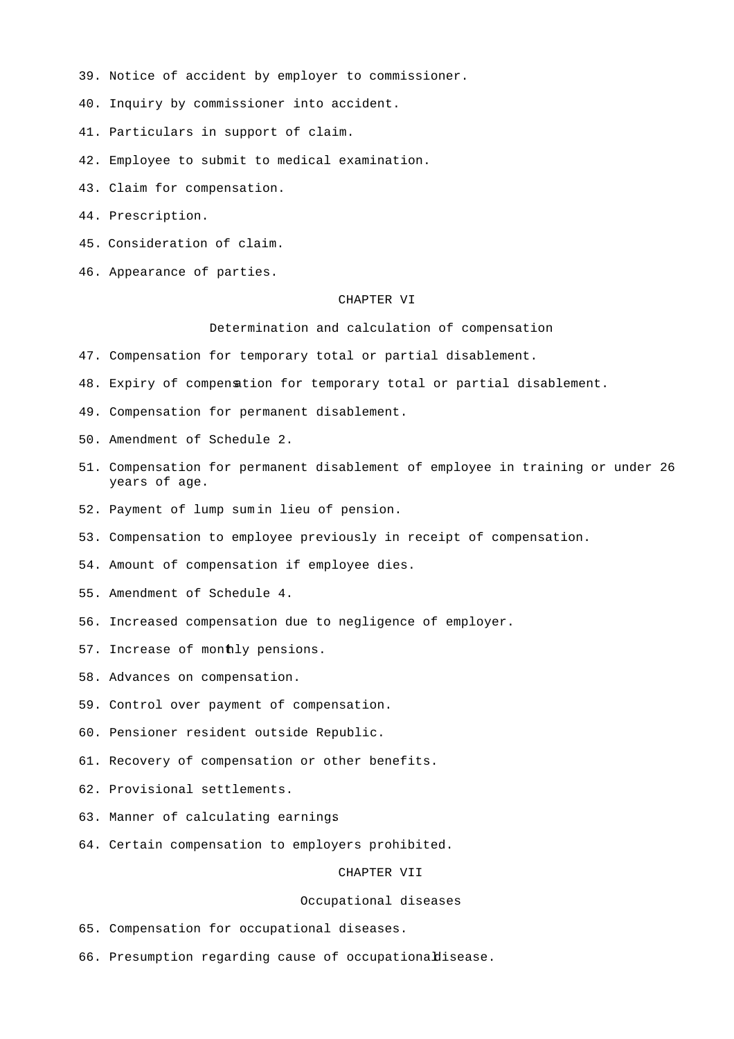39. Notice of accident by employer to commissioner.

40. Inquiry by commissioner into accident.

41. Particulars in support of claim.

42. Employee to submit to medical examination.

43. Claim for compensation.

44. Prescription.

45. Consideration of claim.

46. Appearance of parties.

CHAPTER VI

Determination and calculation of compensation

47. Compensation for temporary total or partial disablement.

48. Expiry of compensation for temporary total or partial disablement.

49. Compensation for permanent disablement.

50. Amendment of Schedule 2.

51. Compensation for permanent disablement of employee in training or under 26 years of age.

52. Payment of lump sum in lieu of pension.

53. Compensation to employee previously in receipt of compensation.

54. Amount of compensation if employee dies.

55. Amendment of Schedule 4.

56. Increased compensation due to negligence of employer.

57. Increase of monthly pensions.

58. Advances on compensation.

59. Control over payment of compensation.

60. Pensioner resident outside Republic.

61. Recovery of compensation or other benefits.

62. Provisional settlements.

63. Manner of calculating earnings

64. Certain compensation to employers prohibited.

CHAPTER VII

Occupational diseases

65. Compensation for occupational diseases.

66. Presumption regarding cause of occupational disease.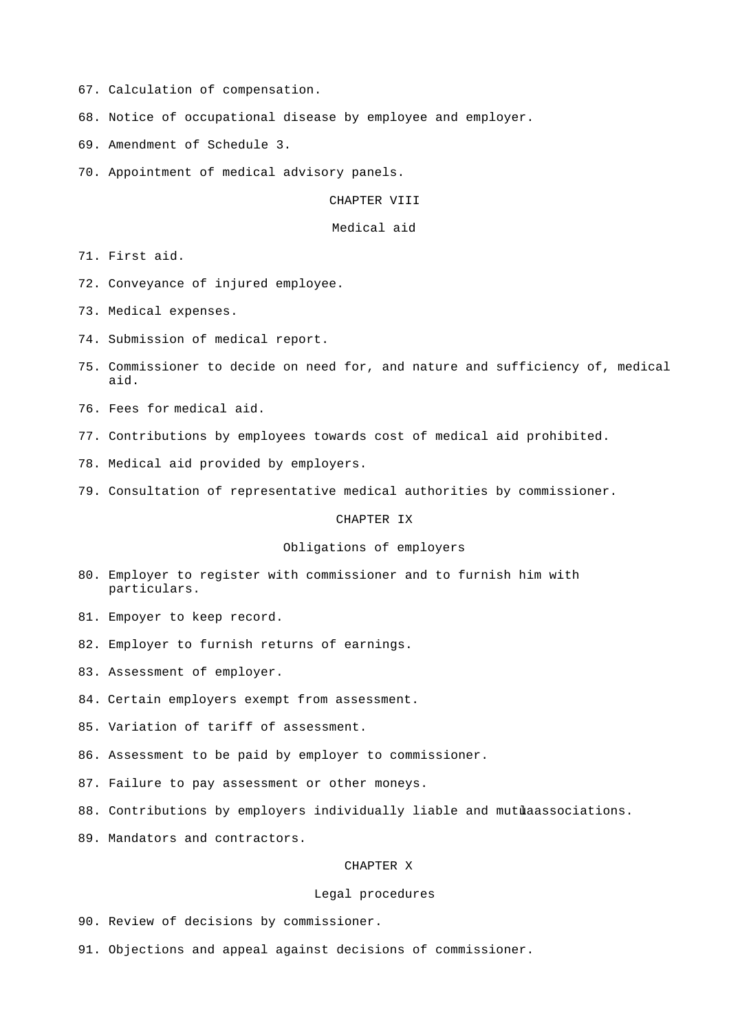67. Calculation of compensation.

68. Notice of occupational disease by employee and employer.

69. Amendment of Schedule 3.

70. Appointment of medical advisory panels.

## CHAPTER VIII

## Medical aid

71. First aid.

72. Conveyance of injured employee.

73. Medical expenses.

74. Submission of medical report.

75. Commissioner to decide on need for, and nature and sufficiency of, medical aid.

76. Fees for medical aid.

77. Contributions by employees towards cost of medical aid prohibited.

78. Medical aid provided by employers.

79. Consultation of representative medical authorities by commissioner.

## CHAPTER IX

## Obligations of employers

80. Employer to register with commissioner and to furnish him with particulars.

81. Empoyer to keep record.

82. Employer to furnish returns of earnings.

83. Assessment of employer.

84. Certain employers exempt from assessment.

85. Variation of tariff of assessment.

86. Assessment to be paid by employer to commissioner.

87. Failure to pay assessment or other moneys.

88. Contributions by employers individually liable and mutlaassociations.

89. Mandators and contractors.

## CHAPTER X

## Legal procedures

90. Review of decisions by commissioner.

91. Objections and appeal against decisions of commissioner.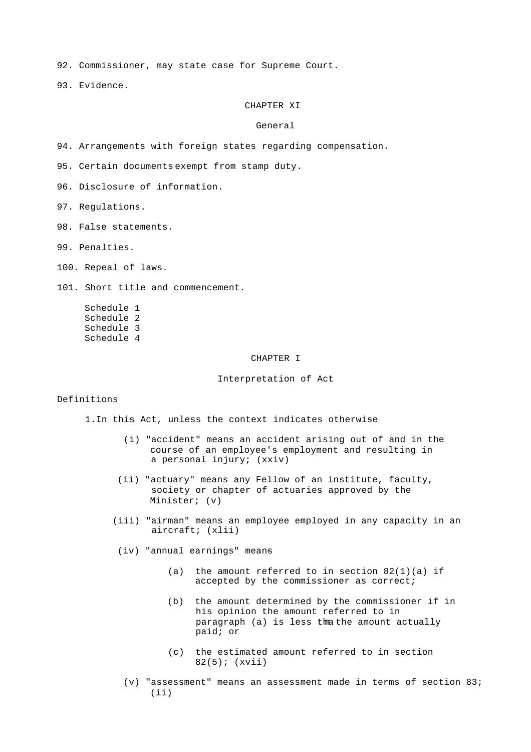92. Commissioner, may state case for Supreme Court.

93. Evidence.

## CHAPTER XI

### General

94. Arrangements with foreign states regarding compensation.

95. Certain documents exempt from stamp duty.

96. Disclosure of information.

97. Regulations.

98. False statements.

99. Penalties.

100. Repeal of laws.

101. Short title and commencement.

Schedule 1
Schedule 2
Schedule 3
Schedule 4

## CHAPTER I

### Interpretation of Act

Definitions

1. In this Act, unless the context indicates otherwise

(i) "accident" means an accident arising out of and in the course of an employee's employment and resulting in a personal injury; (xxiv)

(ii) "actuary" means any Fellow of an institute, faculty, society or chapter of actuaries approved by the Minister; (v)

(iii) "airman" means an employee employed in any capacity in an aircraft; (xlii)

(iv) "annual earnings" means-

(a) the amount referred to in section 82(1)(a) if accepted by the commissioner as correct;

(b) the amount determined by the commissioner if in his opinion the amount referred to in paragraph (a) is less than the amount actually paid; or

(c) the estimated amount referred to in section 82(5); (xvii)

(v) "assessment" means an assessment made in terms of section 83; (ii)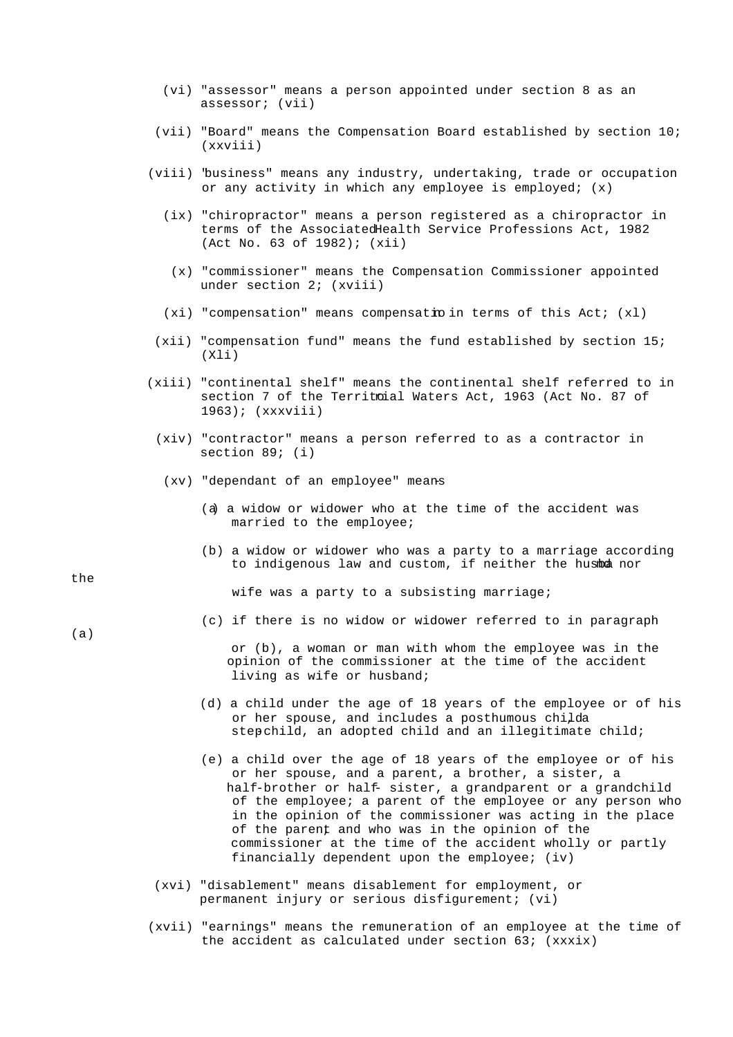(vi) "assessor" means a person appointed under section 8 as an assessor; (vii)

(vii) "Board" means the Compensation Board established by section 10; (xxviii)

(viii) "business" means any industry, undertaking, trade or occupation or any activity in which any employee is employed; (x)

(ix) "chiropractor" means a person registered as a chiropractor in terms of the Associated Health Service Professions Act, 1982 (Act No. 63 of 1982); (xii)

(x) "commissioner" means the Compensation Commissioner appointed under section 2; (xviii)

(xi) "compensation" means compensation in terms of this Act; (xl)

(xii) "compensation fund" means the fund established by section 15; (Xli)

(xiii) "continental shelf" means the continental shelf referred to in section 7 of the Territorial Waters Act, 1963 (Act No. 87 of 1963); (xxxviii)

(xiv) "contractor" means a person referred to as a contractor in section 89; (i)

(xv) "dependant of an employee" means-

(a) a widow or widower who at the time of the accident was married to the employee;

(b) a widow or widower who was a party to a marriage according to indigenous law and custom, if neither the husband nor the wife was a party to a subsisting marriage;

(c) if there is no widow or widower referred to in paragraph (a) or (b), a woman or man with whom the employee was in the opinion of the commissioner at the time of the accident living as wife or husband;

(d) a child under the age of 18 years of the employee or of his or her spouse, and includes a posthumous child, a step-child, an adopted child and an illegitimate child;

(e) a child over the age of 18 years of the employee or of his or her spouse, and a parent, a brother, a sister, a half-brother or half-sister, a grandparent or a grandchild of the employee; a parent of the employee or any person who in the opinion of the commissioner was acting in the place of the parent, and who was in the opinion of the commissioner at the time of the accident wholly or partly financially dependent upon the employee; (iv)

(xvi) "disablement" means disablement for employment, or permanent injury or serious disfigurement; (vi)

(xvii) "earnings" means the remuneration of an employee at the time of the accident as calculated under section 63; (xxxix)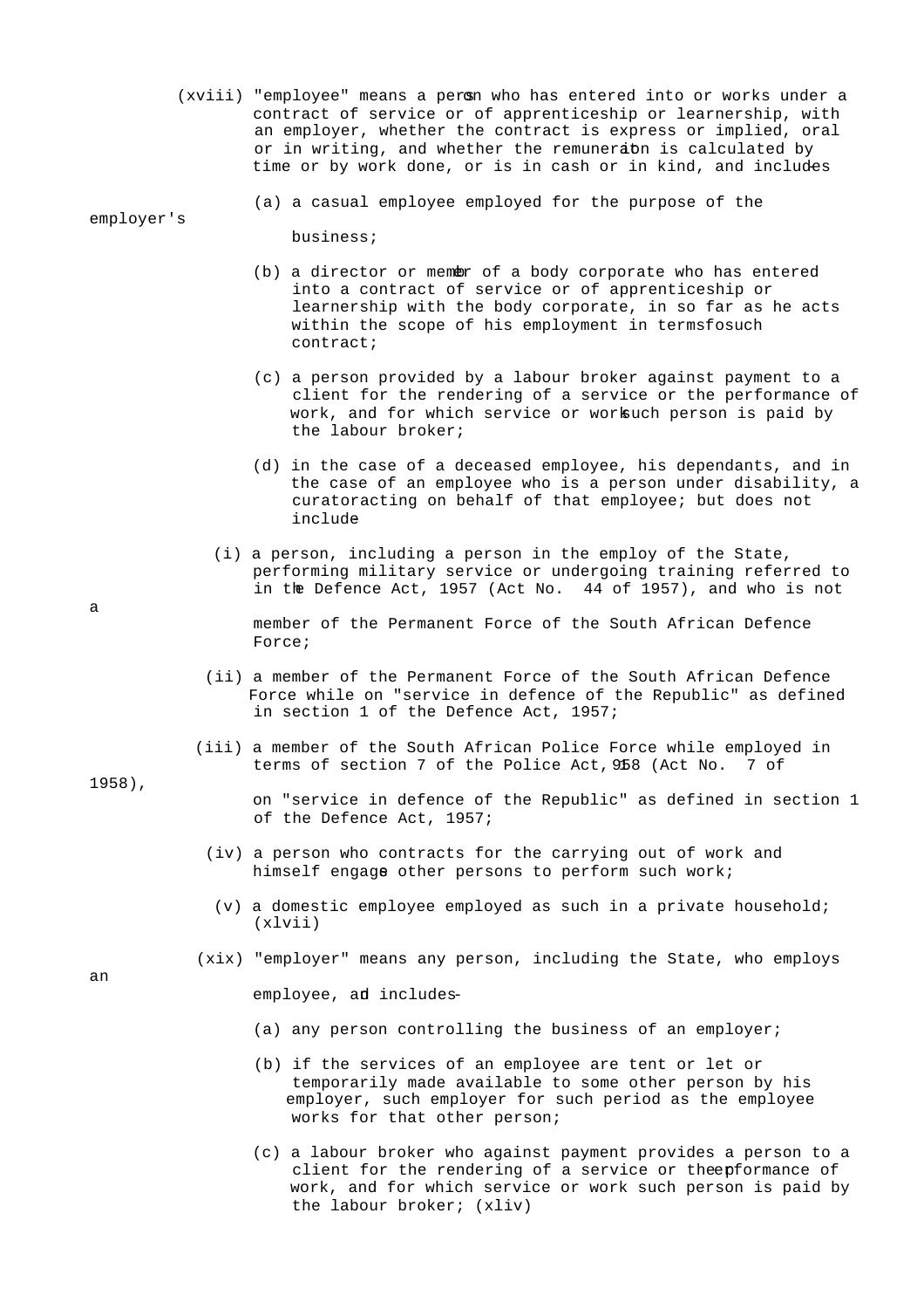(xviii) "employee" means a person who has entered into or works under a contract of service or of apprenticeship or learnership, with an employer, whether the contract is express or implied, oral or in writing, and whether the remuneration is calculated by time or by work done, or is in cash or in kind, and includes-

(a) a casual employee employed for the purpose of the employer's business;

(b) a director or member of a body corporate who has entered into a contract of service or of apprenticeship or learnership with the body corporate, in so far as he acts within the scope of his employment in terms of such contract;

(c) a person provided by a labour broker against payment to a client for the rendering of a service or the performance of work, and for which service or work such person is paid by the labour broker;

(d) in the case of a deceased employee, his dependants, and in the case of an employee who is a person under disability, a curator acting on behalf of that employee; but does not include

(i) a person, including a person in the employ of the State, performing military service or undergoing training referred to in the Defence Act, 1957 (Act No. 44 of 1957), and who is not a member of the Permanent Force of the South African Defence Force;

(ii) a member of the Permanent Force of the South African Defence Force while on "service in defence of the Republic" as defined in section 1 of the Defence Act, 1957;

(iii) a member of the South African Police Force while employed in terms of section 7 of the Police Act, 1958 (Act No. 7 of 1958), on "service in defence of the Republic" as defined in section 1 of the Defence Act, 1957;

(iv) a person who contracts for the carrying out of work and himself engages other persons to perform such work;

(v) a domestic employee employed as such in a private household; (xlvii)

(xix) "employer" means any person, including the State, who employs an employee, and includes-

(a) any person controlling the business of an employer;

(b) if the services of an employee are lent or let or temporarily made available to some other person by his employer, such employer for such period as the employee works for that other person;

(c) a labour broker who against payment provides a person to a client for the rendering of a service or the performance of work, and for which service or work such person is paid by the labour broker; (xliv)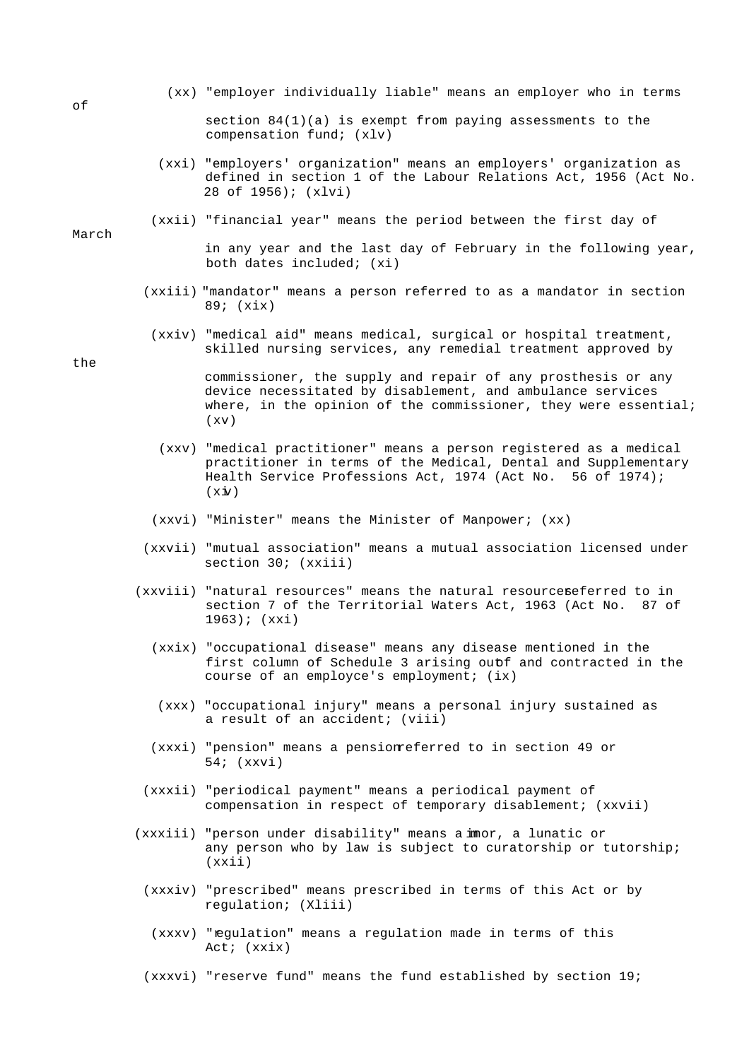(xx) "employer individually liable" means an employer who in terms of section 84(1)(a) is exempt from paying assessments to the compensation fund; (xlv)

(xxi) "employers' organization" means an employers' organization as defined in section 1 of the Labour Relations Act, 1956 (Act No. 28 of 1956); (xlvi)

(xxii) "financial year" means the period between the first day of March in any year and the last day of February in the following year, both dates included; (xi)

(xxiii) "mandator" means a person referred to as a mandator in section 89; (xix)

(xxiv) "medical aid" means medical, surgical or hospital treatment, skilled nursing services, any remedial treatment approved by the commissioner, the supply and repair of any prosthesis or any device necessitated by disablement, and ambulance services where, in the opinion of the commissioner, they were essential; (xv)

(xxv) "medical practitioner" means a person registered as a medical practitioner in terms of the Medical, Dental and Supplementary Health Service Professions Act, 1974 (Act No. 56 of 1974); (xiv)

(xxvi) "Minister" means the Minister of Manpower; (xx)

(xxvii) "mutual association" means a mutual association licensed under section 30; (xxiii)

(xxviii) "natural resources" means the natural resources referred to in section 7 of the Territorial Waters Act, 1963 (Act No. 87 of 1963); (xxi)

(xxix) "occupational disease" means any disease mentioned in the first column of Schedule 3 arising out of and contracted in the course of an employee's employment; (ix)

(xxx) "occupational injury" means a personal injury sustained as a result of an accident; (viii)

(xxxi) "pension" means a pension referred to in section 49 or 54; (xxvi)

(xxxii) "periodical payment" means a periodical payment of compensation in respect of temporary disablement; (xxvii)

(xxxiii) "person under disability" means a minor, a lunatic or any person who by law is subject to curatorship or tutorship; (xxii)

(xxxiv) "prescribed" means prescribed in terms of this Act or by regulation; (Xliii)

(xxxv) "regulation" means a regulation made in terms of this Act; (xxix)

(xxxvi) "reserve fund" means the fund established by section 19;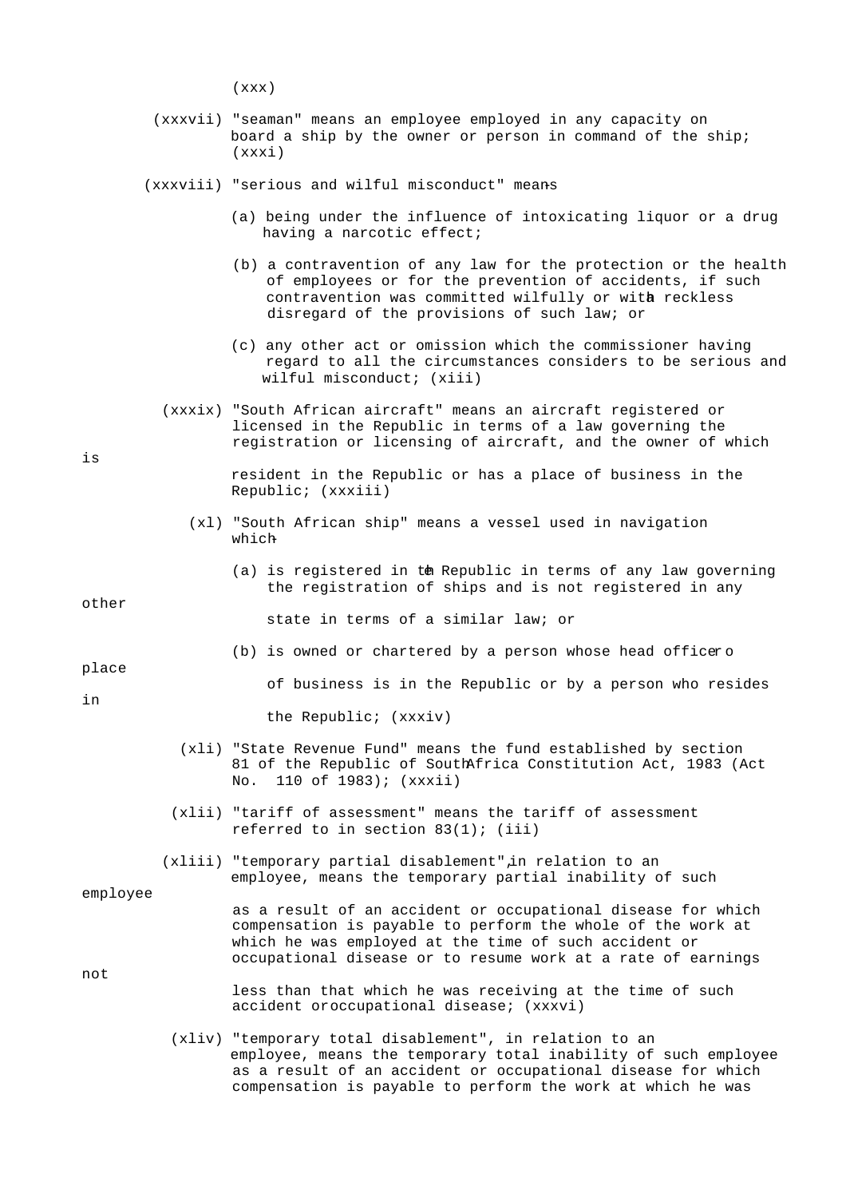(xxx)

(xxxvii) "seaman" means an employee employed in any capacity on board a ship by the owner or person in command of the ship; (xxxi)

(xxxviii) "serious and wilful misconduct" means-

(a) being under the influence of intoxicating liquor or a drug having a narcotic effect;

(b) a contravention of any law for the protection or the health of employees or for the prevention of accidents, if such contravention was committed wilfully or with a reckless disregard of the provisions of such law; or

(c) any other act or omission which the commissioner having regard to all the circumstances considers to be serious and wilful misconduct; (xiii)

(xxxix) "South African aircraft" means an aircraft registered or licensed in the Republic in terms of a law governing the registration or licensing of aircraft, and the owner of which is resident in the Republic or has a place of business in the Republic; (xxxiii)

(xl) "South African ship" means a vessel used in navigation which-

(a) is registered in the Republic in terms of any law governing the registration of ships and is not registered in any other state in terms of a similar law; or

(b) is owned or chartered by a person whose head office or place of business is in the Republic or by a person who resides in the Republic; (xxxiv)

(xli) "State Revenue Fund" means the fund established by section 81 of the Republic of South Africa Constitution Act, 1983 (Act No. 110 of 1983); (xxxii)

(xlii) "tariff of assessment" means the tariff of assessment referred to in section 83(1); (iii)

(xliii) "temporary partial disablement", in relation to an employee, means the temporary partial inability of such employee as a result of an accident or occupational disease for which compensation is payable to perform the whole of the work at which he was employed at the time of such accident or occupational disease or to resume work at a rate of earnings not less than that which he was receiving at the time of such accident or occupational disease; (xxxvi)

(xliv) "temporary total disablement", in relation to an employee, means the temporary total inability of such employee as a result of an accident or occupational disease for which compensation is payable to perform the work at which he was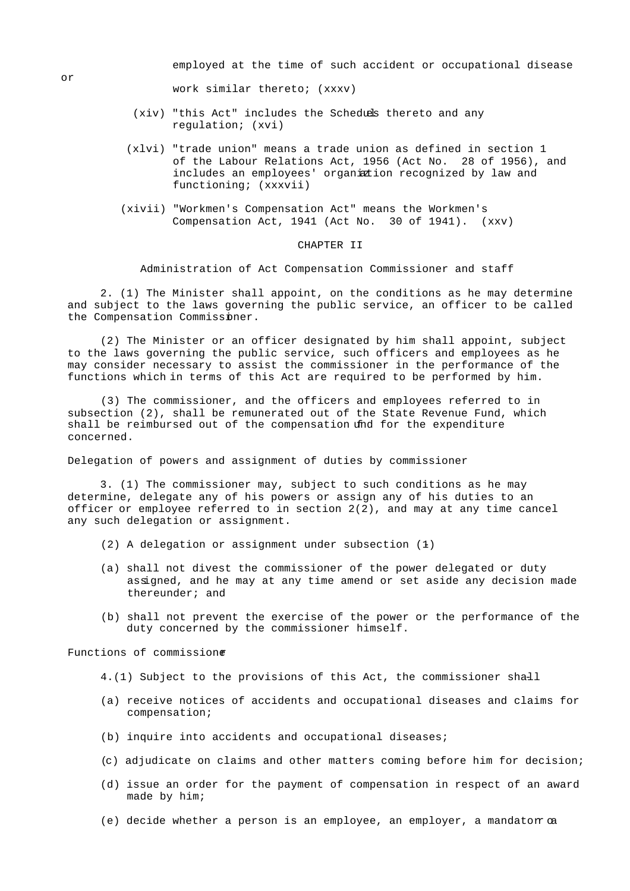employed at the time of such accident or occupational disease or work similar thereto; (xxxv)

(xiv) "this Act" includes the Schedules thereto and any regulation; (xvi)

(xlvi) "trade union" means a trade union as defined in section 1 of the Labour Relations Act, 1956 (Act No. 28 of 1956), and includes an employees' organization recognized by law and functioning; (xxxvii)

(xivii) "Workmen's Compensation Act" means the Workmen's Compensation Act, 1941 (Act No. 30 of 1941). (xxv)

## CHAPTER II

### Administration of Act Compensation Commissioner and staff

2. (1) The Minister shall appoint, on the conditions as he may determine and subject to the laws governing the public service, an officer to be called the Compensation Commissioner.

(2) The Minister or an officer designated by him shall appoint, subject to the laws governing the public service, such officers and employees as he may consider necessary to assist the commissioner in the performance of the functions which in terms of this Act are required to be performed by him.

(3) The commissioner, and the officers and employees referred to in subsection (2), shall be remunerated out of the State Revenue Fund, which shall be reimbursed out of the compensation fund for the expenditure concerned.

### Delegation of powers and assignment of duties by commissioner

3. (1) The commissioner may, subject to such conditions as he may determine, delegate any of his powers or assign any of his duties to an officer or employee referred to in section 2(2), and may at any time cancel any such delegation or assignment.

(2) A delegation or assignment under subsection (1)-

(a) shall not divest the commissioner of the power delegated or duty assigned, and he may at any time amend or set aside any decision made thereunder; and

(b) shall not prevent the exercise of the power or the performance of the duty concerned by the commissioner himself.

### Functions of commissioner

4.(1) Subject to the provisions of this Act, the commissioner shall-

(a) receive notices of accidents and occupational diseases and claims for compensation;

(b) inquire into accidents and occupational diseases;

(c) adjudicate on claims and other matters coming before him for decision;

(d) issue an order for the payment of compensation in respect of an award made by him;

(e) decide whether a person is an employee, an employer, a mandatory or a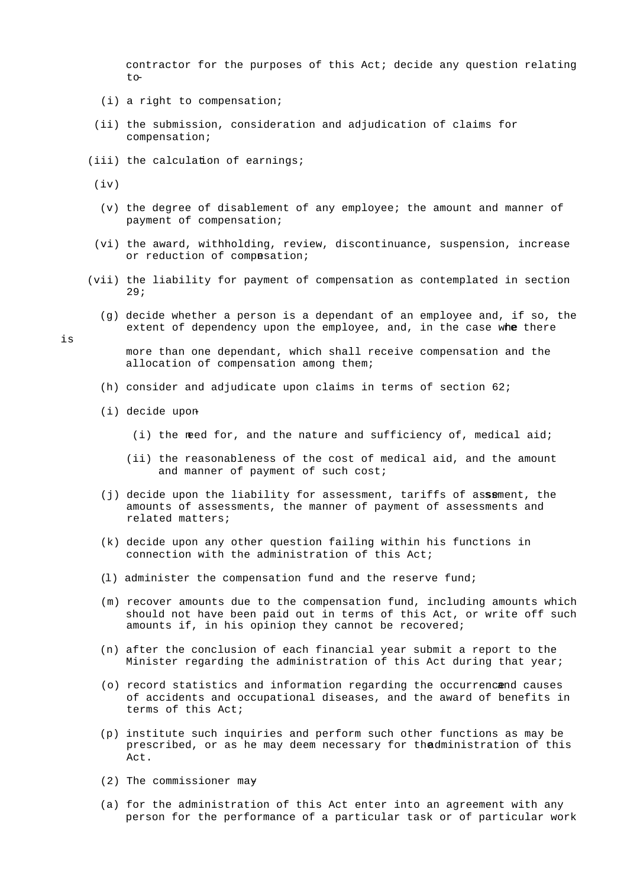contractor for the purposes of this Act; decide any question relating to-

(i) a right to compensation;

(ii) the submission, consideration and adjudication of claims for compensation;

(iii) the calculation of earnings;

(iv)

(v) the degree of disablement of any employee; the amount and manner of payment of compensation;

(vi) the award, withholding, review, discontinuance, suspension, increase or reduction of compensation;

(vii) the liability for payment of compensation as contemplated in section 29;

(g) decide whether a person is a dependant of an employee and, if so, the extent of dependency upon the employee, and, in the case where there is more than one dependant, which shall receive compensation and the allocation of compensation among them;

(h) consider and adjudicate upon claims in terms of section 62;

(i) decide upon-

(i) the need for, and the nature and sufficiency of, medical aid;

(ii) the reasonableness of the cost of medical aid, and the amount and manner of payment of such cost;

(j) decide upon the liability for assessment, tariffs of assessment, the amounts of assessments, the manner of payment of assessments and related matters;

(k) decide upon any other question failing within his functions in connection with the administration of this Act;

(l) administer the compensation fund and the reserve fund;

(m) recover amounts due to the compensation fund, including amounts which should not have been paid out in terms of this Act, or write off such amounts if, in his opinion, they cannot be recovered;

(n) after the conclusion of each financial year submit a report to the Minister regarding the administration of this Act during that year;

(o) record statistics and information regarding the occurrence and causes of accidents and occupational diseases, and the award of benefits in terms of this Act;

(p) institute such inquiries and perform such other functions as may be prescribed, or as he may deem necessary for the administration of this Act.

(2) The commissioner may-

(a) for the administration of this Act enter into an agreement with any person for the performance of a particular task or of particular work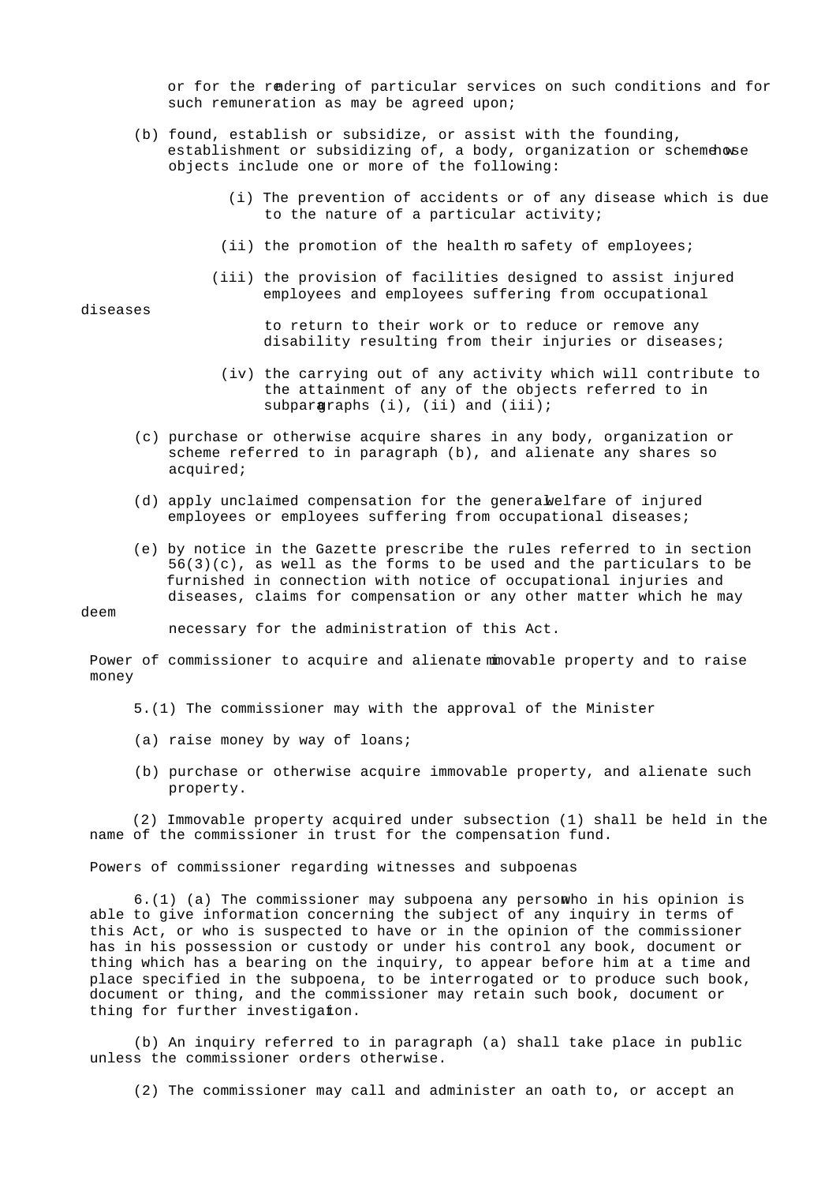or for the rendering of particular services on such conditions and for such remuneration as may be agreed upon;

(b) found, establish or subsidize, or assist with the founding, establishment or subsidizing of, a body, organization or scheme whose objects include one or more of the following:

(i) The prevention of accidents or of any disease which is due to the nature of a particular activity;

(ii) the promotion of the health or safety of employees;

(iii) the provision of facilities designed to assist injured employees and employees suffering from occupational diseases to return to their work or to reduce or remove any disability resulting from their injuries or diseases;

(iv) the carrying out of any activity which will contribute to the attainment of any of the objects referred to in subparagraphs (i), (ii) and (iii);

(c) purchase or otherwise acquire shares in any body, organization or scheme referred to in paragraph (b), and alienate any shares so acquired;

(d) apply unclaimed compensation for the general welfare of injured employees or employees suffering from occupational diseases;

(e) by notice in the Gazette prescribe the rules referred to in section 56(3)(c), as well as the forms to be used and the particulars to be furnished in connection with notice of occupational injuries and diseases, claims for compensation or any other matter which he may deem necessary for the administration of this Act.

### Power of commissioner to acquire and alienate immovable property and to raise money

5.(1) The commissioner may with the approval of the Minister

(a) raise money by way of loans;

(b) purchase or otherwise acquire immovable property, and alienate such property.

(2) Immovable property acquired under subsection (1) shall be held in the name of the commissioner in trust for the compensation fund.

### Powers of commissioner regarding witnesses and subpoenas

6.(1) (a) The commissioner may subpoena any person who in his opinion is able to give information concerning the subject of any inquiry in terms of this Act, or who is suspected to have or in the opinion of the commissioner has in his possession or custody or under his control any book, document or thing which has a bearing on the inquiry, to appear before him at a time and place specified in the subpoena, to be interrogated or to produce such book, document or thing, and the commissioner may retain such book, document or thing for further investigation.

(b) An inquiry referred to in paragraph (a) shall take place in public unless the commissioner orders otherwise.

(2) The commissioner may call and administer an oath to, or accept an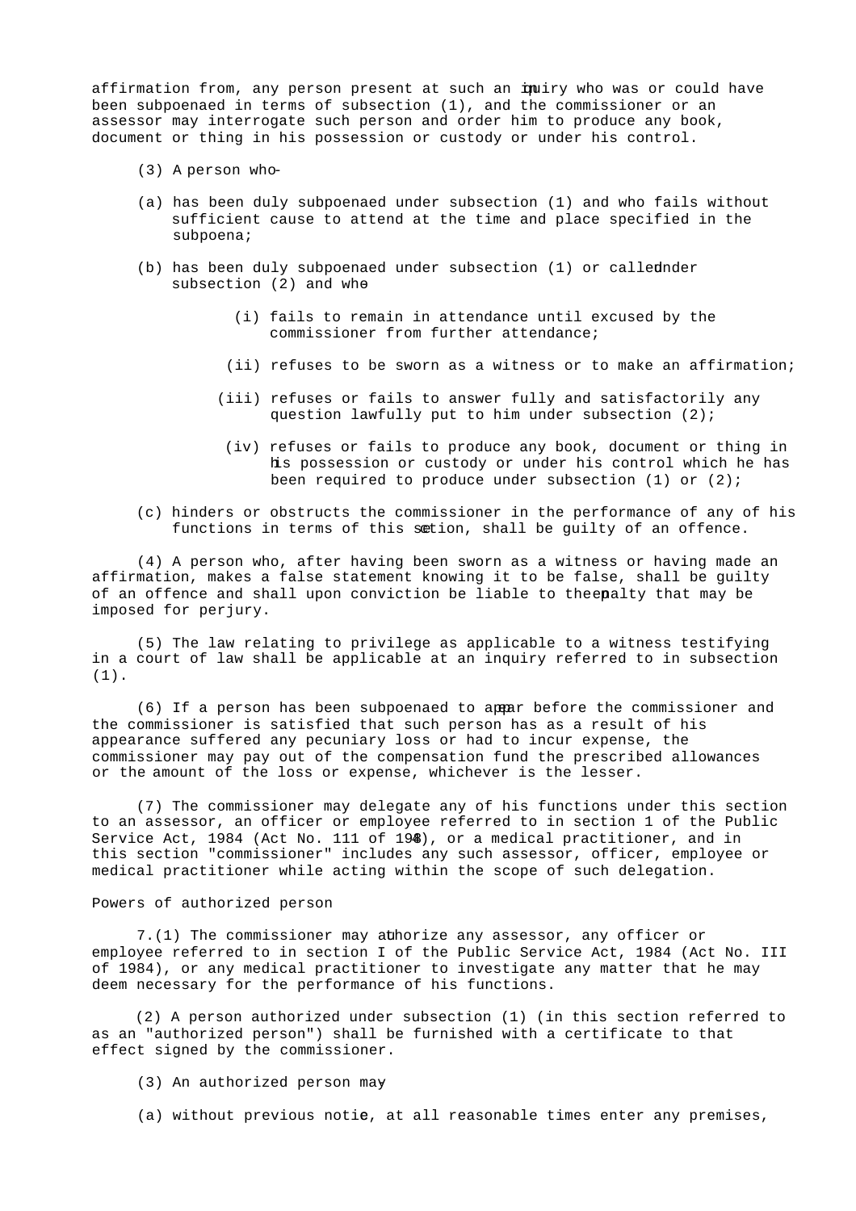affirmation from, any person present at such an inquiry who was or could have been subpoenaed in terms of subsection (1), and the commissioner or an assessor may interrogate such person and order him to produce any book, document or thing in his possession or custody or under his control.

(3) A person who-

(a) has been duly subpoenaed under subsection (1) and who fails without sufficient cause to attend at the time and place specified in the subpoena;

(b) has been duly subpoenaed under subsection (1) or called under subsection (2) and who-

(i) fails to remain in attendance until excused by the commissioner from further attendance;

(ii) refuses to be sworn as a witness or to make an affirmation;

(iii) refuses or fails to answer fully and satisfactorily any question lawfully put to him under subsection (2);

(iv) refuses or fails to produce any book, document or thing in his possession or custody or under his control which he has been required to produce under subsection (1) or (2);

(c) hinders or obstructs the commissioner in the performance of any of his functions in terms of this section, shall be guilty of an offence.

(4) A person who, after having been sworn as a witness or having made an affirmation, makes a false statement knowing it to be false, shall be guilty of an offence and shall upon conviction be liable to the penalty that may be imposed for perjury.

(5) The law relating to privilege as applicable to a witness testifying in a court of law shall be applicable at an inquiry referred to in subsection (1).

(6) If a person has been subpoenaed to appear before the commissioner and the commissioner is satisfied that such person has as a result of his appearance suffered any pecuniary loss or had to incur expense, the commissioner may pay out of the compensation fund the prescribed allowances or the amount of the loss or expense, whichever is the lesser.

(7) The commissioner may delegate any of his functions under this section to an assessor, an officer or employee referred to in section 1 of the Public Service Act, 1984 (Act No. 111 of 1984), or a medical practitioner, and in this section "commissioner" includes any such assessor, officer, employee or medical practitioner while acting within the scope of such delegation.

Powers of authorized person

7.(1) The commissioner may authorize any assessor, any officer or employee referred to in section I of the Public Service Act, 1984 (Act No. III of 1984), or any medical practitioner to investigate any matter that he may deem necessary for the performance of his functions.

(2) A person authorized under subsection (1) (in this section referred to as an "authorized person") shall be furnished with a certificate to that effect signed by the commissioner.

(3) An authorized person may-

(a) without previous notice, at all reasonable times enter any premises,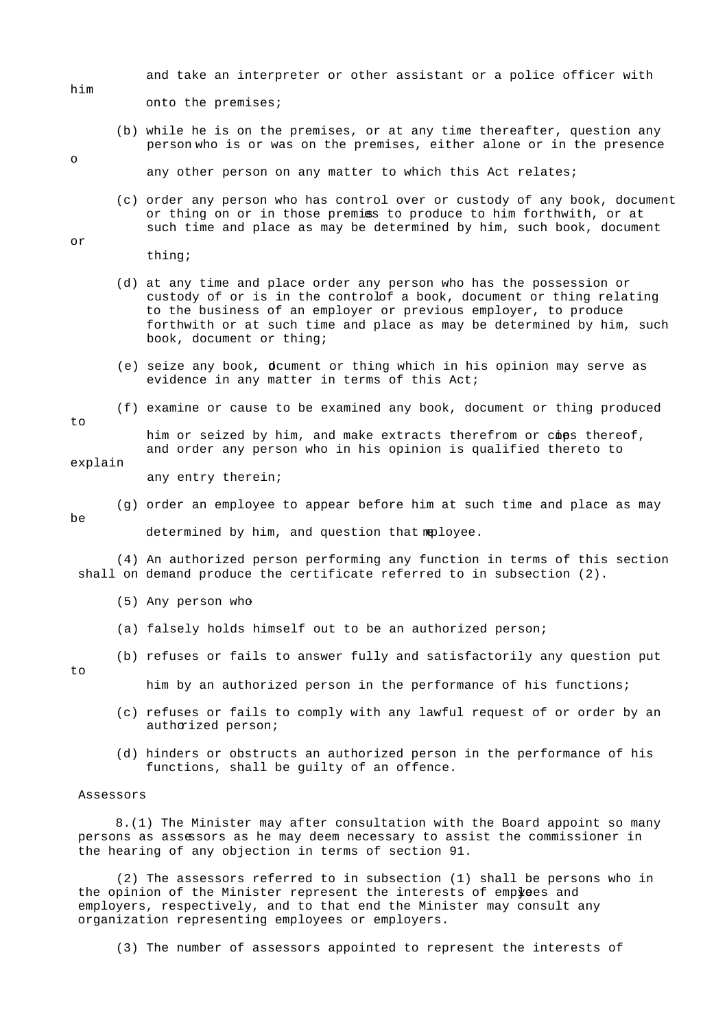and take an interpreter or other assistant or a police officer with him onto the premises;

(b) while he is on the premises, or at any time thereafter, question any person who is or was on the premises, either alone or in the presence of any other person on any matter to which this Act relates;

(c) order any person who has control over or custody of any book, document or thing on or in those premises to produce to him forthwith, or at such time and place as may be determined by him, such book, document or thing;

(d) at any time and place order any person who has the possession or custody of or is in the control of a book, document or thing relating to the business of an employer or previous employer, to produce forthwith or at such time and place as may be determined by him, such book, document or thing;

(e) seize any book, document or thing which in his opinion may serve as evidence in any matter in terms of this Act;

(f) examine or cause to be examined any book, document or thing produced to him or seized by him, and make extracts therefrom or copies thereof, and order any person who in his opinion is qualified thereto to explain any entry therein;

(g) order an employee to appear before him at such time and place as may be determined by him, and question that employee.

(4) An authorized person performing any function in terms of this section shall on demand produce the certificate referred to in subsection (2).

(5) Any person who-

(a) falsely holds himself out to be an authorized person;

(b) refuses or fails to answer fully and satisfactorily any question put to him by an authorized person in the performance of his functions;

(c) refuses or fails to comply with any lawful request of or order by an authorized person;

(d) hinders or obstructs an authorized person in the performance of his functions, shall be guilty of an offence.

Assessors

8.(1) The Minister may after consultation with the Board appoint so many persons as assessors as he may deem necessary to assist the commissioner in the hearing of any objection in terms of section 91.

(2) The assessors referred to in subsection (1) shall be persons who in the opinion of the Minister represent the interests of employees and employers, respectively, and to that end the Minister may consult any organization representing employees or employers.

(3) The number of assessors appointed to represent the interests of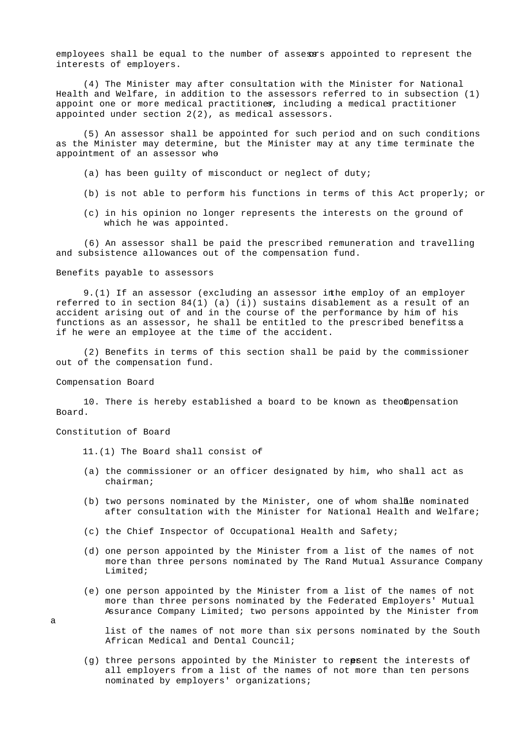employees shall be equal to the number of assessors appointed to represent the interests of employers.

(4) The Minister may after consultation with the Minister for National Health and Welfare, in addition to the assessors referred to in subsection (1) appoint one or more medical practitioners, including a medical practitioner appointed under section 2(2), as medical assessors.

(5) An assessor shall be appointed for such period and on such conditions as the Minister may determine, but the Minister may at any time terminate the appointment of an assessor who-

(a) has been guilty of misconduct or neglect of duty;

(b) is not able to perform his functions in terms of this Act properly; or

(c) in his opinion no longer represents the interests on the ground of which he was appointed.

(6) An assessor shall be paid the prescribed remuneration and travelling and subsistence allowances out of the compensation fund.

Benefits payable to assessors

9.(1) If an assessor (excluding an assessor in the employ of an employer referred to in section 84(1) (a) (i)) sustains disablement as a result of an accident arising out of and in the course of the performance by him of his functions as an assessor, he shall be entitled to the prescribed benefits as if he were an employee at the time of the accident.

(2) Benefits in terms of this section shall be paid by the commissioner out of the compensation fund.

Compensation Board

10. There is hereby established a board to be known as the Compensation Board.

Constitution of Board

11.(1) The Board shall consist of-

(a) the commissioner or an officer designated by him, who shall act as chairman;

(b) two persons nominated by the Minister, one of whom shall be nominated after consultation with the Minister for National Health and Welfare;

(c) the Chief Inspector of Occupational Health and Safety;

(d) one person appointed by the Minister from a list of the names of not more than three persons nominated by The Rand Mutual Assurance Company Limited;

(e) one person appointed by the Minister from a list of the names of not more than three persons nominated by the Federated Employers' Mutual Assurance Company Limited; two persons appointed by the Minister from a list of the names of not more than six persons nominated by the South African Medical and Dental Council;

(g) three persons appointed by the Minister to represent the interests of all employers from a list of the names of not more than ten persons nominated by employers' organizations;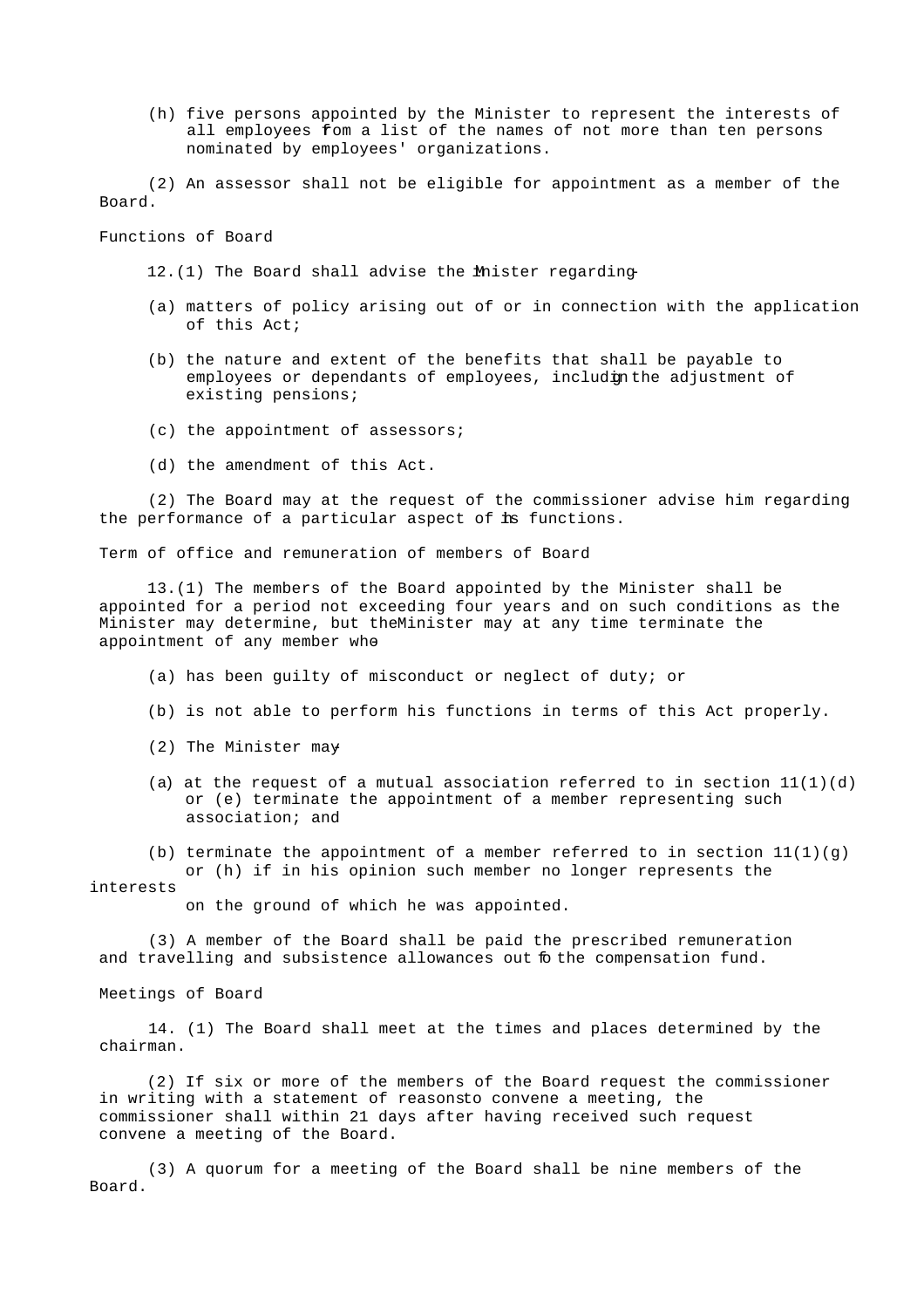(h) five persons appointed by the Minister to represent the interests of all employees from a list of the names of not more than ten persons nominated by employees' organizations.

(2) An assessor shall not be eligible for appointment as a member of the Board.

Functions of Board

12.(1) The Board shall advise the Minister regarding-

(a) matters of policy arising out of or in connection with the application of this Act;

(b) the nature and extent of the benefits that shall be payable to employees or dependants of employees, including the adjustment of existing pensions;

(c) the appointment of assessors;

(d) the amendment of this Act.

(2) The Board may at the request of the commissioner advise him regarding the performance of a particular aspect of his functions.

Term of office and remuneration of members of Board

13.(1) The members of the Board appointed by the Minister shall be appointed for a period not exceeding four years and on such conditions as the Minister may determine, but the Minister may at any time terminate the appointment of any member who-

(a) has been guilty of misconduct or neglect of duty; or

(b) is not able to perform his functions in terms of this Act properly.

(2) The Minister may-

(a) at the request of a mutual association referred to in section 11(1)(d) or (e) terminate the appointment of a member representing such association; and

(b) terminate the appointment of a member referred to in section 11(1)(g) or (h) if in his opinion such member no longer represents the interests on the ground of which he was appointed.

(3) A member of the Board shall be paid the prescribed remuneration and travelling and subsistence allowances out of the compensation fund.

Meetings of Board

14. (1) The Board shall meet at the times and places determined by the chairman.

(2) If six or more of the members of the Board request the commissioner in writing with a statement of reasons to convene a meeting, the commissioner shall within 21 days after having received such request convene a meeting of the Board.

(3) A quorum for a meeting of the Board shall be nine members of the Board.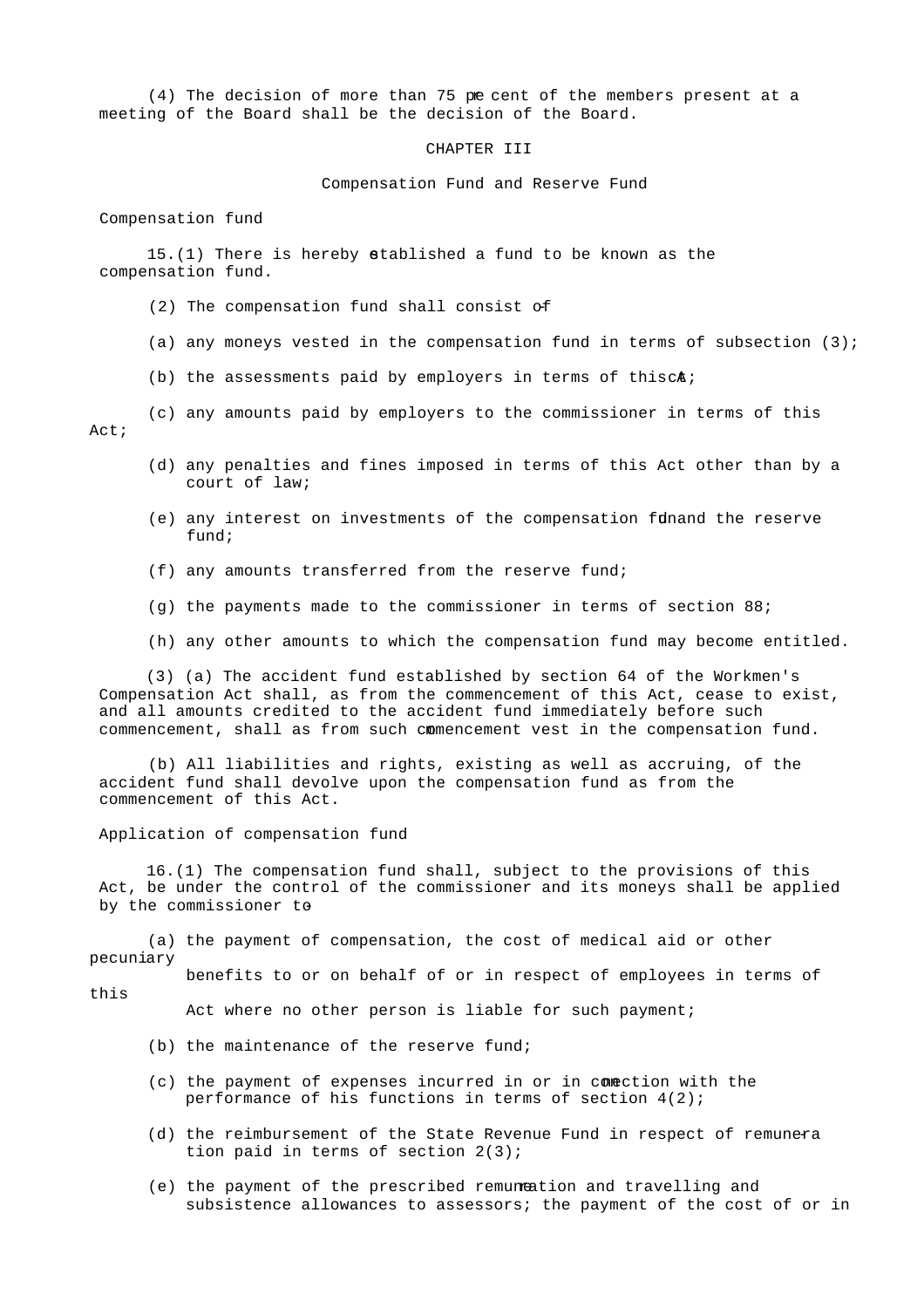(4) The decision of more than 75 per cent of the members present at a meeting of the Board shall be the decision of the Board.

## CHAPTER III

## Compensation Fund and Reserve Fund

### Compensation fund

15.(1) There is hereby established a fund to be known as the compensation fund.

(2) The compensation fund shall consist of-

(a) any moneys vested in the compensation fund in terms of subsection (3);

(b) the assessments paid by employers in terms of this Act;

(c) any amounts paid by employers to the commissioner in terms of this Act;

(d) any penalties and fines imposed in terms of this Act other than by a court of law;

(e) any interest on investments of the compensation fund and the reserve fund;

(f) any amounts transferred from the reserve fund;

(g) the payments made to the commissioner in terms of section 88;

(h) any other amounts to which the compensation fund may become entitled.

(3) (a) The accident fund established by section 64 of the Workmen's Compensation Act shall, as from the commencement of this Act, cease to exist, and all amounts credited to the accident fund immediately before such commencement, shall as from such commencement vest in the compensation fund.

(b) All liabilities and rights, existing as well as accruing, of the accident fund shall devolve upon the compensation fund as from the commencement of this Act.

### Application of compensation fund

16.(1) The compensation fund shall, subject to the provisions of this Act, be under the control of the commissioner and its moneys shall be applied by the commissioner to-

(a) the payment of compensation, the cost of medical aid or other pecuniary benefits to or on behalf of or in respect of employees in terms of this Act where no other person is liable for such payment;

(b) the maintenance of the reserve fund;

(c) the payment of expenses incurred in or in connection with the performance of his functions in terms of section 4(2);

(d) the reimbursement of the State Revenue Fund in respect of remuneration paid in terms of section 2(3);

(e) the payment of the prescribed remuneration and travelling and subsistence allowances to assessors; the payment of the cost of or in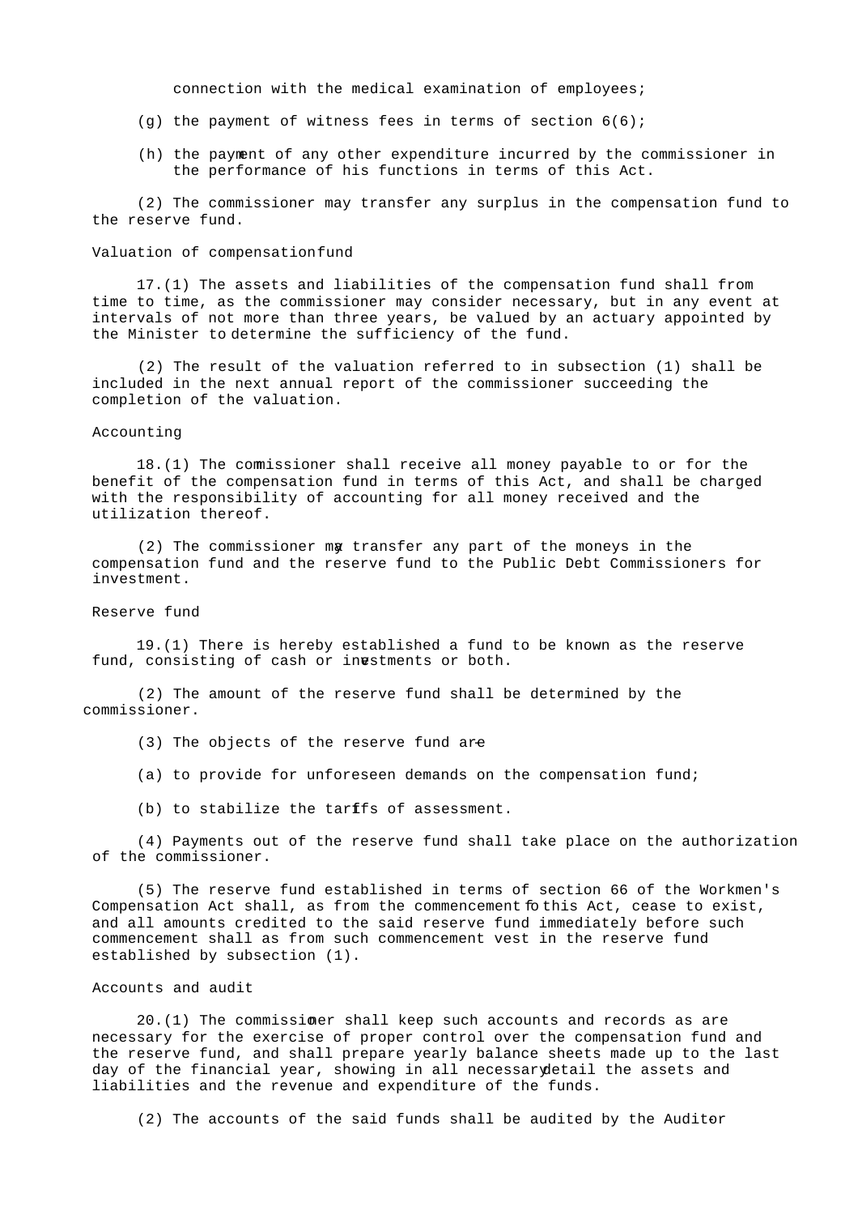connection with the medical examination of employees;

(g) the payment of witness fees in terms of section 6(6);

(h) the payment of any other expenditure incurred by the commissioner in the performance of his functions in terms of this Act.

(2) The commissioner may transfer any surplus in the compensation fund to the reserve fund.

Valuation of compensation fund

17.(1) The assets and liabilities of the compensation fund shall from time to time, as the commissioner may consider necessary, but in any event at intervals of not more than three years, be valued by an actuary appointed by the Minister to determine the sufficiency of the fund.

(2) The result of the valuation referred to in subsection (1) shall be included in the next annual report of the commissioner succeeding the completion of the valuation.

Accounting

18.(1) The commissioner shall receive all money payable to or for the benefit of the compensation fund in terms of this Act, and shall be charged with the responsibility of accounting for all money received and the utilization thereof.

(2) The commissioner may transfer any part of the moneys in the compensation fund and the reserve fund to the Public Debt Commissioners for investment.

Reserve fund

19.(1) There is hereby established a fund to be known as the reserve fund, consisting of cash or investments or both.

(2) The amount of the reserve fund shall be determined by the commissioner.

(3) The objects of the reserve fund are-

(a) to provide for unforeseen demands on the compensation fund;

(b) to stabilize the tariffs of assessment.

(4) Payments out of the reserve fund shall take place on the authorization of the commissioner.

(5) The reserve fund established in terms of section 66 of the Workmen's Compensation Act shall, as from the commencement of this Act, cease to exist, and all amounts credited to the said reserve fund immediately before such commencement shall as from such commencement vest in the reserve fund established by subsection (1).

Accounts and audit

20.(1) The commissioner shall keep such accounts and records as are necessary for the exercise of proper control over the compensation fund and the reserve fund, and shall prepare yearly balance sheets made up to the last day of the financial year, showing in all necessary detail the assets and liabilities and the revenue and expenditure of the funds.

(2) The accounts of the said funds shall be audited by the Auditor-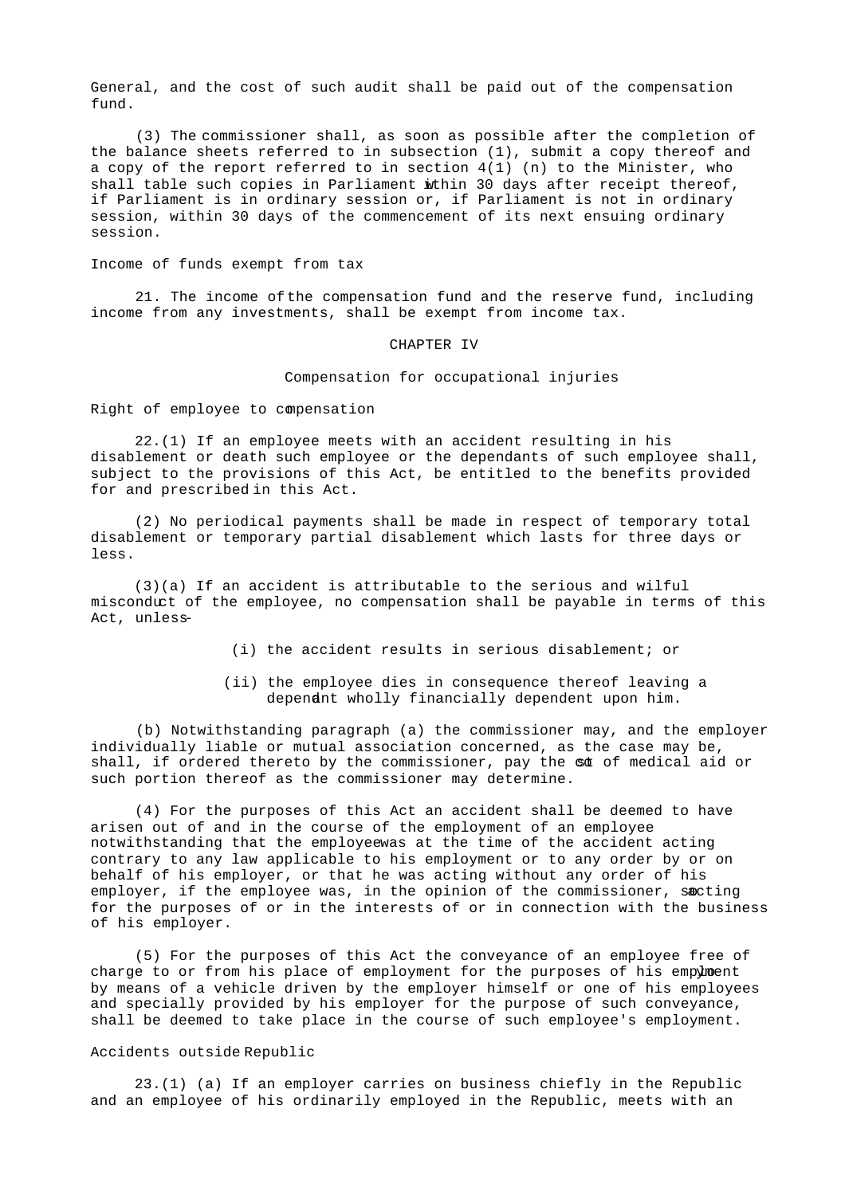General, and the cost of such audit shall be paid out of the compensation fund.

(3) The commissioner shall, as soon as possible after the completion of the balance sheets referred to in subsection (1), submit a copy thereof and a copy of the report referred to in section 4(1) (n) to the Minister, who shall table such copies in Parliament within 30 days after receipt thereof, if Parliament is in ordinary session or, if Parliament is not in ordinary session, within 30 days of the commencement of its next ensuing ordinary session.

Income of funds exempt from tax

21. The income of the compensation fund and the reserve fund, including income from any investments, shall be exempt from income tax.

## CHAPTER IV

### Compensation for occupational injuries

Right of employee to compensation

22.(1) If an employee meets with an accident resulting in his disablement or death such employee or the dependants of such employee shall, subject to the provisions of this Act, be entitled to the benefits provided for and prescribed in this Act.

(2) No periodical payments shall be made in respect of temporary total disablement or temporary partial disablement which lasts for three days or less.

(3)(a) If an accident is attributable to the serious and wilful misconduct of the employee, no compensation shall be payable in terms of this Act, unless-

(i) the accident results in serious disablement; or

(ii) the employee dies in consequence thereof leaving a dependant wholly financially dependent upon him.

(b) Notwithstanding paragraph (a) the commissioner may, and the employer individually liable or mutual association concerned, as the case may be, shall, if ordered thereto by the commissioner, pay the cost of medical aid or such portion thereof as the commissioner may determine.

(4) For the purposes of this Act an accident shall be deemed to have arisen out of and in the course of the employment of an employee notwithstanding that the employee was at the time of the accident acting contrary to any law applicable to his employment or to any order by or on behalf of his employer, or that he was acting without any order of his employer, if the employee was, in the opinion of the commissioner, so acting for the purposes of or in the interests of or in connection with the business of his employer.

(5) For the purposes of this Act the conveyance of an employee free of charge to or from his place of employment for the purposes of his employment by means of a vehicle driven by the employer himself or one of his employees and specially provided by his employer for the purpose of such conveyance, shall be deemed to take place in the course of such employee's employment.

Accidents outside Republic

23.(1) (a) If an employer carries on business chiefly in the Republic and an employee of his ordinarily employed in the Republic, meets with an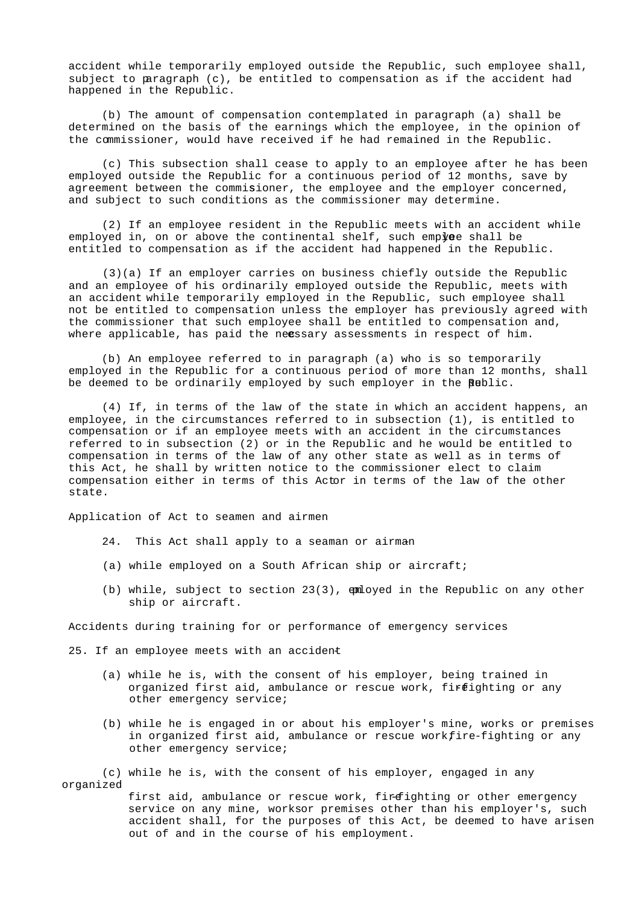accident while temporarily employed outside the Republic, such employee shall, subject to paragraph (c), be entitled to compensation as if the accident had happened in the Republic.

(b) The amount of compensation contemplated in paragraph (a) shall be determined on the basis of the earnings which the employee, in the opinion of the commissioner, would have received if he had remained in the Republic.

(c) This subsection shall cease to apply to an employee after he has been employed outside the Republic for a continuous period of 12 months, save by agreement between the commissioner, the employee and the employer concerned, and subject to such conditions as the commissioner may determine.

(2) If an employee resident in the Republic meets with an accident while employed in, on or above the continental shelf, such employee shall be entitled to compensation as if the accident had happened in the Republic.

(3)(a) If an employer carries on business chiefly outside the Republic and an employee of his ordinarily employed outside the Republic, meets with an accident while temporarily employed in the Republic, such employee shall not be entitled to compensation unless the employer has previously agreed with the commissioner that such employee shall be entitled to compensation and, where applicable, has paid the necessary assessments in respect of him.

(b) An employee referred to in paragraph (a) who is so temporarily employed in the Republic for a continuous period of more than 12 months, shall be deemed to be ordinarily employed by such employer in the Republic.

(4) If, in terms of the law of the state in which an accident happens, an employee, in the circumstances referred to in subsection (1), is entitled to compensation or if an employee meets with an accident in the circumstances referred to in subsection (2) or in the Republic and he would be entitled to compensation in terms of the law of any other state as well as in terms of this Act, he shall by written notice to the commissioner elect to claim compensation either in terms of this Act or in terms of the law of the other state.

Application of Act to seamen and airmen

24. This Act shall apply to a seaman or airman-

(a) while employed on a South African ship or aircraft;

(b) while, subject to section 23(3), employed in the Republic on any other ship or aircraft.

Accidents during training for or performance of emergency services

25. If an employee meets with an accident-

(a) while he is, with the consent of his employer, being trained in organized first aid, ambulance or rescue work, fire-fighting or any other emergency service;

(b) while he is engaged in or about his employer's mine, works or premises in organized first aid, ambulance or rescue work, fire-fighting or any other emergency service;

(c) while he is, with the consent of his employer, engaged in any organized first aid, ambulance or rescue work, fire-fighting or other emergency service on any mine, works or premises other than his employer's, such accident shall, for the purposes of this Act, be deemed to have arisen out of and in the course of his employment.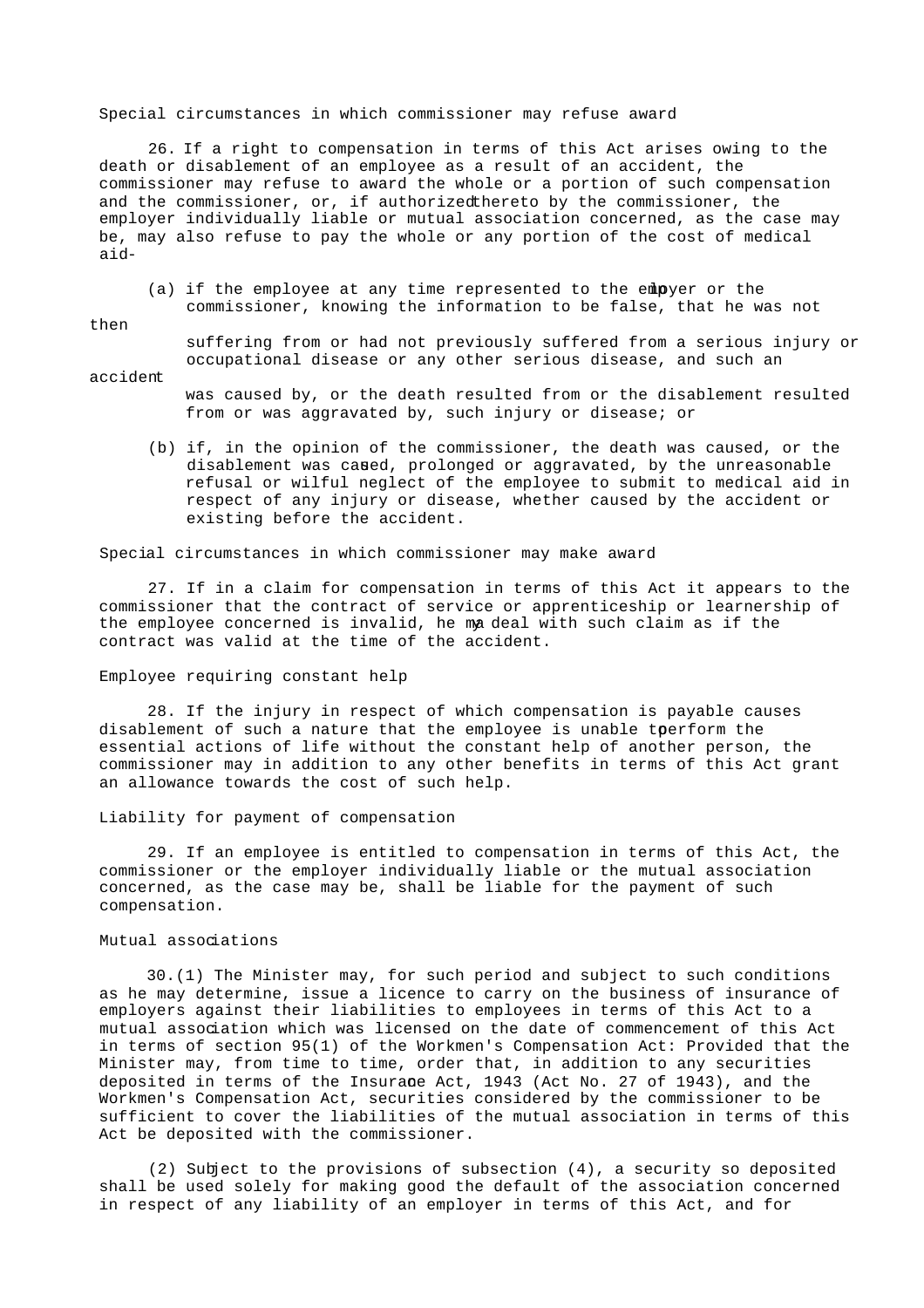### Special circumstances in which commissioner may refuse award

26. If a right to compensation in terms of this Act arises owing to the death or disablement of an employee as a result of an accident, the commissioner may refuse to award the whole or a portion of such compensation and the commissioner, or, if authorized thereto by the commissioner, the employer individually liable or mutual association concerned, as the case may be, may also refuse to pay the whole or any portion of the cost of medical aid-

(a) if the employee at any time represented to the employer or the commissioner, knowing the information to be false, that he was not then suffering from or had not previously suffered from a serious injury or occupational disease or any other serious disease, and such an accident was caused by, or the death resulted from or the disablement resulted from or was aggravated by, such injury or disease; or

(b) if, in the opinion of the commissioner, the death was caused, or the disablement was caused, prolonged or aggravated, by the unreasonable refusal or wilful neglect of the employee to submit to medical aid in respect of any injury or disease, whether caused by the accident or existing before the accident.

### Special circumstances in which commissioner may make award

27. If in a claim for compensation in terms of this Act it appears to the commissioner that the contract of service or apprenticeship or learnership of the employee concerned is invalid, he may deal with such claim as if the contract was valid at the time of the accident.

### Employee requiring constant help

28. If the injury in respect of which compensation is payable causes disablement of such a nature that the employee is unable to perform the essential actions of life without the constant help of another person, the commissioner may in addition to any other benefits in terms of this Act grant an allowance towards the cost of such help.

### Liability for payment of compensation

29. If an employee is entitled to compensation in terms of this Act, the commissioner or the employer individually liable or the mutual association concerned, as the case may be, shall be liable for the payment of such compensation.

### Mutual associations

30.(1) The Minister may, for such period and subject to such conditions as he may determine, issue a licence to carry on the business of insurance of employers against their liabilities to employees in terms of this Act to a mutual association which was licensed on the date of commencement of this Act in terms of section 95(1) of the Workmen's Compensation Act: Provided that the Minister may, from time to time, order that, in addition to any securities deposited in terms of the Insurance Act, 1943 (Act No. 27 of 1943), and the Workmen's Compensation Act, securities considered by the commissioner to be sufficient to cover the liabilities of the mutual association in terms of this Act be deposited with the commissioner.

(2) Subject to the provisions of subsection (4), a security so deposited shall be used solely for making good the default of the association concerned in respect of any liability of an employer in terms of this Act, and for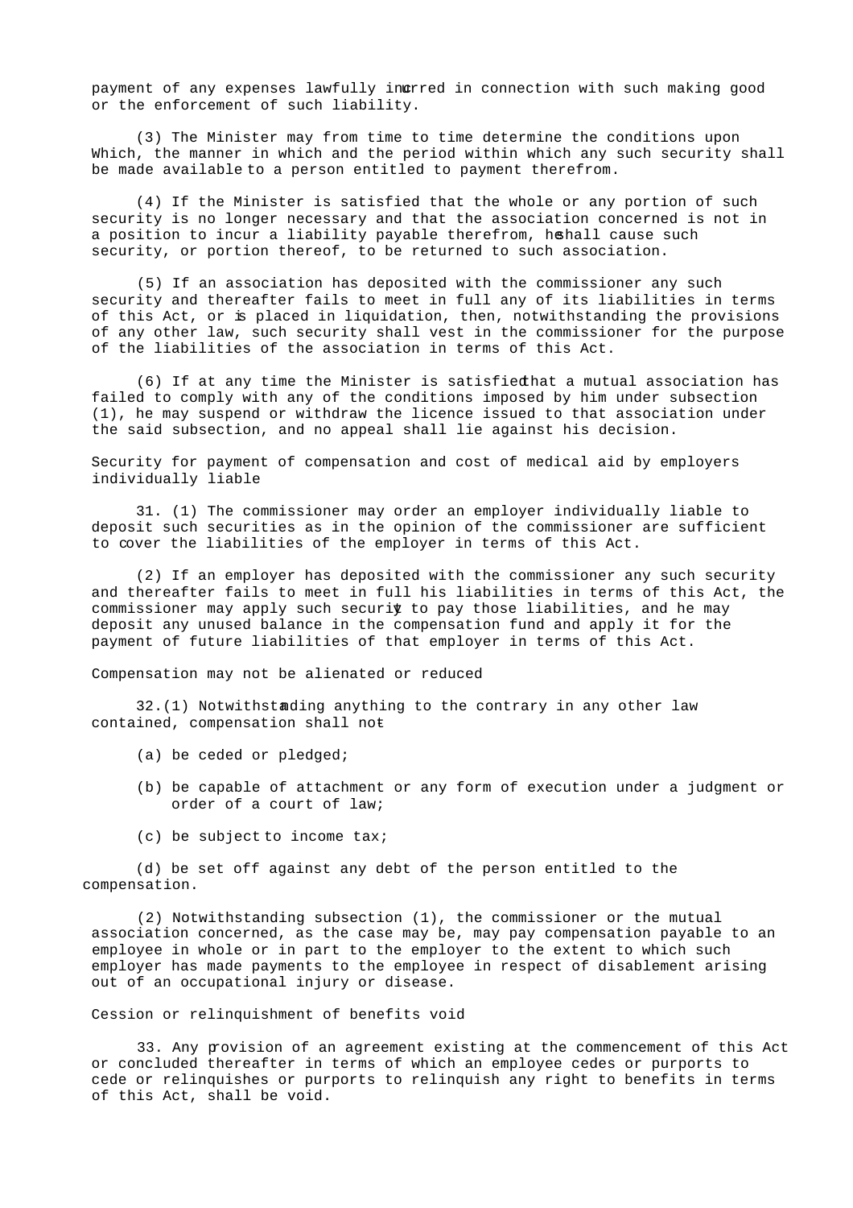payment of any expenses lawfully incurred in connection with such making good or the enforcement of such liability.

(3) The Minister may from time to time determine the conditions upon Which, the manner in which and the period within which any such security shall be made available to a person entitled to payment therefrom.

(4) If the Minister is satisfied that the whole or any portion of such security is no longer necessary and that the association concerned is not in a position to incur a liability payable therefrom, he shall cause such security, or portion thereof, to be returned to such association.

(5) If an association has deposited with the commissioner any such security and thereafter fails to meet in full any of its liabilities in terms of this Act, or is placed in liquidation, then, notwithstanding the provisions of any other law, such security shall vest in the commissioner for the purpose of the liabilities of the association in terms of this Act.

(6) If at any time the Minister is satisfied that a mutual association has failed to comply with any of the conditions imposed by him under subsection (1), he may suspend or withdraw the licence issued to that association under the said subsection, and no appeal shall lie against his decision.

### Security for payment of compensation and cost of medical aid by employers individually liable

31. (1) The commissioner may order an employer individually liable to deposit such securities as in the opinion of the commissioner are sufficient to cover the liabilities of the employer in terms of this Act.

(2) If an employer has deposited with the commissioner any such security and thereafter fails to meet in full his liabilities in terms of this Act, the commissioner may apply such security to pay those liabilities, and he may deposit any unused balance in the compensation fund and apply it for the payment of future liabilities of that employer in terms of this Act.

### Compensation may not be alienated or reduced

32.(1) Notwithstanding anything to the contrary in any other law contained, compensation shall not-

(a) be ceded or pledged;

(b) be capable of attachment or any form of execution under a judgment or order of a court of law;

(c) be subject to income tax;

(d) be set off against any debt of the person entitled to the compensation.

(2) Notwithstanding subsection (1), the commissioner or the mutual association concerned, as the case may be, may pay compensation payable to an employee in whole or in part to the employer to the extent to which such employer has made payments to the employee in respect of disablement arising out of an occupational injury or disease.

### Cession or relinquishment of benefits void

33. Any provision of an agreement existing at the commencement of this Act or concluded thereafter in terms of which an employee cedes or purports to cede or relinquishes or purports to relinquish any right to benefits in terms of this Act, shall be void.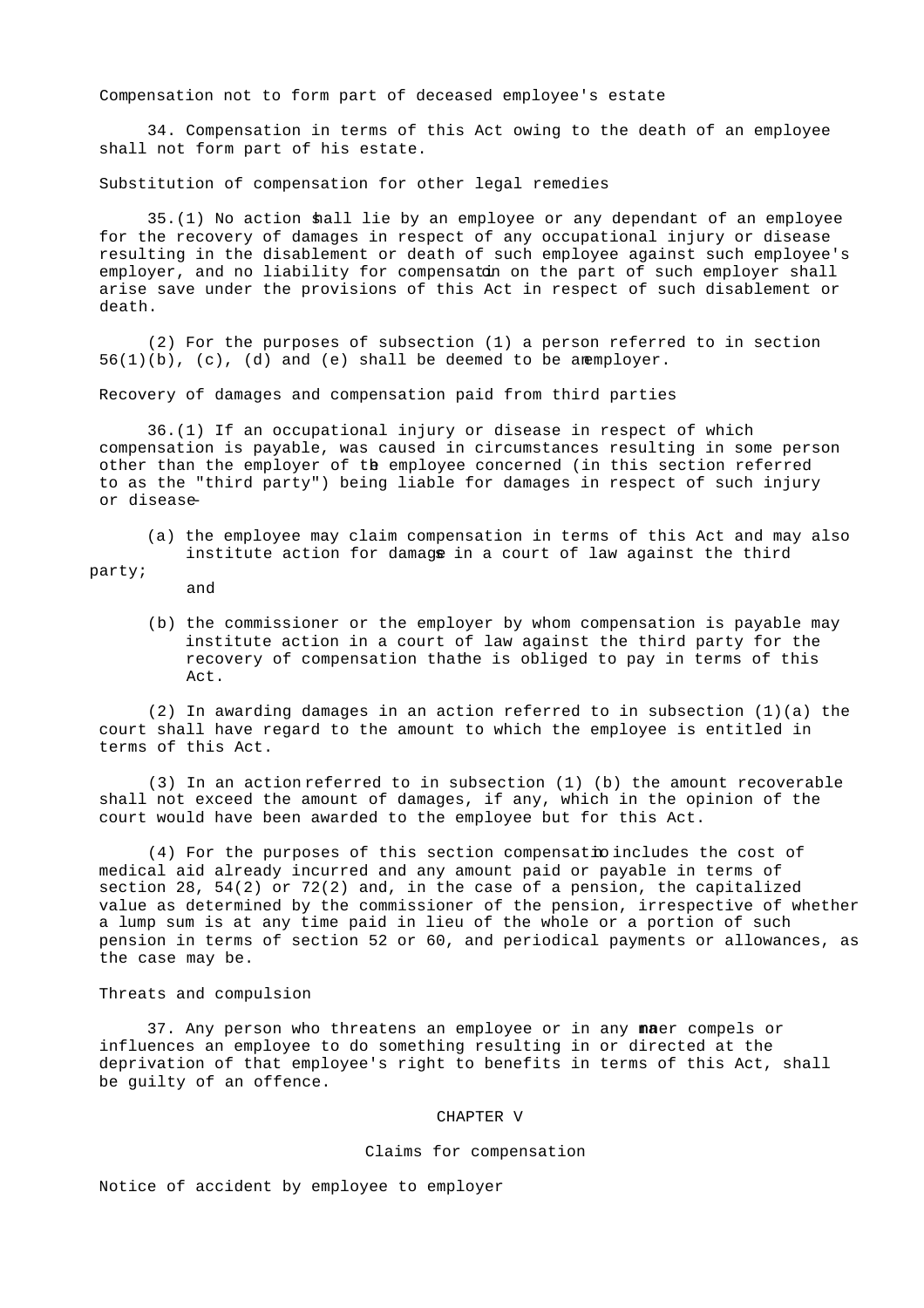### Compensation not to form part of deceased employee's estate

34. Compensation in terms of this Act owing to the death of an employee shall not form part of his estate.

### Substitution of compensation for other legal remedies

35.(1) No action shall lie by an employee or any dependant of an employee for the recovery of damages in respect of any occupational injury or disease resulting in the disablement or death of such employee against such employee's employer, and no liability for compensation on the part of such employer shall arise save under the provisions of this Act in respect of such disablement or death.

(2) For the purposes of subsection (1) a person referred to in section 56(1)(b), (c), (d) and (e) shall be deemed to be an employer.

### Recovery of damages and compensation paid from third parties

36.(1) If an occupational injury or disease in respect of which compensation is payable, was caused in circumstances resulting in some person other than the employer of the employee concerned (in this section referred to as the "third party") being liable for damages in respect of such injury or disease-

(a) the employee may claim compensation in terms of this Act and may also institute action for damages in a court of law against the third party; and

(b) the commissioner or the employer by whom compensation is payable may institute action in a court of law against the third party for the recovery of compensation that he is obliged to pay in terms of this Act.

(2) In awarding damages in an action referred to in subsection (1)(a) the court shall have regard to the amount to which the employee is entitled in terms of this Act.

(3) In an action referred to in subsection (1) (b) the amount recoverable shall not exceed the amount of damages, if any, which in the opinion of the court would have been awarded to the employee but for this Act.

(4) For the purposes of this section compensation includes the cost of medical aid already incurred and any amount paid or payable in terms of section 28, 54(2) or 72(2) and, in the case of a pension, the capitalized value as determined by the commissioner of the pension, irrespective of whether a lump sum is at any time paid in lieu of the whole or a portion of such pension in terms of section 52 or 60, and periodical payments or allowances, as the case may be.

### Threats and compulsion

37. Any person who threatens an employee or in any manner compels or influences an employee to do something resulting in or directed at the deprivation of that employee's right to benefits in terms of this Act, shall be guilty of an offence.

## CHAPTER V

## Claims for compensation

### Notice of accident by employee to employer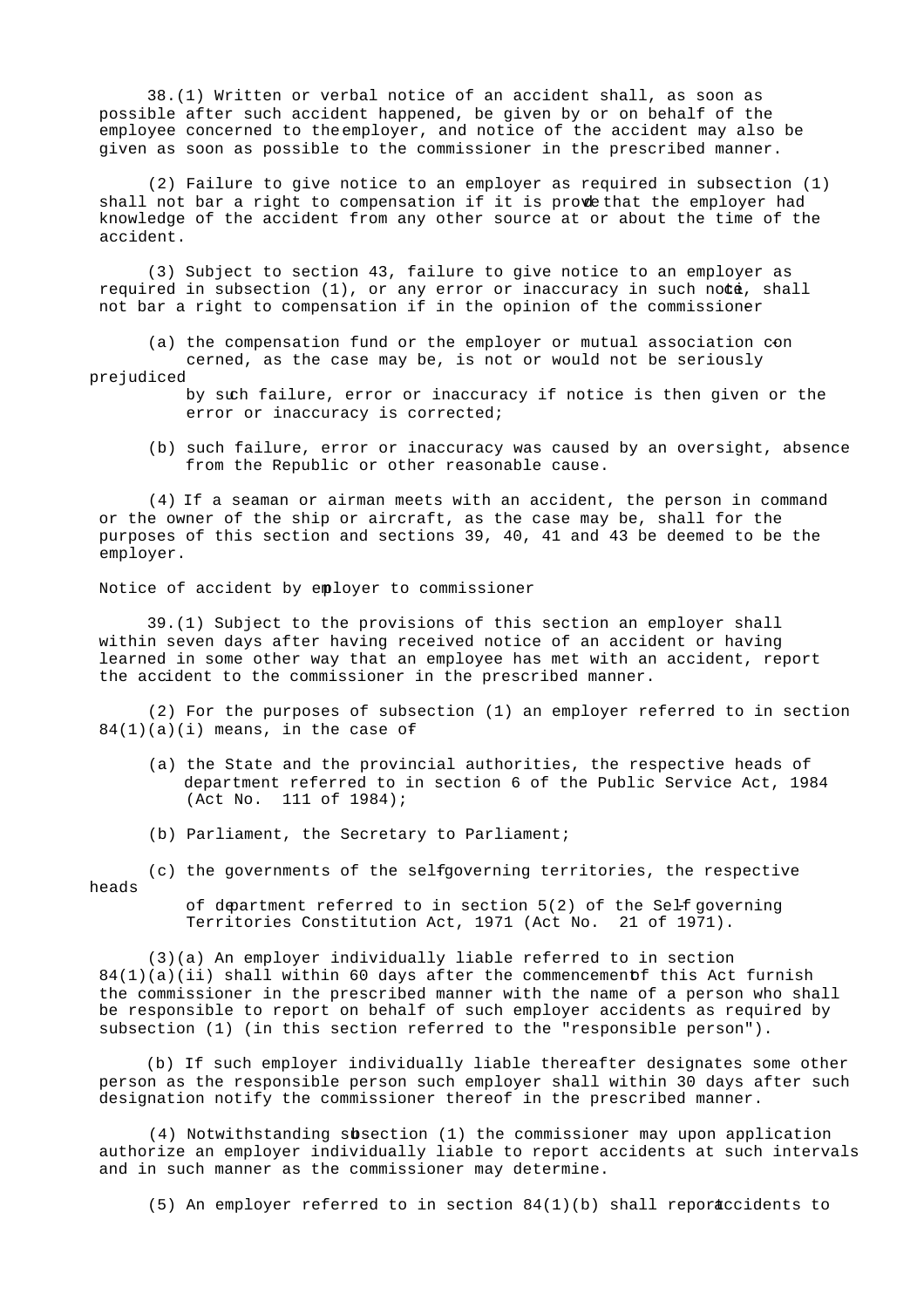38.(1) Written or verbal notice of an accident shall, as soon as possible after such accident happened, be given by or on behalf of the employee concerned to the employer, and notice of the accident may also be given as soon as possible to the commissioner in the prescribed manner.

(2) Failure to give notice to an employer as required in subsection (1) shall not bar a right to compensation if it is proved that the employer had knowledge of the accident from any other source at or about the time of the accident.

(3) Subject to section 43, failure to give notice to an employer as required in subsection (1), or any error or inaccuracy in such notice, shall not bar a right to compensation if in the opinion of the commissioner

(a) the compensation fund or the employer or mutual association concerned, as the case may be, is not or would not be seriously prejudiced by such failure, error or inaccuracy if notice is then given or the error or inaccuracy is corrected;

(b) such failure, error or inaccuracy was caused by an oversight, absence from the Republic or other reasonable cause.

(4) If a seaman or airman meets with an accident, the person in command or the owner of the ship or aircraft, as the case may be, shall for the purposes of this section and sections 39, 40, 41 and 43 be deemed to be the employer.

Notice of accident by employer to commissioner

39.(1) Subject to the provisions of this section an employer shall within seven days after having received notice of an accident or having learned in some other way that an employee has met with an accident, report the accident to the commissioner in the prescribed manner.

(2) For the purposes of subsection (1) an employer referred to in section 84(1)(a)(i) means, in the case of-

(a) the State and the provincial authorities, the respective heads of department referred to in section 6 of the Public Service Act, 1984 (Act No. 111 of 1984);

(b) Parliament, the Secretary to Parliament;

(c) the governments of the self-governing territories, the respective heads of department referred to in section 5(2) of the Self-governing Territories Constitution Act, 1971 (Act No. 21 of 1971).

(3)(a) An employer individually liable referred to in section 84(1)(a)(ii) shall within 60 days after the commencement of this Act furnish the commissioner in the prescribed manner with the name of a person who shall be responsible to report on behalf of such employer accidents as required by subsection (1) (in this section referred to the "responsible person").

(b) If such employer individually liable thereafter designates some other person as the responsible person such employer shall within 30 days after such designation notify the commissioner thereof in the prescribed manner.

(4) Notwithstanding subsection (1) the commissioner may upon application authorize an employer individually liable to report accidents at such intervals and in such manner as the commissioner may determine.

(5) An employer referred to in section 84(1)(b) shall report accidents to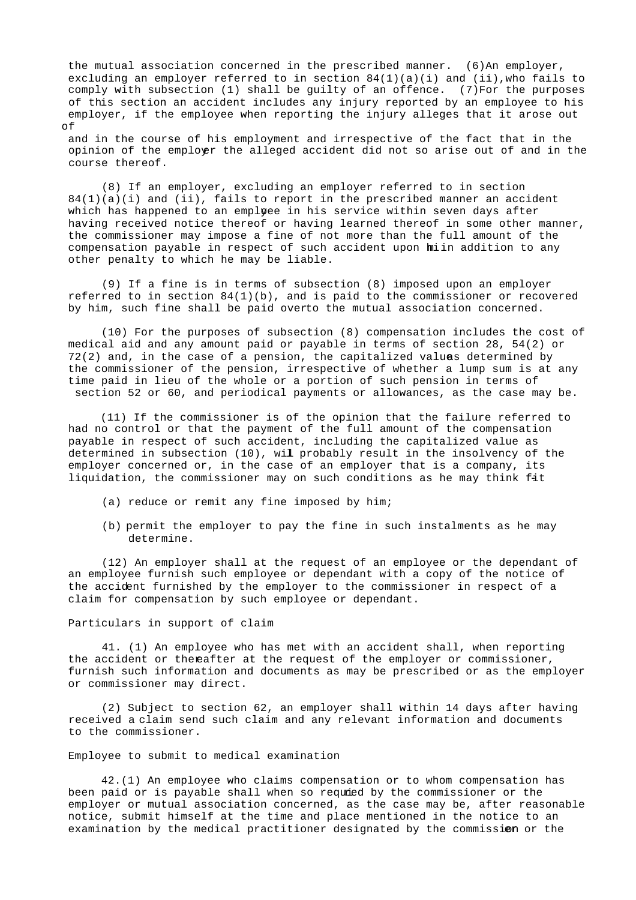the mutual association concerned in the prescribed manner. (6) An employer, excluding an employer referred to in section 84(1)(a)(i) and (ii), who fails to comply with subsection (1) shall be guilty of an offence. (7) For the purposes of this section an accident includes any injury reported by an employee to his employer, if the employee when reporting the injury alleges that it arose out of and in the course of his employment and irrespective of the fact that in the opinion of the employer the alleged accident did not so arise out of and in the course thereof.

(8) If an employer, excluding an employer referred to in section 84(1)(a)(i) and (ii), fails to report in the prescribed manner an accident which has happened to an employee in his service within seven days after having received notice thereof or having learned thereof in some other manner, the commissioner may impose a fine of not more than the full amount of the compensation payable in respect of such accident upon him in addition to any other penalty to which he may be liable.

(9) If a fine is in terms of subsection (8) imposed upon an employer referred to in section 84(1)(b), and is paid to the commissioner or recovered by him, such fine shall be paid over to the mutual association concerned.

(10) For the purposes of subsection (8) compensation includes the cost of medical aid and any amount paid or payable in terms of section 28, 54(2) or 72(2) and, in the case of a pension, the capitalized value as determined by the commissioner of the pension, irrespective of whether a lump sum is at any time paid in lieu of the whole or a portion of such pension in terms of section 52 or 60, and periodical payments or allowances, as the case may be.

(11) If the commissioner is of the opinion that the failure referred to had no control or that the payment of the full amount of the compensation payable in respect of such accident, including the capitalized value as determined in subsection (10), will probably result in the insolvency of the employer concerned or, in the case of an employer that is a company, its liquidation, the commissioner may on such conditions as he may think fit-

(a) reduce or remit any fine imposed by him;

(b) permit the employer to pay the fine in such instalments as he may determine.

(12) An employer shall at the request of an employee or the dependant of an employee furnish such employee or dependant with a copy of the notice of the accident furnished by the employer to the commissioner in respect of a claim for compensation by such employee or dependant.

Particulars in support of claim

41. (1) An employee who has met with an accident shall, when reporting the accident or thereafter at the request of the employer or commissioner, furnish such information and documents as may be prescribed or as the employer or commissioner may direct.

(2) Subject to section 62, an employer shall within 14 days after having received a claim send such claim and any relevant information and documents to the commissioner.

Employee to submit to medical examination

42. (1) An employee who claims compensation or to whom compensation has been paid or is payable shall when so required by the commissioner or the employer or mutual association concerned, as the case may be, after reasonable notice, submit himself at the time and place mentioned in the notice to an examination by the medical practitioner designated by the commissioner or the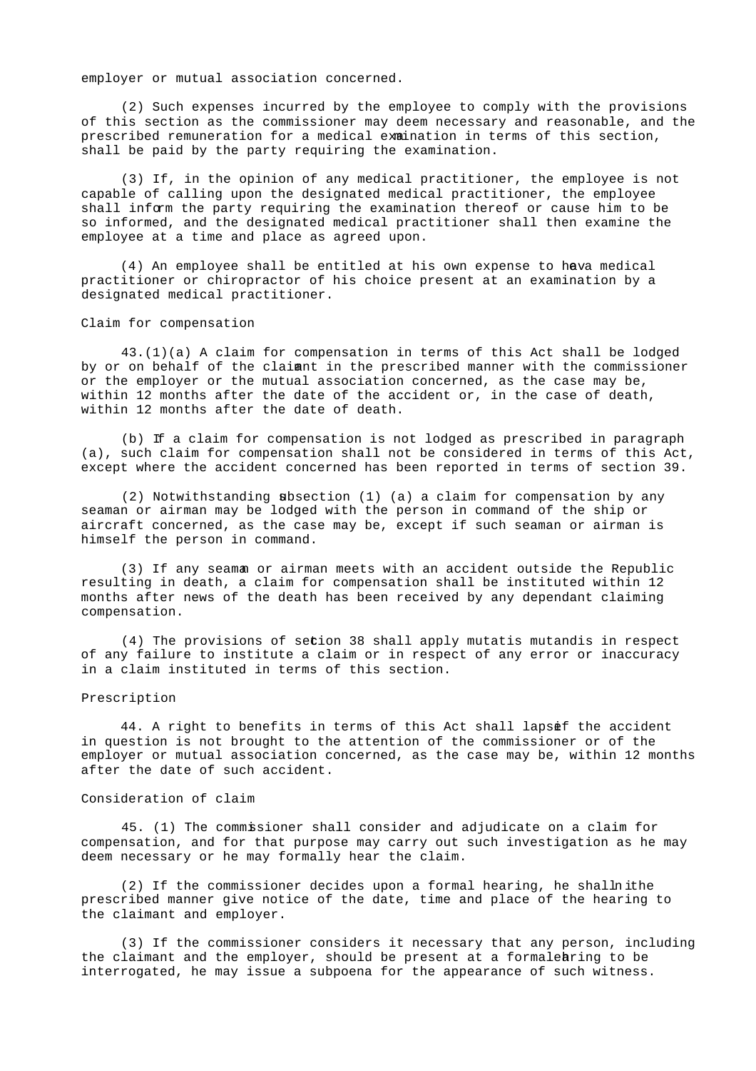employer or mutual association concerned.

(2) Such expenses incurred by the employee to comply with the provisions of this section as the commissioner may deem necessary and reasonable, and the prescribed remuneration for a medical examination in terms of this section, shall be paid by the party requiring the examination.

(3) If, in the opinion of any medical practitioner, the employee is not capable of calling upon the designated medical practitioner, the employee shall inform the party requiring the examination thereof or cause him to be so informed, and the designated medical practitioner shall then examine the employee at a time and place as agreed upon.

(4) An employee shall be entitled at his own expense to have a medical practitioner or chiropractor of his choice present at an examination by a designated medical practitioner.

Claim for compensation

43.(1)(a) A claim for compensation in terms of this Act shall be lodged by or on behalf of the claimant in the prescribed manner with the commissioner or the employer or the mutual association concerned, as the case may be, within 12 months after the date of the accident or, in the case of death, within 12 months after the date of death.

(b) If a claim for compensation is not lodged as prescribed in paragraph (a), such claim for compensation shall not be considered in terms of this Act, except where the accident concerned has been reported in terms of section 39.

(2) Notwithstanding subsection (1) (a) a claim for compensation by any seaman or airman may be lodged with the person in command of the ship or aircraft concerned, as the case may be, except if such seaman or airman is himself the person in command.

(3) If any seaman or airman meets with an accident outside the Republic resulting in death, a claim for compensation shall be instituted within 12 months after news of the death has been received by any dependant claiming compensation.

(4) The provisions of section 38 shall apply mutatis mutandis in respect of any failure to institute a claim or in respect of any error or inaccuracy in a claim instituted in terms of this section.

Prescription

44. A right to benefits in terms of this Act shall lapse if the accident in question is not brought to the attention of the commissioner or of the employer or mutual association concerned, as the case may be, within 12 months after the date of such accident.

Consideration of claim

45. (1) The commissioner shall consider and adjudicate on a claim for compensation, and for that purpose may carry out such investigation as he may deem necessary or he may formally hear the claim.

(2) If the commissioner decides upon a formal hearing, he shall in the prescribed manner give notice of the date, time and place of the hearing to the claimant and employer.

(3) If the commissioner considers it necessary that any person, including the claimant and the employer, should be present at a formal hearing to be interrogated, he may issue a subpoena for the appearance of such witness.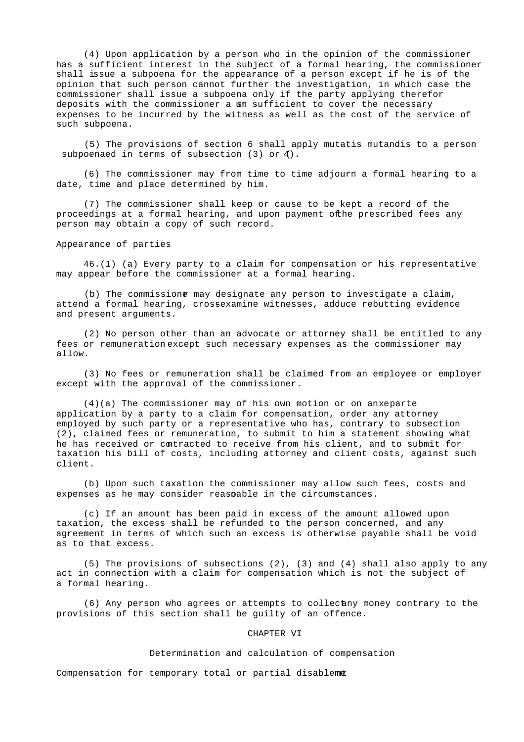(4) Upon application by a person who in the opinion of the commissioner has a sufficient interest in the subject of a formal hearing, the commissioner shall issue a subpoena for the appearance of a person except if he is of the opinion that such person cannot further the investigation, in which case the commissioner shall issue a subpoena only if the party applying therefor deposits with the commissioner a sum sufficient to cover the necessary expenses to be incurred by the witness as well as the cost of the service of such subpoena.

(5) The provisions of section 6 shall apply mutatis mutandis to a person subpoenaed in terms of subsection (3) or (4).

(6) The commissioner may from time to time adjourn a formal hearing to a date, time and place determined by him.

(7) The commissioner shall keep or cause to be kept a record of the proceedings at a formal hearing, and upon payment of the prescribed fees any person may obtain a copy of such record.

### Appearance of parties

46.(1) (a) Every party to a claim for compensation or his representative may appear before the commissioner at a formal hearing.

(b) The commissioner may designate any person to investigate a claim, attend a formal hearing, crossexamine witnesses, adduce rebutting evidence and present arguments.

(2) No person other than an advocate or attorney shall be entitled to any fees or remuneration except such necessary expenses as the commissioner may allow.

(3) No fees or remuneration shall be claimed from an employee or employer except with the approval of the commissioner.

(4)(a) The commissioner may of his own motion or on an exparte application by a party to a claim for compensation, order any attorney employed by such party or a representative who has, contrary to subsection (2), claimed fees or remuneration, to submit to him a statement showing what he has received or contracted to receive from his client, and to submit for taxation his bill of costs, including attorney and client costs, against such client.

(b) Upon such taxation the commissioner may allow such fees, costs and expenses as he may consider reasonable in the circumstances.

(c) If an amount has been paid in excess of the amount allowed upon taxation, the excess shall be refunded to the person concerned, and any agreement in terms of which such an excess is otherwise payable shall be void as to that excess.

(5) The provisions of subsections (2), (3) and (4) shall also apply to any act in connection with a claim for compensation which is not the subject of a formal hearing.

(6) Any person who agrees or attempts to collect any money contrary to the provisions of this section shall be guilty of an offence.

## CHAPTER VI

## Determination and calculation of compensation

### Compensation for temporary total or partial disablement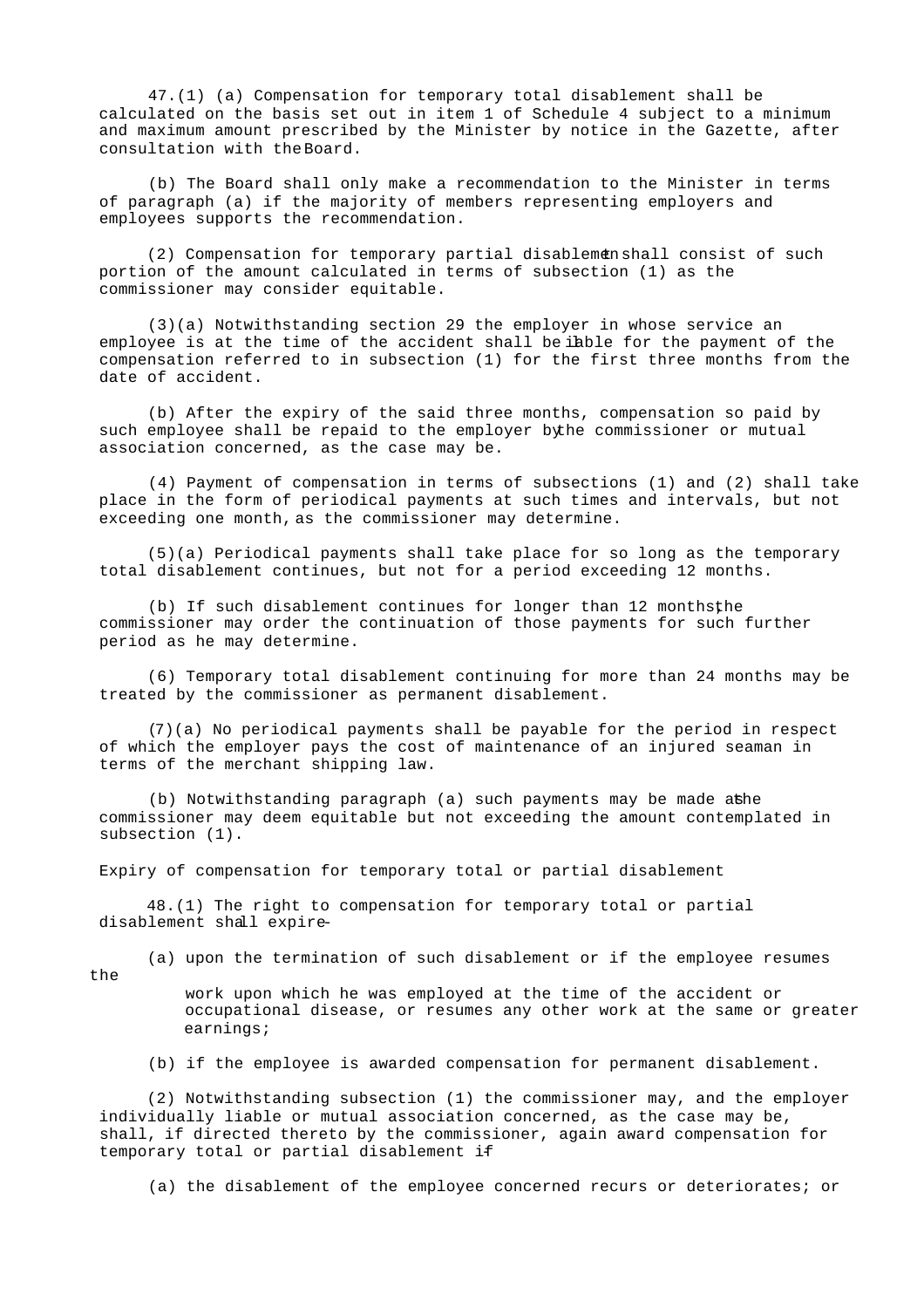47.(1) (a) Compensation for temporary total disablement shall be calculated on the basis set out in item 1 of Schedule 4 subject to a minimum and maximum amount prescribed by the Minister by notice in the Gazette, after consultation with the Board.

(b) The Board shall only make a recommendation to the Minister in terms of paragraph (a) if the majority of members representing employers and employees supports the recommendation.

(2) Compensation for temporary partial disablement shall consist of such portion of the amount calculated in terms of subsection (1) as the commissioner may consider equitable.

(3)(a) Notwithstanding section 29 the employer in whose service an employee is at the time of the accident shall be liable for the payment of the compensation referred to in subsection (1) for the first three months from the date of accident.

(b) After the expiry of the said three months, compensation so paid by such employee shall be repaid to the employer by the commissioner or mutual association concerned, as the case may be.

(4) Payment of compensation in terms of subsections (1) and (2) shall take place in the form of periodical payments at such times and intervals, but not exceeding one month, as the commissioner may determine.

(5)(a) Periodical payments shall take place for so long as the temporary total disablement continues, but not for a period exceeding 12 months.

(b) If such disablement continues for longer than 12 months, the commissioner may order the continuation of those payments for such further period as he may determine.

(6) Temporary total disablement continuing for more than 24 months may be treated by the commissioner as permanent disablement.

(7)(a) No periodical payments shall be payable for the period in respect of which the employer pays the cost of maintenance of an injured seaman in terms of the merchant shipping law.

(b) Notwithstanding paragraph (a) such payments may be made as the commissioner may deem equitable but not exceeding the amount contemplated in subsection (1).

Expiry of compensation for temporary total or partial disablement

48.(1) The right to compensation for temporary total or partial disablement shall expire-

(a) upon the termination of such disablement or if the employee resumes the work upon which he was employed at the time of the accident or occupational disease, or resumes any other work at the same or greater earnings;

(b) if the employee is awarded compensation for permanent disablement.

(2) Notwithstanding subsection (1) the commissioner may, and the employer individually liable or mutual association concerned, as the case may be, shall, if directed thereto by the commissioner, again award compensation for temporary total or partial disablement if-

(a) the disablement of the employee concerned recurs or deteriorates; or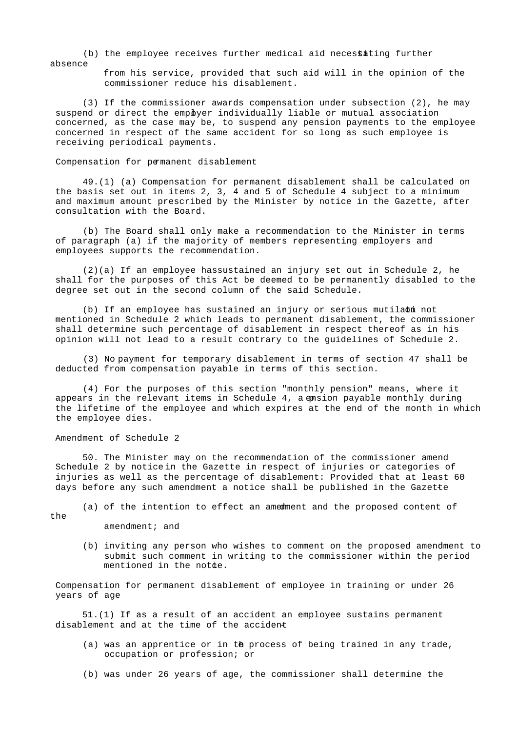(b) the employee receives further medical aid necessitating further absence from his service, provided that such aid will in the opinion of the commissioner reduce his disablement.

(3) If the commissioner awards compensation under subsection (2), he may suspend or direct the employer individually liable or mutual association concerned, as the case may be, to suspend any pension payments to the employee concerned in respect of the same accident for so long as such employee is receiving periodical payments.

### Compensation for permanent disablement

49.(1) (a) Compensation for permanent disablement shall be calculated on the basis set out in items 2, 3, 4 and 5 of Schedule 4 subject to a minimum and maximum amount prescribed by the Minister by notice in the Gazette, after consultation with the Board.

(b) The Board shall only make a recommendation to the Minister in terms of paragraph (a) if the majority of members representing employers and employees supports the recommendation.

(2)(a) If an employee has sustained an injury set out in Schedule 2, he shall for the purposes of this Act be deemed to be permanently disabled to the degree set out in the second column of the said Schedule.

(b) If an employee has sustained an injury or serious mutilation not mentioned in Schedule 2 which leads to permanent disablement, the commissioner shall determine such percentage of disablement in respect thereof as in his opinion will not lead to a result contrary to the guidelines of Schedule 2.

(3) No payment for temporary disablement in terms of section 47 shall be deducted from compensation payable in terms of this section.

(4) For the purposes of this section "monthly pension" means, where it appears in the relevant items in Schedule 4, a pension payable monthly during the lifetime of the employee and which expires at the end of the month in which the employee dies.

### Amendment of Schedule 2

50. The Minister may on the recommendation of the commissioner amend Schedule 2 by notice in the Gazette in respect of injuries or categories of injuries as well as the percentage of disablement: Provided that at least 60 days before any such amendment a notice shall be published in the Gazette-

(a) of the intention to effect an amendment and the proposed content of the amendment; and

(b) inviting any person who wishes to comment on the proposed amendment to submit such comment in writing to the commissioner within the period mentioned in the notice.

### Compensation for permanent disablement of employee in training or under 26 years of age

51.(1) If as a result of an accident an employee sustains permanent disablement and at the time of the accident-

(a) was an apprentice or in the process of being trained in any trade, occupation or profession; or

(b) was under 26 years of age, the commissioner shall determine the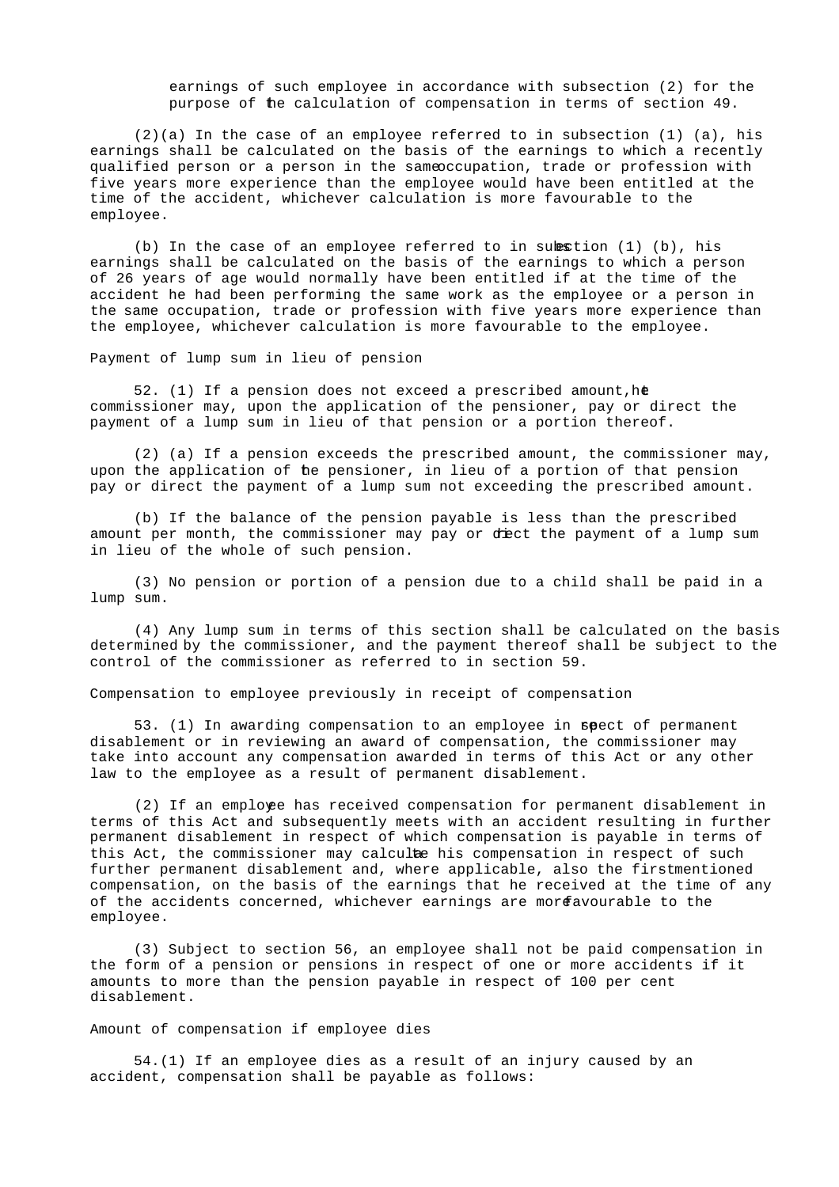earnings of such employee in accordance with subsection (2) for the purpose of the calculation of compensation in terms of section 49.

(2)(a) In the case of an employee referred to in subsection (1) (a), his earnings shall be calculated on the basis of the earnings to which a recently qualified person or a person in the same occupation, trade or profession with five years more experience than the employee would have been entitled at the time of the accident, whichever calculation is more favourable to the employee.

(b) In the case of an employee referred to in subsection (1) (b), his earnings shall be calculated on the basis of the earnings to which a person of 26 years of age would normally have been entitled if at the time of the accident he had been performing the same work as the employee or a person in the same occupation, trade or profession with five years more experience than the employee, whichever calculation is more favourable to the employee.

Payment of lump sum in lieu of pension

52. (1) If a pension does not exceed a prescribed amount, the commissioner may, upon the application of the pensioner, pay or direct the payment of a lump sum in lieu of that pension or a portion thereof.

(2) (a) If a pension exceeds the prescribed amount, the commissioner may, upon the application of the pensioner, in lieu of a portion of that pension pay or direct the payment of a lump sum not exceeding the prescribed amount.

(b) If the balance of the pension payable is less than the prescribed amount per month, the commissioner may pay or direct the payment of a lump sum in lieu of the whole of such pension.

(3) No pension or portion of a pension due to a child shall be paid in a lump sum.

(4) Any lump sum in terms of this section shall be calculated on the basis determined by the commissioner, and the payment thereof shall be subject to the control of the commissioner as referred to in section 59.

Compensation to employee previously in receipt of compensation

53. (1) In awarding compensation to an employee in respect of permanent disablement or in reviewing an award of compensation, the commissioner may take into account any compensation awarded in terms of this Act or any other law to the employee as a result of permanent disablement.

(2) If an employee has received compensation for permanent disablement in terms of this Act and subsequently meets with an accident resulting in further permanent disablement in respect of which compensation is payable in terms of this Act, the commissioner may calculate his compensation in respect of such further permanent disablement and, where applicable, also the firstmentioned compensation, on the basis of the earnings that he received at the time of any of the accidents concerned, whichever earnings are more favourable to the employee.

(3) Subject to section 56, an employee shall not be paid compensation in the form of a pension or pensions in respect of one or more accidents if it amounts to more than the pension payable in respect of 100 per cent disablement.

Amount of compensation if employee dies

54.(1) If an employee dies as a result of an injury caused by an accident, compensation shall be payable as follows: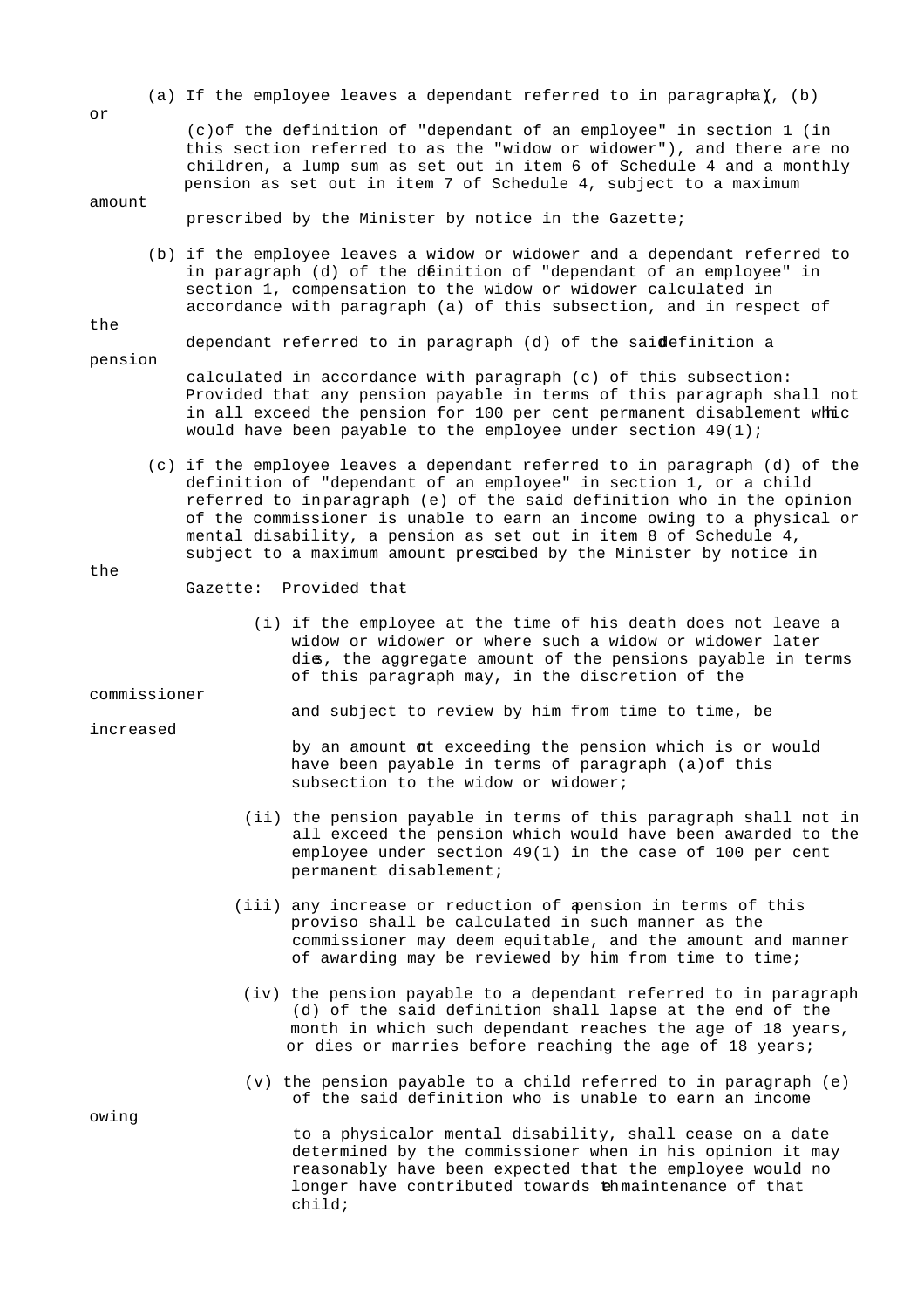(a) If the employee leaves a dependant referred to in paragraph (a), (b) or (c) of the definition of "dependant of an employee" in section 1 (in this section referred to as the "widow or widower"), and there are no children, a lump sum as set out in item 6 of Schedule 4 and a monthly pension as set out in item 7 of Schedule 4, subject to a maximum amount prescribed by the Minister by notice in the Gazette;

(b) if the employee leaves a widow or widower and a dependant referred to in paragraph (d) of the definition of "dependant of an employee" in section 1, compensation to the widow or widower calculated in accordance with paragraph (a) of this subsection, and in respect of the dependant referred to in paragraph (d) of the said definition a pension calculated in accordance with paragraph (c) of this subsection: Provided that any pension payable in terms of this paragraph shall not in all exceed the pension for 100 per cent permanent disablement which would have been payable to the employee under section 49(1);

(c) if the employee leaves a dependant referred to in paragraph (d) of the definition of "dependant of an employee" in section 1, or a child referred to in paragraph (e) of the said definition who in the opinion of the commissioner is unable to earn an income owing to a physical or mental disability, a pension as set out in item 8 of Schedule 4, subject to a maximum amount prescribed by the Minister by notice in the Gazette: Provided that-

- (i) if the employee at the time of his death does not leave a widow or widower or where such a widow or widower later dies, the aggregate amount of the pensions payable in terms of this paragraph may, in the discretion of the commissioner and subject to review by him from time to time, be increased by an amount not exceeding the pension which is or would have been payable in terms of paragraph (a) of this subsection to the widow or widower;

- (ii) the pension payable in terms of this paragraph shall not in all exceed the pension which would have been awarded to the employee under section 49(1) in the case of 100 per cent permanent disablement;

- (iii) any increase or reduction of a pension in terms of this proviso shall be calculated in such manner as the commissioner may deem equitable, and the amount and manner of awarding may be reviewed by him from time to time;

- (iv) the pension payable to a dependant referred to in paragraph (d) of the said definition shall lapse at the end of the month in which such dependant reaches the age of 18 years, or dies or marries before reaching the age of 18 years;

- (v) the pension payable to a child referred to in paragraph (e) of the said definition who is unable to earn an income owing to a physical or mental disability, shall cease on a date determined by the commissioner when in his opinion it may reasonably have been expected that the employee would no longer have contributed towards the maintenance of that child;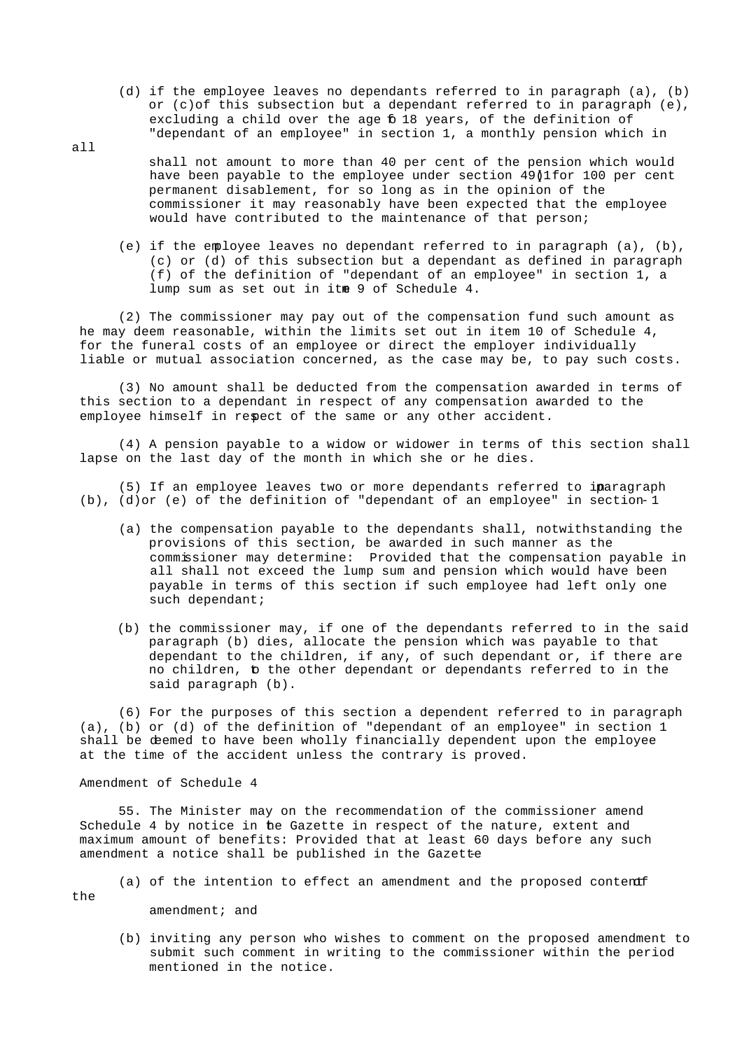(d) if the employee leaves no dependants referred to in paragraph (a), (b) or (c) of this subsection but a dependant referred to in paragraph (e), excluding a child over the age of 18 years, of the definition of "dependant of an employee" in section 1, a monthly pension which in all shall not amount to more than 40 per cent of the pension which would have been payable to the employee under section 49(1) for 100 per cent permanent disablement, for so long as in the opinion of the commissioner it may reasonably have been expected that the employee would have contributed to the maintenance of that person;

(e) if the employee leaves no dependant referred to in paragraph (a), (b), (c) or (d) of this subsection but a dependant as defined in paragraph (f) of the definition of "dependant of an employee" in section 1, a lump sum as set out in item 9 of Schedule 4.

(2) The commissioner may pay out of the compensation fund such amount as he may deem reasonable, within the limits set out in item 10 of Schedule 4, for the funeral costs of an employee or direct the employer individually liable or mutual association concerned, as the case may be, to pay such costs.

(3) No amount shall be deducted from the compensation awarded in terms of this section to a dependant in respect of any compensation awarded to the employee himself in respect of the same or any other accident.

(4) A pension payable to a widow or widower in terms of this section shall lapse on the last day of the month in which she or he dies.

(5) If an employee leaves two or more dependants referred to in paragraph (b), (d) or (e) of the definition of "dependant of an employee" in section 1-

(a) the compensation payable to the dependants shall, notwithstanding the provisions of this section, be awarded in such manner as the commissioner may determine: Provided that the compensation payable in all shall not exceed the lump sum and pension which would have been payable in terms of this section if such employee had left only one such dependant;

(b) the commissioner may, if one of the dependants referred to in the said paragraph (b) dies, allocate the pension which was payable to that dependant to the children, if any, of such dependant or, if there are no children, to the other dependant or dependants referred to in the said paragraph (b).

(6) For the purposes of this section a dependent referred to in paragraph (a), (b) or (d) of the definition of "dependant of an employee" in section 1 shall be deemed to have been wholly financially dependent upon the employee at the time of the accident unless the contrary is proved.

Amendment of Schedule 4

55. The Minister may on the recommendation of the commissioner amend Schedule 4 by notice in the Gazette in respect of the nature, extent and maximum amount of benefits: Provided that at least 60 days before any such amendment a notice shall be published in the Gazette-

(a) of the intention to effect an amendment and the proposed content of the amendment; and

(b) inviting any person who wishes to comment on the proposed amendment to submit such comment in writing to the commissioner within the period mentioned in the notice.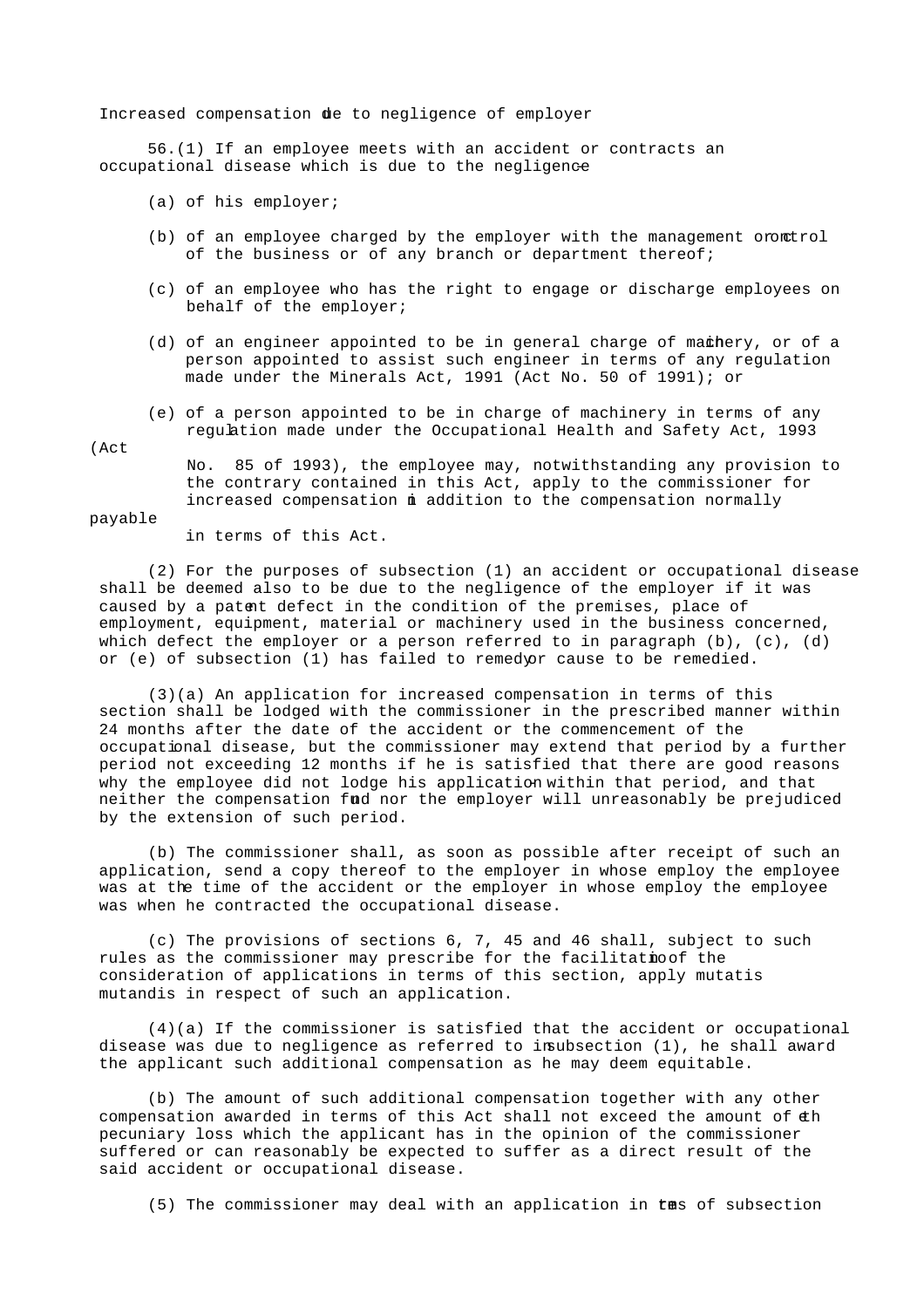## Increased compensation due to negligence of employer

56.(1) If an employee meets with an accident or contracts an occupational disease which is due to the negligence—

(a) of his employer;

(b) of an employee charged by the employer with the management or control of the business or of any branch or department thereof;

(c) of an employee who has the right to engage or discharge employees on behalf of the employer;

(d) of an engineer appointed to be in general charge of machinery, or of a person appointed to assist such engineer in terms of any regulation made under the Minerals Act, 1991 (Act No. 50 of 1991); or

(e) of a person appointed to be in charge of machinery in terms of any regulation made under the Occupational Health and Safety Act, 1993 (Act No. 85 of 1993), the employee may, notwithstanding any provision to the contrary contained in this Act, apply to the commissioner for increased compensation in addition to the compensation normally payable in terms of this Act.

(2) For the purposes of subsection (1) an accident or occupational disease shall be deemed also to be due to the negligence of the employer if it was caused by a patent defect in the condition of the premises, place of employment, equipment, material or machinery used in the business concerned, which defect the employer or a person referred to in paragraph (b), (c), (d) or (e) of subsection (1) has failed to remedy or cause to be remedied.

(3)(a) An application for increased compensation in terms of this section shall be lodged with the commissioner in the prescribed manner within 24 months after the date of the accident or the commencement of the occupational disease, but the commissioner may extend that period by a further period not exceeding 12 months if he is satisfied that there are good reasons why the employee did not lodge his application within that period, and that neither the compensation fund nor the employer will unreasonably be prejudiced by the extension of such period.

(b) The commissioner shall, as soon as possible after receipt of such an application, send a copy thereof to the employer in whose employ the employee was at the time of the accident or the employer in whose employ the employee was when he contracted the occupational disease.

(c) The provisions of sections 6, 7, 45 and 46 shall, subject to such rules as the commissioner may prescribe for the facilitation of the consideration of applications in terms of this section, apply mutatis mutandis in respect of such an application.

(4)(a) If the commissioner is satisfied that the accident or occupational disease was due to negligence as referred to in subsection (1), he shall award the applicant such additional compensation as he may deem equitable.

(b) The amount of such additional compensation together with any other compensation awarded in terms of this Act shall not exceed the amount of the pecuniary loss which the applicant has in the opinion of the commissioner suffered or can reasonably be expected to suffer as a direct result of the said accident or occupational disease.

(5) The commissioner may deal with an application in terms of subsection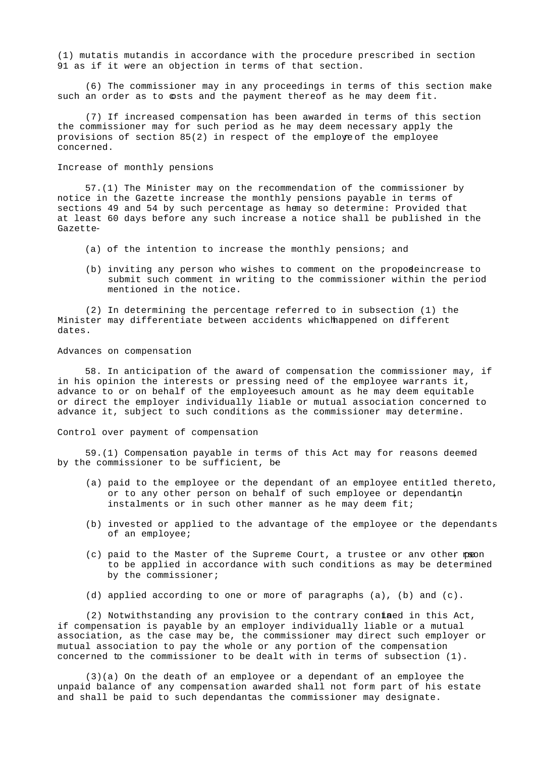(1) mutatis mutandis in accordance with the procedure prescribed in section 91 as if it were an objection in terms of that section.

(6) The commissioner may in any proceedings in terms of this section make such an order as to costs and the payment thereof as he may deem fit.

(7) If increased compensation has been awarded in terms of this section the commissioner may for such period as he may deem necessary apply the provisions of section 85(2) in respect of the employer of the employee concerned.

Increase of monthly pensions

57.(1) The Minister may on the recommendation of the commissioner by notice in the Gazette increase the monthly pensions payable in terms of sections 49 and 54 by such percentage as he may so determine: Provided that at least 60 days before any such increase a notice shall be published in the Gazette-

(a) of the intention to increase the monthly pensions; and

(b) inviting any person who wishes to comment on the proposed increase to submit such comment in writing to the commissioner within the period mentioned in the notice.

(2) In determining the percentage referred to in subsection (1) the Minister may differentiate between accidents which happened on different dates.

Advances on compensation

58. In anticipation of the award of compensation the commissioner may, if in his opinion the interests or pressing need of the employee warrants it, advance to or on behalf of the employee such amount as he may deem equitable or direct the employer individually liable or mutual association concerned to advance it, subject to such conditions as the commissioner may determine.

Control over payment of compensation

59.(1) Compensation payable in terms of this Act may for reasons deemed by the commissioner to be sufficient, be-

(a) paid to the employee or the dependant of an employee entitled thereto, or to any other person on behalf of such employee or dependant, in instalments or in such other manner as he may deem fit;

(b) invested or applied to the advantage of the employee or the dependants of an employee;

(c) paid to the Master of the Supreme Court, a trustee or anv other person to be applied in accordance with such conditions as may be determined by the commissioner;

(d) applied according to one or more of paragraphs (a), (b) and (c).

(2) Notwithstanding any provision to the contrary contained in this Act, if compensation is payable by an employer individually liable or a mutual association, as the case may be, the commissioner may direct such employer or mutual association to pay the whole or any portion of the compensation concerned to the commissioner to be dealt with in terms of subsection (1).

(3)(a) On the death of an employee or a dependant of an employee the unpaid balance of any compensation awarded shall not form part of his estate and shall be paid to such dependants as the commissioner may designate.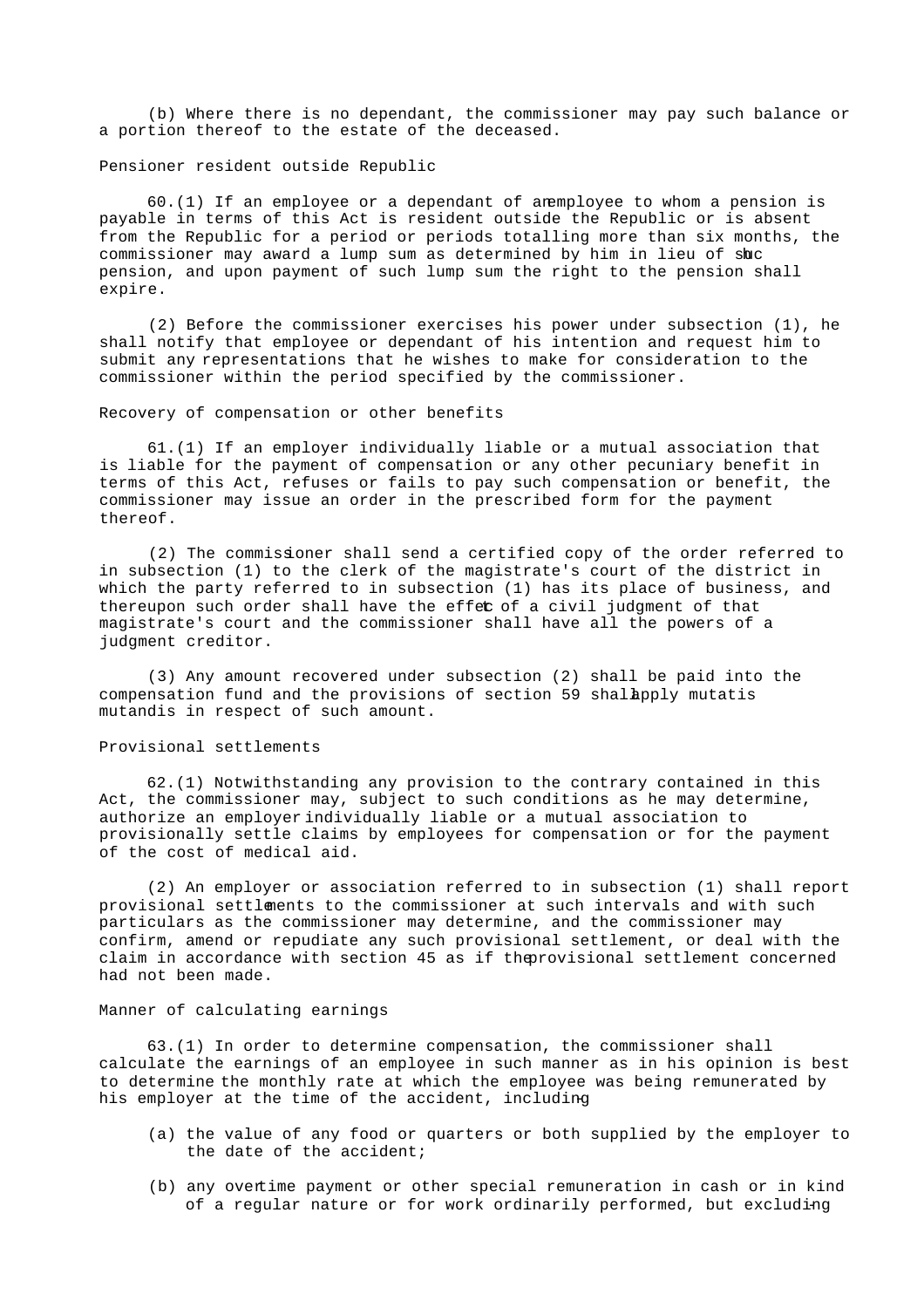(b) Where there is no dependant, the commissioner may pay such balance or a portion thereof to the estate of the deceased.

### Pensioner resident outside Republic

60.(1) If an employee or a dependant of an employee to whom a pension is payable in terms of this Act is resident outside the Republic or is absent from the Republic for a period or periods totalling more than six months, the commissioner may award a lump sum as determined by him in lieu of such pension, and upon payment of such lump sum the right to the pension shall expire.

(2) Before the commissioner exercises his power under subsection (1), he shall notify that employee or dependant of his intention and request him to submit any representations that he wishes to make for consideration to the commissioner within the period specified by the commissioner.

### Recovery of compensation or other benefits

61.(1) If an employer individually liable or a mutual association that is liable for the payment of compensation or any other pecuniary benefit in terms of this Act, refuses or fails to pay such compensation or benefit, the commissioner may issue an order in the prescribed form for the payment thereof.

(2) The commissioner shall send a certified copy of the order referred to in subsection (1) to the clerk of the magistrate's court of the district in which the party referred to in subsection (1) has its place of business, and thereupon such order shall have the effect of a civil judgment of that magistrate's court and the commissioner shall have all the powers of a judgment creditor.

(3) Any amount recovered under subsection (2) shall be paid into the compensation fund and the provisions of section 59 shall apply mutatis mutandis in respect of such amount.

### Provisional settlements

62.(1) Notwithstanding any provision to the contrary contained in this Act, the commissioner may, subject to such conditions as he may determine, authorize an employer individually liable or a mutual association to provisionally settle claims by employees for compensation or for the payment of the cost of medical aid.

(2) An employer or association referred to in subsection (1) shall report provisional settlements to the commissioner at such intervals and with such particulars as the commissioner may determine, and the commissioner may confirm, amend or repudiate any such provisional settlement, or deal with the claim in accordance with section 45 as if the provisional settlement concerned had not been made.

### Manner of calculating earnings

63.(1) In order to determine compensation, the commissioner shall calculate the earnings of an employee in such manner as in his opinion is best to determine the monthly rate at which the employee was being remunerated by his employer at the time of the accident, including-

(a) the value of any food or quarters or both supplied by the employer to the date of the accident;

(b) any overtime payment or other special remuneration in cash or in kind of a regular nature or for work ordinarily performed, but excluding-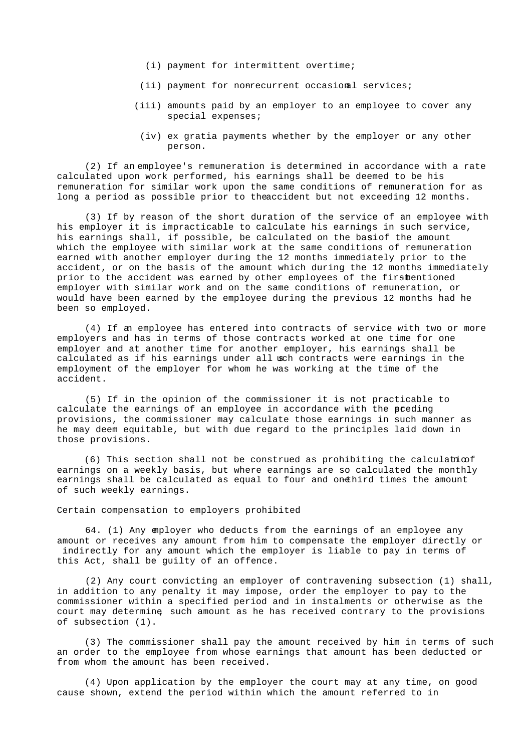(i) payment for intermittent overtime;

(ii) payment for non-recurrent occasional services;

(iii) amounts paid by an employer to an employee to cover any special expenses;

(iv) ex gratia payments whether by the employer or any other person.

(2) If an employee's remuneration is determined in accordance with a rate calculated upon work performed, his earnings shall be deemed to be his remuneration for similar work upon the same conditions of remuneration for as long a period as possible prior to the accident but not exceeding 12 months.

(3) If by reason of the short duration of the service of an employee with his employer it is impracticable to calculate his earnings in such service, his earnings shall, if possible, be calculated on the basis of the amount which the employee with similar work at the same conditions of remuneration earned with another employer during the 12 months immediately prior to the accident, or on the basis of the amount which during the 12 months immediately prior to the accident was earned by other employees of the first-mentioned employer with similar work and on the same conditions of remuneration, or would have been earned by the employee during the previous 12 months had he been so employed.

(4) If an employee has entered into contracts of service with two or more employers and has in terms of those contracts worked at one time for one employer and at another time for another employer, his earnings shall be calculated as if his earnings under all such contracts were earnings in the employment of the employer for whom he was working at the time of the accident.

(5) If in the opinion of the commissioner it is not practicable to calculate the earnings of an employee in accordance with the preceding provisions, the commissioner may calculate those earnings in such manner as he may deem equitable, but with due regard to the principles laid down in those provisions.

(6) This section shall not be construed as prohibiting the calculation of earnings on a weekly basis, but where earnings are so calculated the monthly earnings shall be calculated as equal to four and one-third times the amount of such weekly earnings.

Certain compensation to employers prohibited

64. (1) Any employer who deducts from the earnings of an employee any amount or receives any amount from him to compensate the employer directly or indirectly for any amount which the employer is liable to pay in terms of this Act, shall be guilty of an offence.

(2) Any court convicting an employer of contravening subsection (1) shall, in addition to any penalty it may impose, order the employer to pay to the commissioner within a specified period and in instalments or otherwise as the court may determine, such amount as he has received contrary to the provisions of subsection (1).

(3) The commissioner shall pay the amount received by him in terms of such an order to the employee from whose earnings that amount has been deducted or from whom the amount has been received.

(4) Upon application by the employer the court may at any time, on good cause shown, extend the period within which the amount referred to in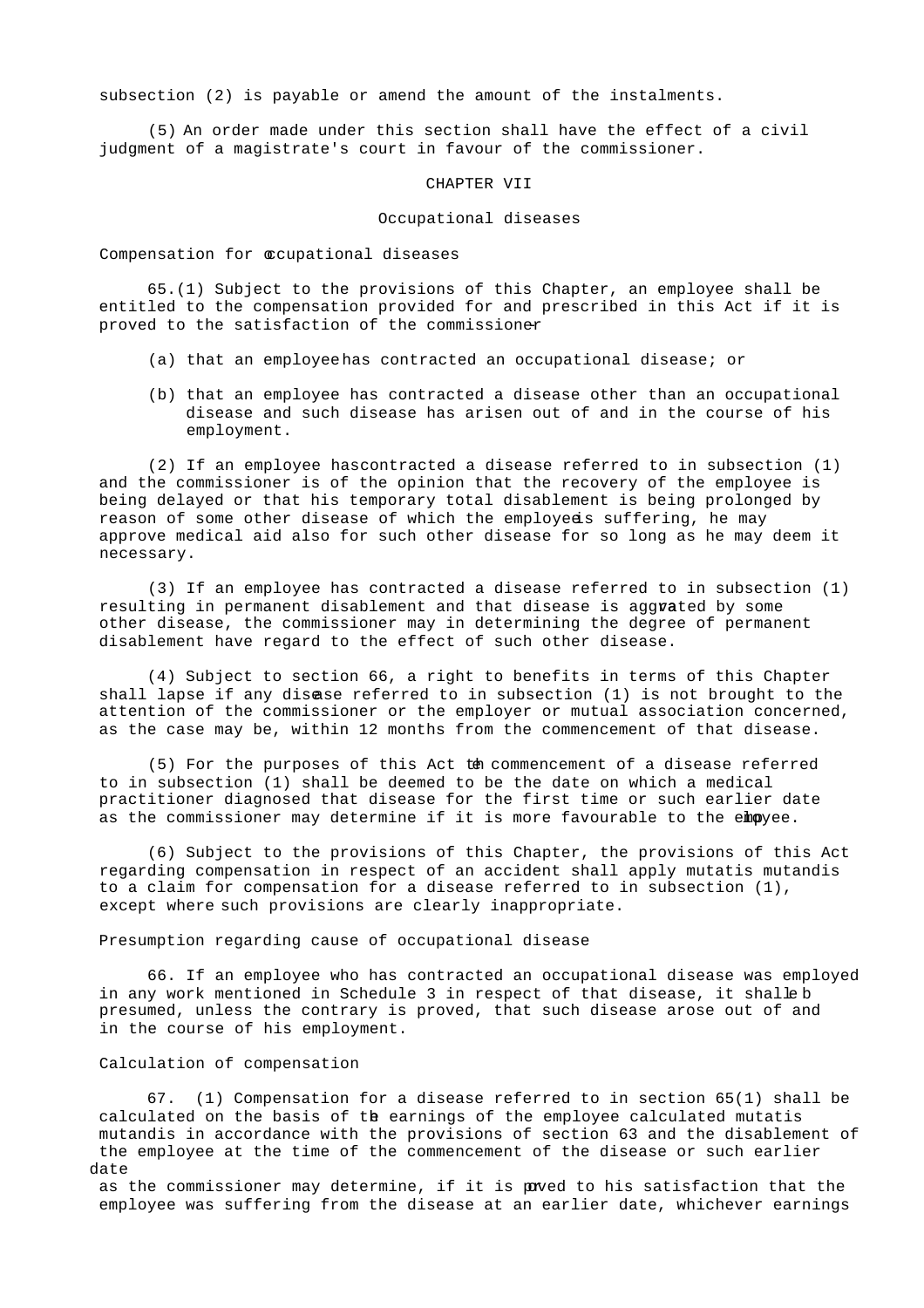subsection (2) is payable or amend the amount of the instalments.

(5) An order made under this section shall have the effect of a civil judgment of a magistrate's court in favour of the commissioner.

## CHAPTER VII

## Occupational diseases

### Compensation for occupational diseases

65.(1) Subject to the provisions of this Chapter, an employee shall be entitled to the compensation provided for and prescribed in this Act if it is proved to the satisfaction of the commissioner-

(a) that an employee has contracted an occupational disease; or

(b) that an employee has contracted a disease other than an occupational disease and such disease has arisen out of and in the course of his employment.

(2) If an employee has contracted a disease referred to in subsection (1) and the commissioner is of the opinion that the recovery of the employee is being delayed or that his temporary total disablement is being prolonged by reason of some other disease of which the employee is suffering, he may approve medical aid also for such other disease for so long as he may deem it necessary.

(3) If an employee has contracted a disease referred to in subsection (1) resulting in permanent disablement and that disease is aggravated by some other disease, the commissioner may in determining the degree of permanent disablement have regard to the effect of such other disease.

(4) Subject to section 66, a right to benefits in terms of this Chapter shall lapse if any disease referred to in subsection (1) is not brought to the attention of the commissioner or the employer or mutual association concerned, as the case may be, within 12 months from the commencement of that disease.

(5) For the purposes of this Act the commencement of a disease referred to in subsection (1) shall be deemed to be the date on which a medical practitioner diagnosed that disease for the first time or such earlier date as the commissioner may determine if it is more favourable to the employee.

(6) Subject to the provisions of this Chapter, the provisions of this Act regarding compensation in respect of an accident shall apply mutatis mutandis to a claim for compensation for a disease referred to in subsection (1), except where such provisions are clearly inappropriate.

### Presumption regarding cause of occupational disease

66. If an employee who has contracted an occupational disease was employed in any work mentioned in Schedule 3 in respect of that disease, it shall be presumed, unless the contrary is proved, that such disease arose out of and in the course of his employment.

### Calculation of compensation

67. (1) Compensation for a disease referred to in section 65(1) shall be calculated on the basis of the earnings of the employee calculated mutatis mutandis in accordance with the provisions of section 63 and the disablement of the employee at the time of the commencement of the disease or such earlier date as the commissioner may determine, if it is proved to his satisfaction that the employee was suffering from the disease at an earlier date, whichever earnings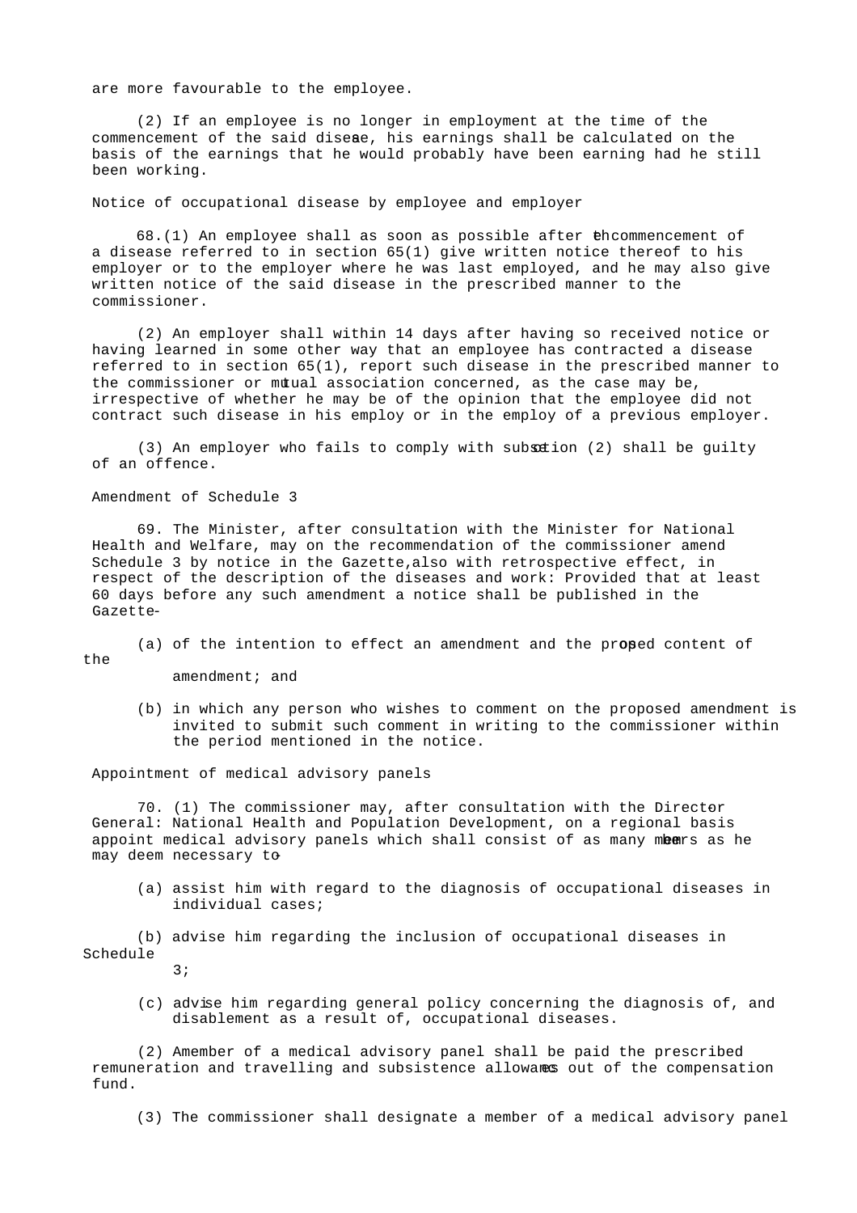are more favourable to the employee.

(2) If an employee is no longer in employment at the time of the commencement of the said disease, his earnings shall be calculated on the basis of the earnings that he would probably have been earning had he still been working.

Notice of occupational disease by employee and employer

68.(1) An employee shall as soon as possible after the commencement of a disease referred to in section 65(1) give written notice thereof to his employer or to the employer where he was last employed, and he may also give written notice of the said disease in the prescribed manner to the commissioner.

(2) An employer shall within 14 days after having so received notice or having learned in some other way that an employee has contracted a disease referred to in section 65(1), report such disease in the prescribed manner to the commissioner or mutual association concerned, as the case may be, irrespective of whether he may be of the opinion that the employee did not contract such disease in his employ or in the employ of a previous employer.

(3) An employer who fails to comply with subsection (2) shall be guilty of an offence.

Amendment of Schedule 3

69. The Minister, after consultation with the Minister for National Health and Welfare, may on the recommendation of the commissioner amend Schedule 3 by notice in the Gazette, also with retrospective effect, in respect of the description of the diseases and work: Provided that at least 60 days before any such amendment a notice shall be published in the Gazette-

(a) of the intention to effect an amendment and the proposed content of the amendment; and

(b) in which any person who wishes to comment on the proposed amendment is invited to submit such comment in writing to the commissioner within the period mentioned in the notice.

Appointment of medical advisory panels

70. (1) The commissioner may, after consultation with the Director-General: National Health and Population Development, on a regional basis appoint medical advisory panels which shall consist of as many members as he may deem necessary to-

(a) assist him with regard to the diagnosis of occupational diseases in individual cases;

(b) advise him regarding the inclusion of occupational diseases in Schedule 3;

(c) advise him regarding general policy concerning the diagnosis of, and disablement as a result of, occupational diseases.

(2) A member of a medical advisory panel shall be paid the prescribed remuneration and travelling and subsistence allowances out of the compensation fund.

(3) The commissioner shall designate a member of a medical advisory panel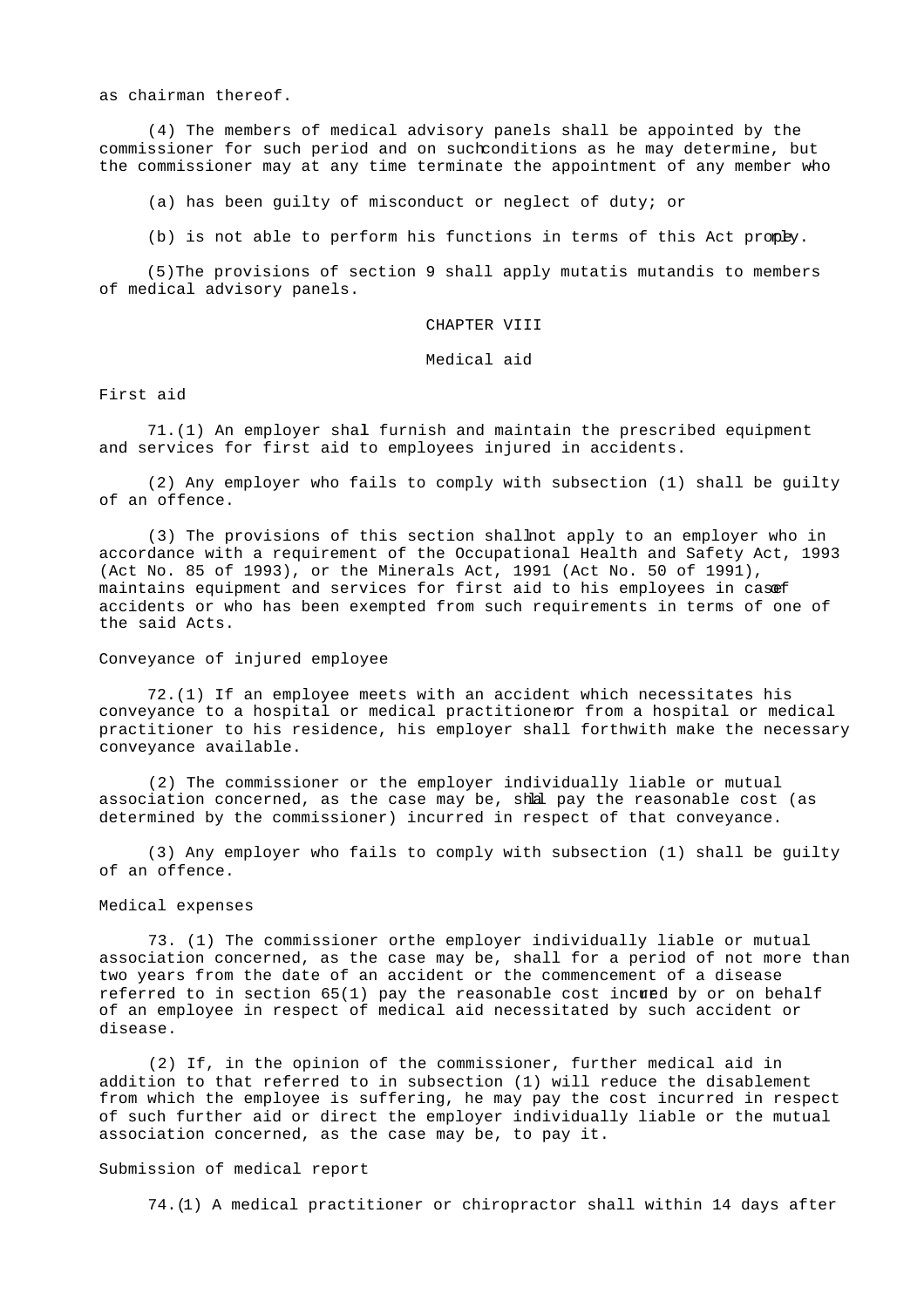as chairman thereof.

(4) The members of medical advisory panels shall be appointed by the commissioner for such period and on such conditions as he may determine, but the commissioner may at any time terminate the appointment of any member who-

(a) has been guilty of misconduct or neglect of duty; or

(b) is not able to perform his functions in terms of this Act properly.

(5) The provisions of section 9 shall apply mutatis mutandis to members of medical advisory panels.

## CHAPTER VIII

## Medical aid

### First aid

71.(1) An employer shall furnish and maintain the prescribed equipment and services for first aid to employees injured in accidents.

(2) Any employer who fails to comply with subsection (1) shall be guilty of an offence.

(3) The provisions of this section shall not apply to an employer who in accordance with a requirement of the Occupational Health and Safety Act, 1993 (Act No. 85 of 1993), or the Minerals Act, 1991 (Act No. 50 of 1991), maintains equipment and services for first aid to his employees in case of accidents or who has been exempted from such requirements in terms of one of the said Acts.

### Conveyance of injured employee

72.(1) If an employee meets with an accident which necessitates his conveyance to a hospital or medical practitioner or from a hospital or medical practitioner to his residence, his employer shall forthwith make the necessary conveyance available.

(2) The commissioner or the employer individually liable or mutual association concerned, as the case may be, shall pay the reasonable cost (as determined by the commissioner) incurred in respect of that conveyance.

(3) Any employer who fails to comply with subsection (1) shall be guilty of an offence.

### Medical expenses

73. (1) The commissioner or the employer individually liable or mutual association concerned, as the case may be, shall for a period of not more than two years from the date of an accident or the commencement of a disease referred to in section 65(1) pay the reasonable cost incurred by or on behalf of an employee in respect of medical aid necessitated by such accident or disease.

(2) If, in the opinion of the commissioner, further medical aid in addition to that referred to in subsection (1) will reduce the disablement from which the employee is suffering, he may pay the cost incurred in respect of such further aid or direct the employer individually liable or the mutual association concerned, as the case may be, to pay it.

### Submission of medical report

74.(1) A medical practitioner or chiropractor shall within 14 days after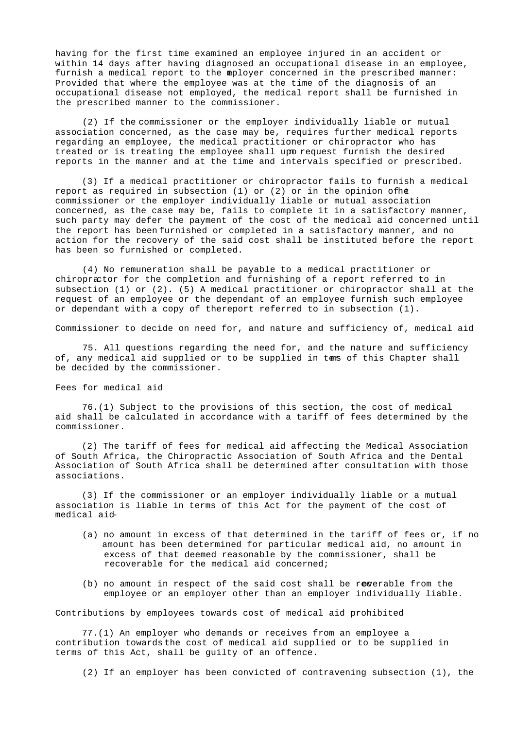having for the first time examined an employee injured in an accident or within 14 days after having diagnosed an occupational disease in an employee, furnish a medical report to the employer concerned in the prescribed manner: Provided that where the employee was at the time of the diagnosis of an occupational disease not employed, the medical report shall be furnished in the prescribed manner to the commissioner.

(2) If the commissioner or the employer individually liable or mutual association concerned, as the case may be, requires further medical reports regarding an employee, the medical practitioner or chiropractor who has treated or is treating the employee shall upon request furnish the desired reports in the manner and at the time and intervals specified or prescribed.

(3) If a medical practitioner or chiropractor fails to furnish a medical report as required in subsection (1) or (2) or in the opinion of the commissioner or the employer individually liable or mutual association concerned, as the case may be, fails to complete it in a satisfactory manner, such party may defer the payment of the cost of the medical aid concerned until the report has been furnished or completed in a satisfactory manner, and no action for the recovery of the said cost shall be instituted before the report has been so furnished or completed.

(4) No remuneration shall be payable to a medical practitioner or chiropractor for the completion and furnishing of a report referred to in subsection (1) or (2). (5) A medical practitioner or chiropractor shall at the request of an employee or the dependant of an employee furnish such employee or dependant with a copy of the report referred to in subsection (1).

Commissioner to decide on need for, and nature and sufficiency of, medical aid

75. All questions regarding the need for, and the nature and sufficiency of, any medical aid supplied or to be supplied in terms of this Chapter shall be decided by the commissioner.

Fees for medical aid

76.(1) Subject to the provisions of this section, the cost of medical aid shall be calculated in accordance with a tariff of fees determined by the commissioner.

(2) The tariff of fees for medical aid affecting the Medical Association of South Africa, the Chiropractic Association of South Africa and the Dental Association of South Africa shall be determined after consultation with those associations.

(3) If the commissioner or an employer individually liable or a mutual association is liable in terms of this Act for the payment of the cost of medical aid-

(a) no amount in excess of that determined in the tariff of fees or, if no amount has been determined for particular medical aid, no amount in excess of that deemed reasonable by the commissioner, shall be recoverable for the medical aid concerned;

(b) no amount in respect of the said cost shall be recoverable from the employee or an employer other than an employer individually liable.

Contributions by employees towards cost of medical aid prohibited

77.(1) An employer who demands or receives from an employee a contribution towards the cost of medical aid supplied or to be supplied in terms of this Act, shall be guilty of an offence.

(2) If an employer has been convicted of contravening subsection (1), the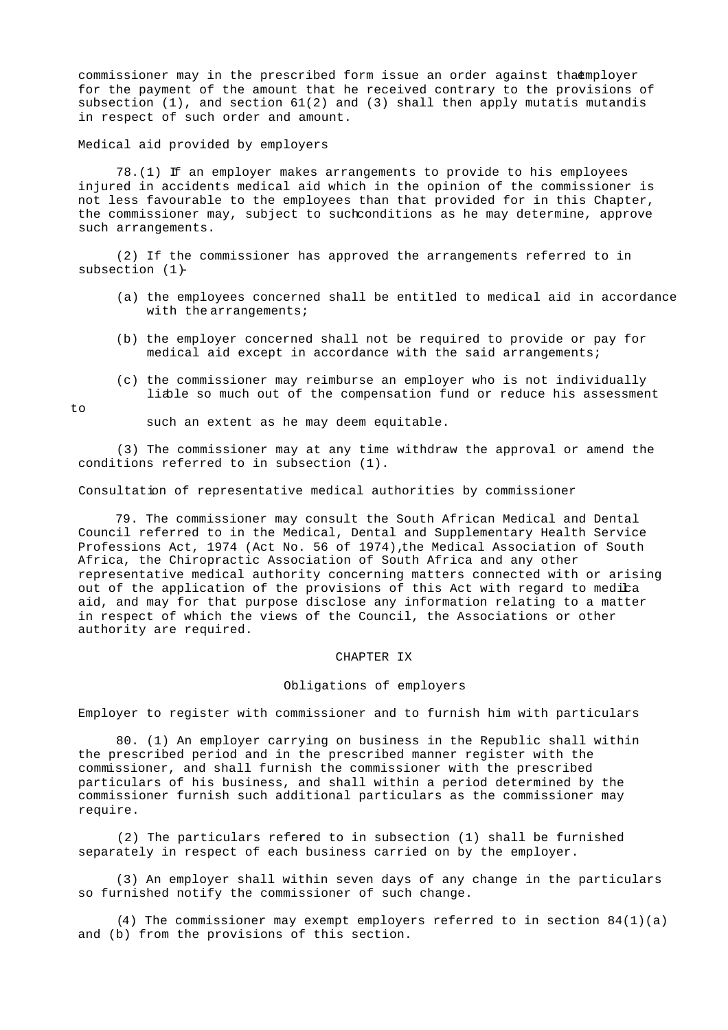commissioner may in the prescribed form issue an order against that employer for the payment of the amount that he received contrary to the provisions of subsection (1), and section 61(2) and (3) shall then apply mutatis mutandis in respect of such order and amount.

### Medical aid provided by employers

78.(1) If an employer makes arrangements to provide to his employees injured in accidents medical aid which in the opinion of the commissioner is not less favourable to the employees than that provided for in this Chapter, the commissioner may, subject to such conditions as he may determine, approve such arrangements.

(2) If the commissioner has approved the arrangements referred to in subsection (1)-

(a) the employees concerned shall be entitled to medical aid in accordance with the arrangements;

(b) the employer concerned shall not be required to provide or pay for medical aid except in accordance with the said arrangements;

(c) the commissioner may reimburse an employer who is not individually liable so much out of the compensation fund or reduce his assessment to such an extent as he may deem equitable.

(3) The commissioner may at any time withdraw the approval or amend the conditions referred to in subsection (1).

### Consultation of representative medical authorities by commissioner

79. The commissioner may consult the South African Medical and Dental Council referred to in the Medical, Dental and Supplementary Health Service Professions Act, 1974 (Act No. 56 of 1974), the Medical Association of South Africa, the Chiropractic Association of South Africa and any other representative medical authority concerning matters connected with or arising out of the application of the provisions of this Act with regard to medical aid, and may for that purpose disclose any information relating to a matter in respect of which the views of the Council, the Associations or other authority are required.

## CHAPTER IX

## Obligations of employers

### Employer to register with commissioner and to furnish him with particulars

80. (1) An employer carrying on business in the Republic shall within the prescribed period and in the prescribed manner register with the commissioner, and shall furnish the commissioner with the prescribed particulars of his business, and shall within a period determined by the commissioner furnish such additional particulars as the commissioner may require.

(2) The particulars referred to in subsection (1) shall be furnished separately in respect of each business carried on by the employer.

(3) An employer shall within seven days of any change in the particulars so furnished notify the commissioner of such change.

(4) The commissioner may exempt employers referred to in section 84(1)(a) and (b) from the provisions of this section.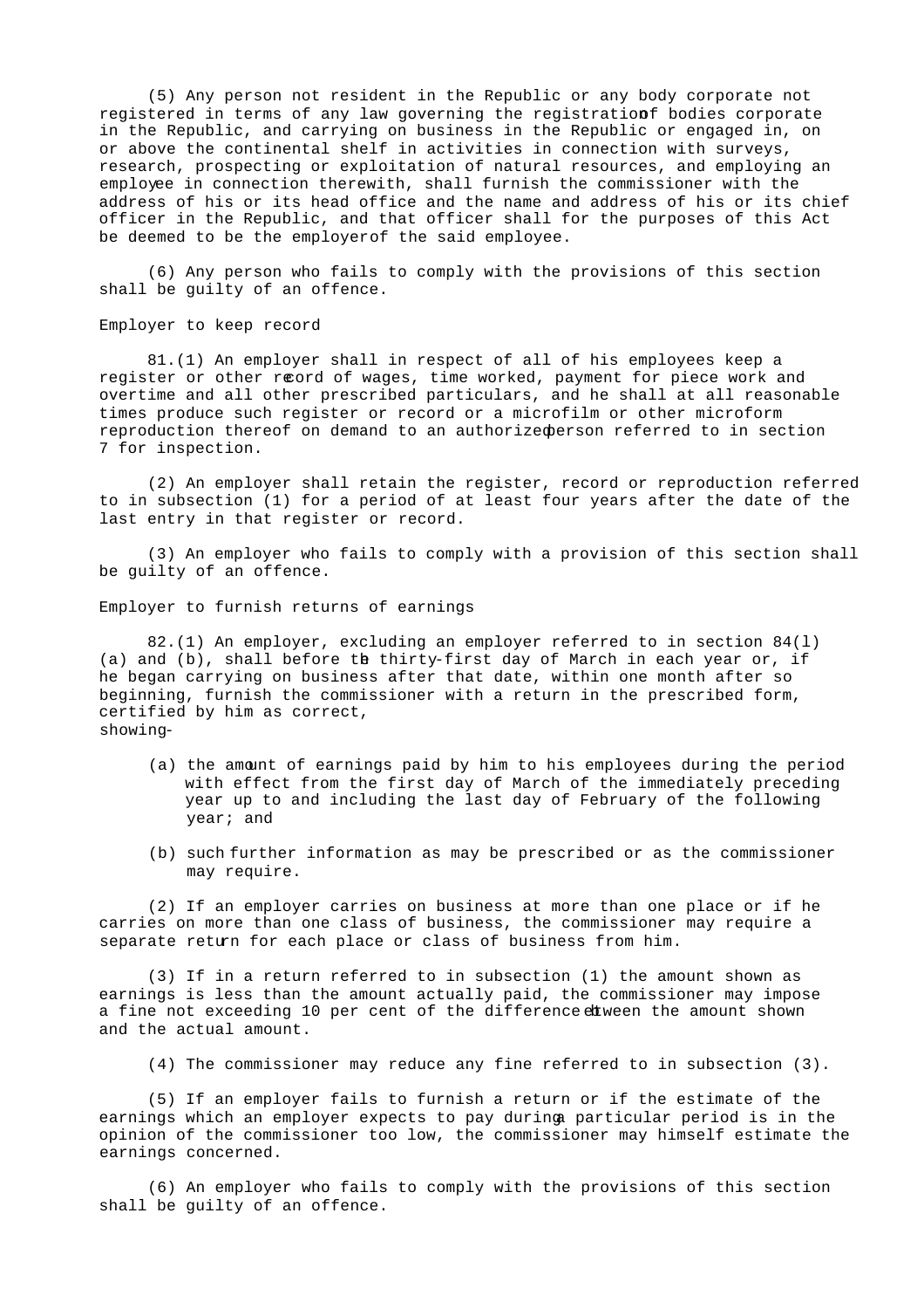(5) Any person not resident in the Republic or any body corporate not registered in terms of any law governing the registration of bodies corporate in the Republic, and carrying on business in the Republic or engaged in, on or above the continental shelf in activities in connection with surveys, research, prospecting or exploitation of natural resources, and employing an employee in connection therewith, shall furnish the commissioner with the address of his or its head office and the name and address of his or its chief officer in the Republic, and that officer shall for the purposes of this Act be deemed to be the employer of the said employee.

(6) Any person who fails to comply with the provisions of this section shall be guilty of an offence.

Employer to keep record

81.(1) An employer shall in respect of all of his employees keep a register or other record of wages, time worked, payment for piece work and overtime and all other prescribed particulars, and he shall at all reasonable times produce such register or record or a microfilm or other microform reproduction thereof on demand to an authorized person referred to in section 7 for inspection.

(2) An employer shall retain the register, record or reproduction referred to in subsection (1) for a period of at least four years after the date of the last entry in that register or record.

(3) An employer who fails to comply with a provision of this section shall be guilty of an offence.

Employer to furnish returns of earnings

82.(1) An employer, excluding an employer referred to in section 84(1)(a) and (b), shall before the thirty-first day of March in each year or, if he began carrying on business after that date, within one month after so beginning, furnish the commissioner with a return in the prescribed form, certified by him as correct, showing-

(a) the amount of earnings paid by him to his employees during the period with effect from the first day of March of the immediately preceding year up to and including the last day of February of the following year; and

(b) such further information as may be prescribed or as the commissioner may require.

(2) If an employer carries on business at more than one place or if he carries on more than one class of business, the commissioner may require a separate return for each place or class of business from him.

(3) If in a return referred to in subsection (1) the amount shown as earnings is less than the amount actually paid, the commissioner may impose a fine not exceeding 10 per cent of the difference between the amount shown and the actual amount.

(4) The commissioner may reduce any fine referred to in subsection (3).

(5) If an employer fails to furnish a return or if the estimate of the earnings which an employer expects to pay during a particular period is in the opinion of the commissioner too low, the commissioner may himself estimate the earnings concerned.

(6) An employer who fails to comply with the provisions of this section shall be guilty of an offence.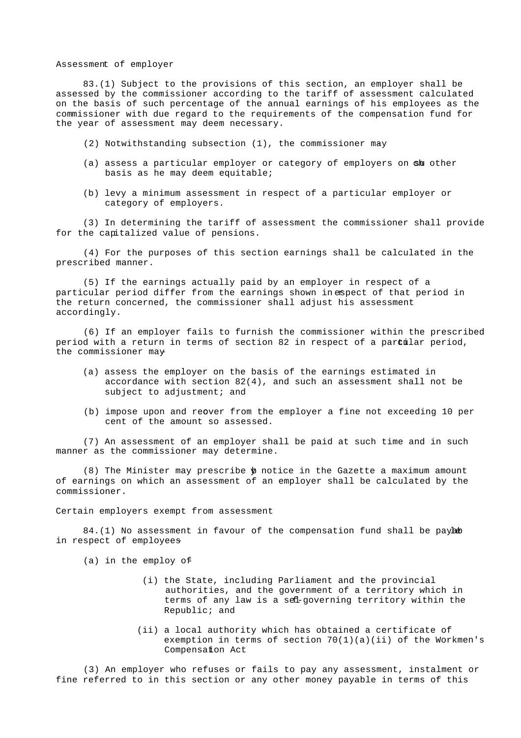Assessment of employer

83.(1) Subject to the provisions of this section, an employer shall be assessed by the commissioner according to the tariff of assessment calculated on the basis of such percentage of the annual earnings of his employees as the commissioner with due regard to the requirements of the compensation fund for the year of assessment may deem necessary.

(2) Notwithstanding subsection (1), the commissioner may

(a) assess a particular employer or category of employers on such other basis as he may deem equitable;

(b) levy a minimum assessment in respect of a particular employer or category of employers.

(3) In determining the tariff of assessment the commissioner shall provide for the capitalized value of pensions.

(4) For the purposes of this section earnings shall be calculated in the prescribed manner.

(5) If the earnings actually paid by an employer in respect of a particular period differ from the earnings shown in respect of that period in the return concerned, the commissioner shall adjust his assessment accordingly.

(6) If an employer fails to furnish the commissioner within the prescribed period with a return in terms of section 82 in respect of a particular period, the commissioner may-

(a) assess the employer on the basis of the earnings estimated in accordance with section 82(4), and such an assessment shall not be subject to adjustment; and

(b) impose upon and recover from the employer a fine not exceeding 10 per cent of the amount so assessed.

(7) An assessment of an employer shall be paid at such time and in such manner as the commissioner may determine.

(8) The Minister may prescribe by notice in the Gazette a maximum amount of earnings on which an assessment of an employer shall be calculated by the commissioner.

Certain employers exempt from assessment

84.(1) No assessment in favour of the compensation fund shall be payable in respect of employees-

(a) in the employ of-

(i) the State, including Parliament and the provincial authorities, and the government of a territory which in terms of any law is a self-governing territory within the Republic; and

(ii) a local authority which has obtained a certificate of exemption in terms of section 70(1)(a)(ii) of the Workmen's Compensation Act

(3) An employer who refuses or fails to pay any assessment, instalment or fine referred to in this section or any other money payable in terms of this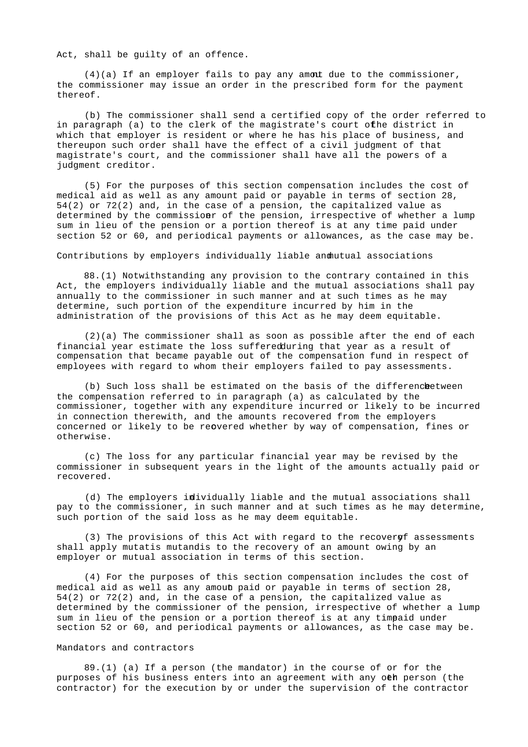Act, shall be guilty of an offence.

(4)(a) If an employer fails to pay any amount due to the commissioner, the commissioner may issue an order in the prescribed form for the payment thereof.

(b) The commissioner shall send a certified copy of the order referred to in paragraph (a) to the clerk of the magistrate's court of the district in which that employer is resident or where he has his place of business, and thereupon such order shall have the effect of a civil judgment of that magistrate's court, and the commissioner shall have all the powers of a judgment creditor.

(5) For the purposes of this section compensation includes the cost of medical aid as well as any amount paid or payable in terms of section 28, 54(2) or 72(2) and, in the case of a pension, the capitalized value as determined by the commissioner of the pension, irrespective of whether a lump sum in lieu of the pension or a portion thereof is at any time paid under section 52 or 60, and periodical payments or allowances, as the case may be.

Contributions by employers individually liable and mutual associations

88.(1) Notwithstanding any provision to the contrary contained in this Act, the employers individually liable and the mutual associations shall pay annually to the commissioner in such manner and at such times as he may determine, such portion of the expenditure incurred by him in the administration of the provisions of this Act as he may deem equitable.

(2)(a) The commissioner shall as soon as possible after the end of each financial year estimate the loss suffered during that year as a result of compensation that became payable out of the compensation fund in respect of employees with regard to whom their employers failed to pay assessments.

(b) Such loss shall be estimated on the basis of the difference between the compensation referred to in paragraph (a) as calculated by the commissioner, together with any expenditure incurred or likely to be incurred in connection therewith, and the amounts recovered from the employers concerned or likely to be recovered whether by way of compensation, fines or otherwise.

(c) The loss for any particular financial year may be revised by the commissioner in subsequent years in the light of the amounts actually paid or recovered.

(d) The employers individually liable and the mutual associations shall pay to the commissioner, in such manner and at such times as he may determine, such portion of the said loss as he may deem equitable.

(3) The provisions of this Act with regard to the recovery of assessments shall apply mutatis mutandis to the recovery of an amount owing by an employer or mutual association in terms of this section.

(4) For the purposes of this section compensation includes the cost of medical aid as well as any amount paid or payable in terms of section 28, 54(2) or 72(2) and, in the case of a pension, the capitalized value as determined by the commissioner of the pension, irrespective of whether a lump sum in lieu of the pension or a portion thereof is at any time paid under section 52 or 60, and periodical payments or allowances, as the case may be.

Mandators and contractors

89.(1) (a) If a person (the mandator) in the course of or for the purposes of his business enters into an agreement with any other person (the contractor) for the execution by or under the supervision of the contractor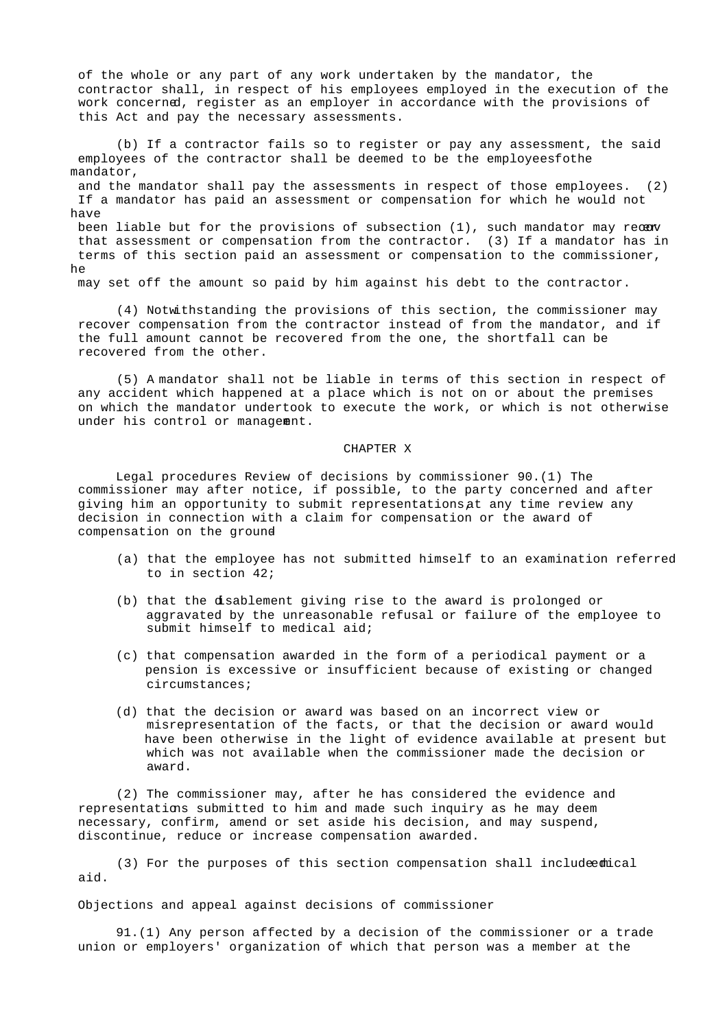of the whole or any part of any work undertaken by the mandator, the contractor shall, in respect of his employees employed in the execution of the work concerned, register as an employer in accordance with the provisions of this Act and pay the necessary assessments.

(b) If a contractor fails so to register or pay any assessment, the said employees of the contractor shall be deemed to be the employees of the mandator, and the mandator shall pay the assessments in respect of those employees.

(2) If a mandator has paid an assessment or compensation for which he would not have been liable but for the provisions of subsection (1), such mandator may recover that assessment or compensation from the contractor.

(3) If a mandator has in terms of this section paid an assessment or compensation to the commissioner, he may set off the amount so paid by him against his debt to the contractor.

(4) Notwithstanding the provisions of this section, the commissioner may recover compensation from the contractor instead of from the mandator, and if the full amount cannot be recovered from the one, the shortfall can be recovered from the other.

(5) A mandator shall not be liable in terms of this section in respect of any accident which happened at a place which is not on or about the premises on which the mandator undertook to execute the work, or which is not otherwise under his control or management.

## CHAPTER X

Legal procedures

### Review of decisions by commissioner

90.(1) The commissioner may after notice, if possible, to the party concerned and after giving him an opportunity to submit representations, at any time review any decision in connection with a claim for compensation or the award of compensation on the ground-

(a) that the employee has not submitted himself to an examination referred to in section 42;

(b) that the disablement giving rise to the award is prolonged or aggravated by the unreasonable refusal or failure of the employee to submit himself to medical aid;

(c) that compensation awarded in the form of a periodical payment or a pension is excessive or insufficient because of existing or changed circumstances;

(d) that the decision or award was based on an incorrect view or misrepresentation of the facts, or that the decision or award would have been otherwise in the light of evidence available at present but which was not available when the commissioner made the decision or award.

(2) The commissioner may, after he has considered the evidence and representations submitted to him and made such inquiry as he may deem necessary, confirm, amend or set aside his decision, and may suspend, discontinue, reduce or increase compensation awarded.

(3) For the purposes of this section compensation shall include medical aid.

### Objections and appeal against decisions of commissioner

91.(1) Any person affected by a decision of the commissioner or a trade union or employers' organization of which that person was a member at the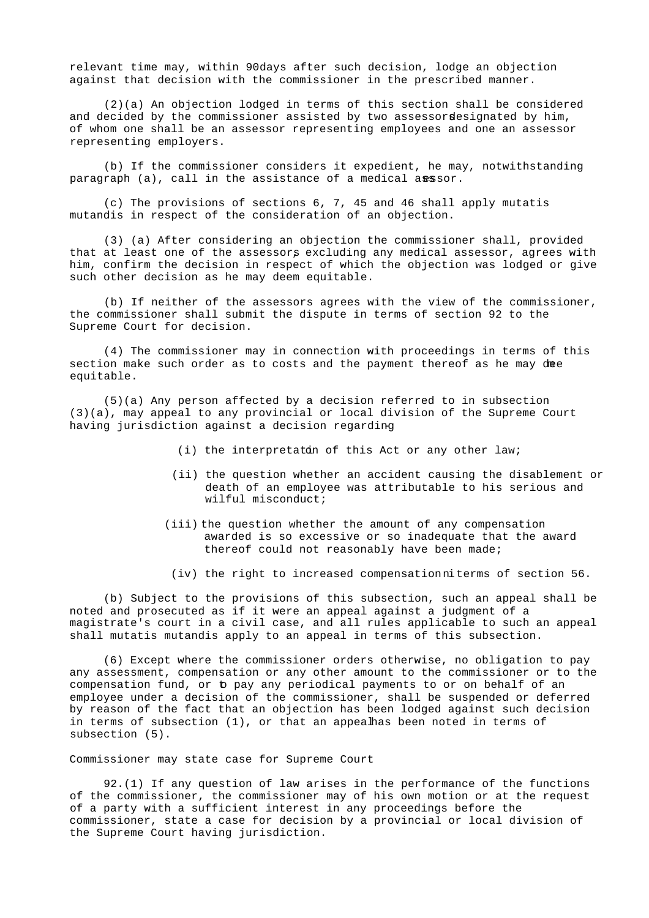relevant time may, within 90 days after such decision, lodge an objection against that decision with the commissioner in the prescribed manner.

(2)(a) An objection lodged in terms of this section shall be considered and decided by the commissioner assisted by two assessors designated by him, of whom one shall be an assessor representing employees and one an assessor representing employers.

(b) If the commissioner considers it expedient, he may, notwithstanding paragraph (a), call in the assistance of a medical assessor.

(c) The provisions of sections 6, 7, 45 and 46 shall apply mutatis mutandis in respect of the consideration of an objection.

(3) (a) After considering an objection the commissioner shall, provided that at least one of the assessors, excluding any medical assessor, agrees with him, confirm the decision in respect of which the objection was lodged or give such other decision as he may deem equitable.

(b) If neither of the assessors agrees with the view of the commissioner, the commissioner shall submit the dispute in terms of section 92 to the Supreme Court for decision.

(4) The commissioner may in connection with proceedings in terms of this section make such order as to costs and the payment thereof as he may deem equitable.

(5)(a) Any person affected by a decision referred to in subsection (3)(a), may appeal to any provincial or local division of the Supreme Court having jurisdiction against a decision regarding-

(i) the interpretation of this Act or any other law;

(ii) the question whether an accident causing the disablement or death of an employee was attributable to his serious and wilful misconduct;

(iii) the question whether the amount of any compensation awarded is so excessive or so inadequate that the award thereof could not reasonably have been made;

(iv) the right to increased compensation in terms of section 56.

(b) Subject to the provisions of this subsection, such an appeal shall be noted and prosecuted as if it were an appeal against a judgment of a magistrate's court in a civil case, and all rules applicable to such an appeal shall mutatis mutandis apply to an appeal in terms of this subsection.

(6) Except where the commissioner orders otherwise, no obligation to pay any assessment, compensation or any other amount to the commissioner or to the compensation fund, or to pay any periodical payments to or on behalf of an employee under a decision of the commissioner, shall be suspended or deferred by reason of the fact that an objection has been lodged against such decision in terms of subsection (1), or that an appeal has been noted in terms of subsection (5).

Commissioner may state case for Supreme Court

92.(1) If any question of law arises in the performance of the functions of the commissioner, the commissioner may of his own motion or at the request of a party with a sufficient interest in any proceedings before the commissioner, state a case for decision by a provincial or local division of the Supreme Court having jurisdiction.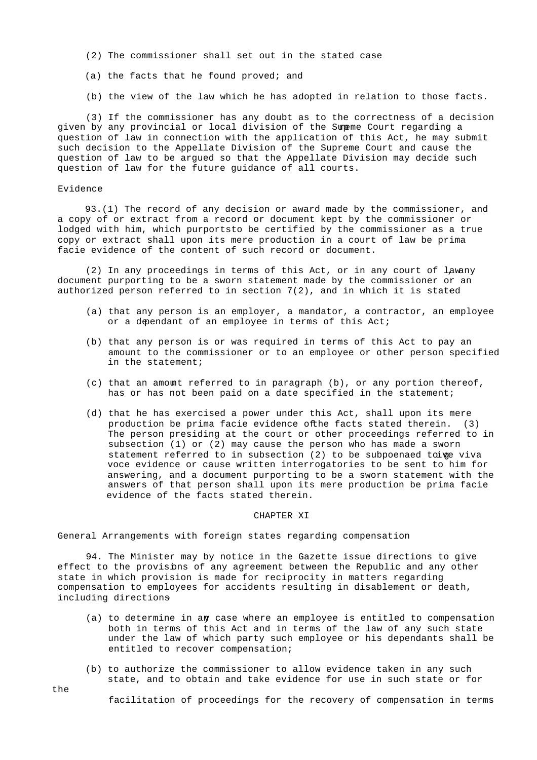(2) The commissioner shall set out in the stated case

(a) the facts that he found proved; and

(b) the view of the law which he has adopted in relation to those facts.

(3) If the commissioner has any doubt as to the correctness of a decision given by any provincial or local division of the Supreme Court regarding a question of law in connection with the application of this Act, he may submit such decision to the Appellate Division of the Supreme Court and cause the question of law to be argued so that the Appellate Division may decide such question of law for the future guidance of all courts.

Evidence

93.(1) The record of any decision or award made by the commissioner, and a copy of or extract from a record or document kept by the commissioner or lodged with him, which purports to be certified by the commissioner as a true copy or extract shall upon its mere production in a court of law be prima facie evidence of the content of such record or document.

(2) In any proceedings in terms of this Act, or in any court of law, any document purporting to be a sworn statement made by the commissioner or an authorized person referred to in section 7(2), and in which it is stated-

(a) that any person is an employer, a mandator, a contractor, an employee or a dependant of an employee in terms of this Act;

(b) that any person is or was required in terms of this Act to pay an amount to the commissioner or to an employee or other person specified in the statement;

(c) that an amount referred to in paragraph (b), or any portion thereof, has or has not been paid on a date specified in the statement;

(d) that he has exercised a power under this Act, shall upon its mere production be prima facie evidence of the facts stated therein.

(3) The person presiding at the court or other proceedings referred to in subsection (1) or (2) may cause the person who has made a sworn statement referred to in subsection (2) to be subpoenaed to give viva voce evidence or cause written interrogatories to be sent to him for answering, and a document purporting to be a sworn statement with the answers of that person shall upon its mere production be prima facie evidence of the facts stated therein.

## CHAPTER XI

General Arrangements with foreign states regarding compensation

94. The Minister may by notice in the Gazette issue directions to give effect to the provisions of any agreement between the Republic and any other state in which provision is made for reciprocity in matters regarding compensation to employees for accidents resulting in disablement or death, including directions-

(a) to determine in any case where an employee is entitled to compensation both in terms of this Act and in terms of the law of any such state under the law of which party such employee or his dependants shall be entitled to recover compensation;

(b) to authorize the commissioner to allow evidence taken in any such state, and to obtain and take evidence for use in such state or for the facilitation of proceedings for the recovery of compensation in terms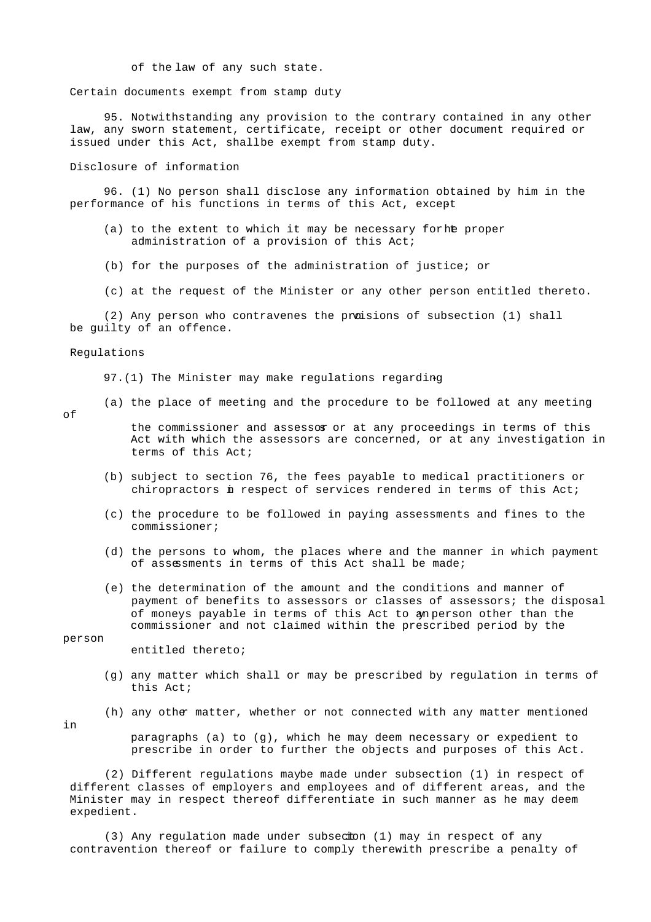of the law of any such state.

## Certain documents exempt from stamp duty

95. Notwithstanding any provision to the contrary contained in any other law, any sworn statement, certificate, receipt or other document required or issued under this Act, shall be exempt from stamp duty.

## Disclosure of information

96. (1) No person shall disclose any information obtained by him in the performance of his functions in terms of this Act, except-

(a) to the extent to which it may be necessary for the proper administration of a provision of this Act;

(b) for the purposes of the administration of justice; or

(c) at the request of the Minister or any other person entitled thereto.

(2) Any person who contravenes the provisions of subsection (1) shall be guilty of an offence.

## Regulations

97.(1) The Minister may make regulations regarding-

(a) the place of meeting and the procedure to be followed at any meeting of the commissioner and assessors or at any proceedings in terms of this Act with which the assessors are concerned, or at any investigation in terms of this Act;

(b) subject to section 76, the fees payable to medical practitioners or chiropractors in respect of services rendered in terms of this Act;

(c) the procedure to be followed in paying assessments and fines to the commissioner;

(d) the persons to whom, the places where and the manner in which payment of assessments in terms of this Act shall be made;

(e) the determination of the amount and the conditions and manner of payment of benefits to assessors or classes of assessors; the disposal of moneys payable in terms of this Act to any person other than the commissioner and not claimed within the prescribed period by the person entitled thereto;

(g) any matter which shall or may be prescribed by regulation in terms of this Act;

(h) any other matter, whether or not connected with any matter mentioned in paragraphs (a) to (g), which he may deem necessary or expedient to prescribe in order to further the objects and purposes of this Act.

(2) Different regulations may be made under subsection (1) in respect of different classes of employers and employees and of different areas, and the Minister may in respect thereof differentiate in such manner as he may deem expedient.

(3) Any regulation made under subsection (1) may in respect of any contravention thereof or failure to comply therewith prescribe a penalty of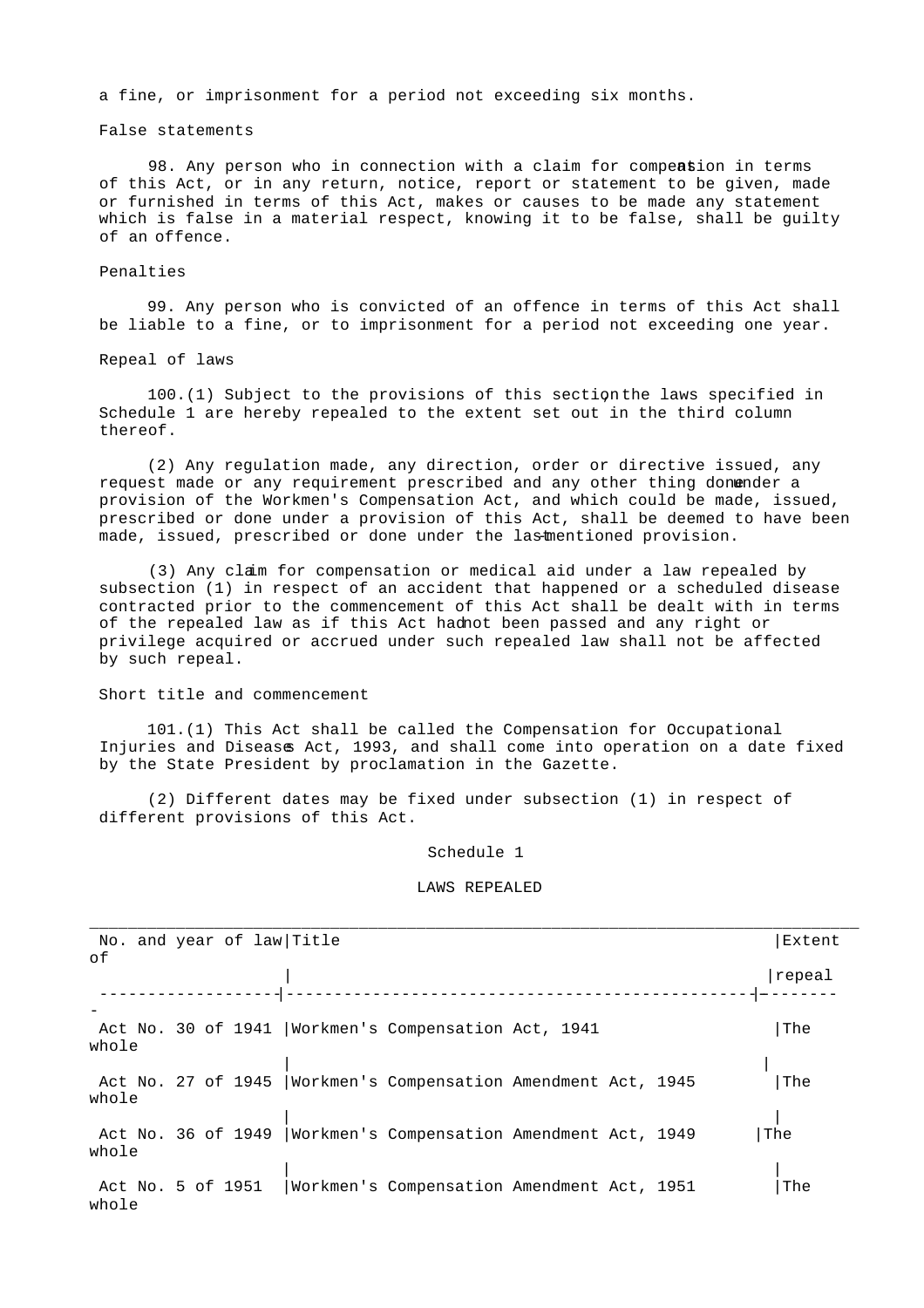a fine, or imprisonment for a period not exceeding six months.

### False statements

98. Any person who in connection with a claim for compensation in terms of this Act, or in any return, notice, report or statement to be given, made or furnished in terms of this Act, makes or causes to be made any statement which is false in a material respect, knowing it to be false, shall be guilty of an offence.

### Penalties

99. Any person who is convicted of an offence in terms of this Act shall be liable to a fine, or to imprisonment for a period not exceeding one year.

### Repeal of laws

100.(1) Subject to the provisions of this section, the laws specified in Schedule 1 are hereby repealed to the extent set out in the third column thereof.

(2) Any regulation made, any direction, order or directive issued, any request made or any requirement prescribed and any other thing done under a provision of the Workmen's Compensation Act, and which could be made, issued, prescribed or done under a provision of this Act, shall be deemed to have been made, issued, prescribed or done under the last-mentioned provision.

(3) Any claim for compensation or medical aid under a law repealed by subsection (1) in respect of an accident that happened or a scheduled disease contracted prior to the commencement of this Act shall be dealt with in terms of the repealed law as if this Act had not been passed and any right or privilege acquired or accrued under such repealed law shall not be affected by such repeal.

### Short title and commencement

101.(1) This Act shall be called the Compensation for Occupational Injuries and Diseases Act, 1993, and shall come into operation on a date fixed by the State President by proclamation in the Gazette.

(2) Different dates may be fixed under subsection (1) in respect of different provisions of this Act.

## Schedule 1

### LAWS REPEALED

| No. and year of law | Title | Extent of repeal |
|---|---|---|
| Act No. 30 of 1941 | Workmen's Compensation Act, 1941 | The whole |
| Act No. 27 of 1945 | Workmen's Compensation Amendment Act, 1945 | The whole |
| Act No. 36 of 1949 | Workmen's Compensation Amendment Act, 1949 | The whole |
| Act No. 5 of 1951 | Workmen's Compensation Amendment Act, 1951 | The whole |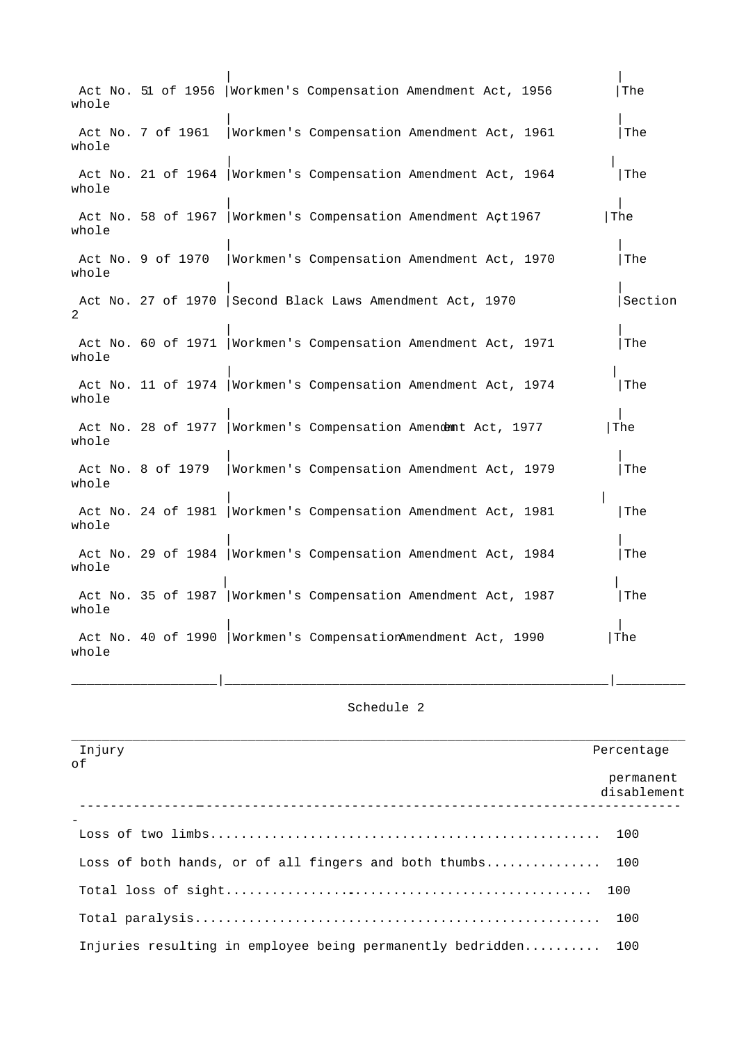| | | |
|---|---|---|
| Act No. 51 of 1956 | Workmen's Compensation Amendment Act, 1956 | The whole |
| Act No. 7 of 1961 | Workmen's Compensation Amendment Act, 1961 | The whole |
| Act No. 21 of 1964 | Workmen's Compensation Amendment Act, 1964 | The whole |
| Act No. 58 of 1967 | Workmen's Compensation Amendment Act, 1967 | The whole |
| Act No. 9 of 1970 | Workmen's Compensation Amendment Act, 1970 | The whole |
| Act No. 27 of 1970 | Second Black Laws Amendment Act, 1970 | Section 2 |
| Act No. 60 of 1971 | Workmen's Compensation Amendment Act, 1971 | The whole |
| Act No. 11 of 1974 | Workmen's Compensation Amendment Act, 1974 | The whole |
| Act No. 28 of 1977 | Workmen's Compensation Amendment Act, 1977 | The whole |
| Act No. 8 of 1979 | Workmen's Compensation Amendment Act, 1979 | The whole |
| Act No. 24 of 1981 | Workmen's Compensation Amendment Act, 1981 | The whole |
| Act No. 29 of 1984 | Workmen's Compensation Amendment Act, 1984 | The whole |
| Act No. 35 of 1987 | Workmen's Compensation Amendment Act, 1987 | The whole |
| Act No. 40 of 1990 | Workmen's Compensation Amendment Act, 1990 | The whole |

## Schedule 2

| Injury | Percentage of permanent disablement |
|---|---|
| Loss of two limbs | 100 |
| Loss of both hands, or of all fingers and both thumbs | 100 |
| Total loss of sight | 100 |
| Total paralysis | 100 |
| Injuries resulting in employee being permanently bedridden | 100 |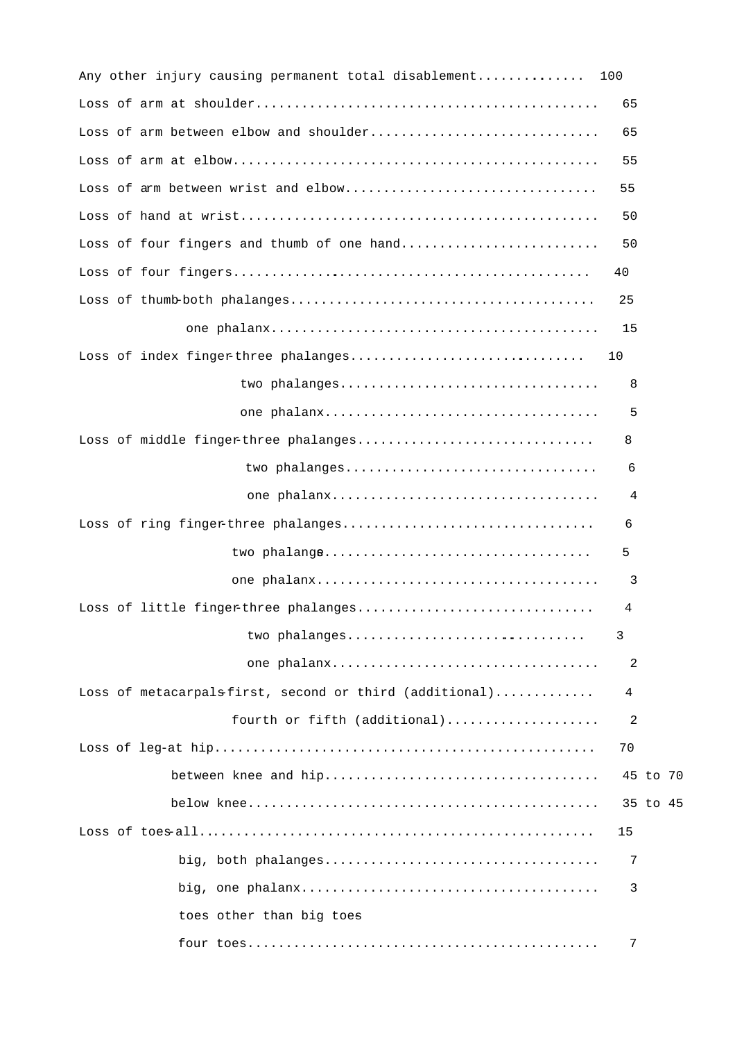| Injury | Percentage |
|---|---|
| Any other injury causing permanent total disablement | 100 |
| Loss of arm at shoulder | 65 |
| Loss of arm between elbow and shoulder | 65 |
| Loss of arm at elbow | 55 |
| Loss of arm between wrist and elbow | 55 |
| Loss of hand at wrist | 50 |
| Loss of four fingers and thumb of one hand | 50 |
| Loss of four fingers | 40 |
| Loss of thumb-both phalanges | 25 |
| one phalanx | 15 |
| Loss of index finger-three phalanges | 10 |
| two phalanges | 8 |
| one phalanx | 5 |
| Loss of middle finger-three phalanges | 8 |
| two phalanges | 6 |
| one phalanx | 4 |
| Loss of ring finger-three phalanges | 6 |
| two phalanges | 5 |
| one phalanx | 3 |
| Loss of little finger-three phalanges | 4 |
| two phalanges | 3 |
| one phalanx | 2 |
| Loss of metacarpals-first, second or third (additional) | 4 |
| fourth or fifth (additional) | 2 |
| Loss of leg-at hip | 70 |
| between knee and hip | 45 to 70 |
| below knee | 35 to 45 |
| Loss of toes-all | 15 |
| big, both phalanges | 7 |
| big, one phalanx | 3 |
| toes other than big toes | |
| four toes | 7 |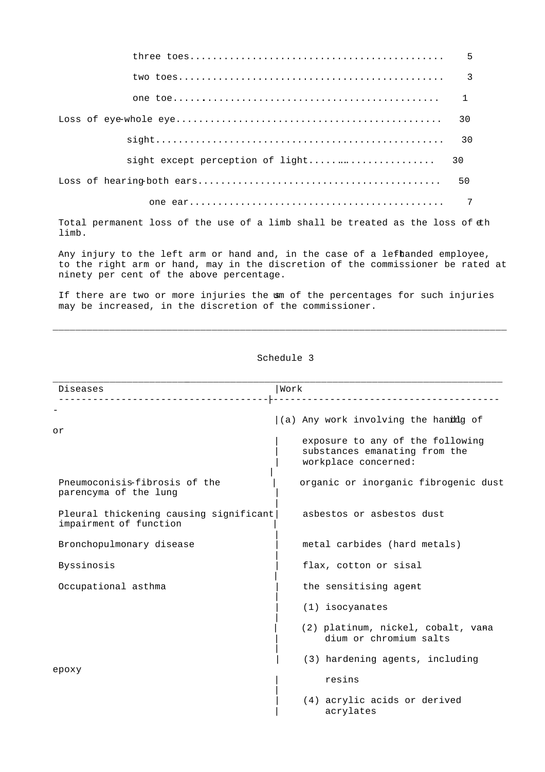| | |
|---|---|
| three toes | 5 |
| two toes | 3 |
| one toe | 1 |
| Loss of eye-whole eye | 30 |
| sight | 30 |
| sight except perception of light | 30 |
| Loss of hearing-both ears | 50 |
| one ear | 7 |

Total permanent loss of the use of a limb shall be treated as the loss of the limb.

Any injury to the left arm or hand and, in the case of a left-handed employee, to the right arm or hand, may in the discretion of the commissioner be rated at ninety per cent of the above percentage.

If there are two or more injuries the sum of the percentages for such injuries may be increased, in the discretion of the commissioner.

---

## Schedule 3

| Diseases | Work |
|---|---|
| | (a) Any work involving the handling of or exposure to any of the following substances emanating from the workplace concerned: |
| Pneumoconisis-fibrosis of the parencyma of the lung | organic or inorganic fibrogenic dust |
| Pleural thickening causing significant impairment of function | asbestos or asbestos dust |
| Bronchopulmonary disease | metal carbides (hard metals) |
| Byssinosis | flax, cotton or sisal |
| Occupational asthma | the sensitising agent- |
| | (1) isocyanates |
| | (2) platinum, nickel, cobalt, vanadium or chromium salts |
| | (3) hardening agents, including epoxy resins |
| | (4) acrylic acids or derived acrylates |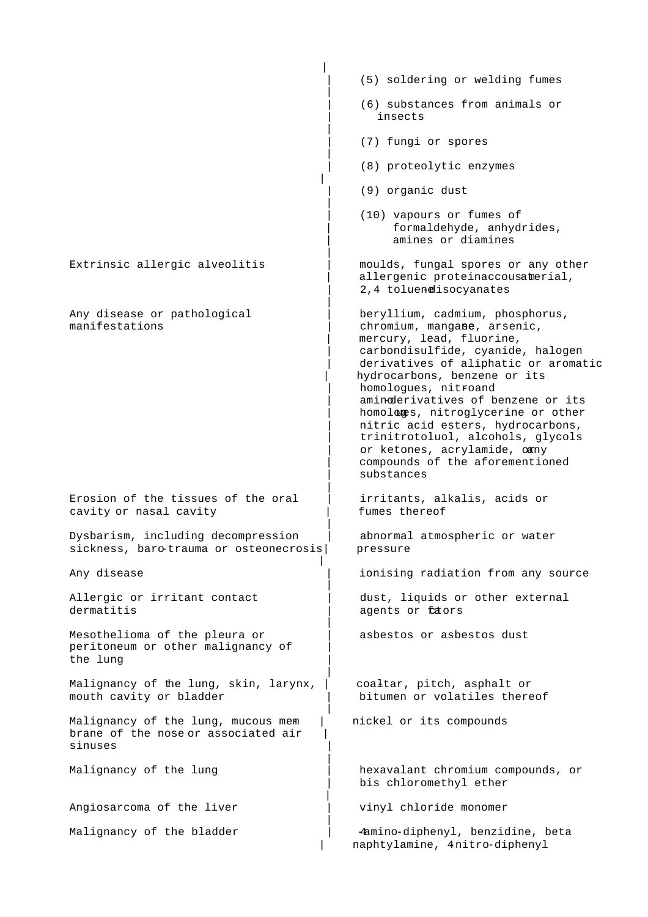| | |
|---|---|
| | (5) soldering or welding fumes |
| | (6) substances from animals or insects |
| | (7) fungi or spores |
| | (8) proteolytic enzymes |
| | (9) organic dust |
| | (10) vapours or fumes of formaldehyde, anhydrides, amines or diamines |
| Extrinsic allergic alveolitis | moulds, fungal spores or any other allergenic proteinaccous material, 2,4 toluene-disocyanates |
| Any disease or pathological manifestations | beryllium, cadmium, phosphorus, chromium, manganese, arsenic, mercury, lead, fluorine, carbondisulfide, cyanide, halogen derivatives of aliphatic or aromatic hydrocarbons, benzene or its homologues, nitro- and amino-derivatives of benzene or its homologues, nitroglycerine or other nitric acid esters, hydrocarbons, trinitrotoluol, alcohols, glycols or ketones, acrylamide, or any compounds of the aforementioned substances |
| Erosion of the tissues of the oral cavity or nasal cavity | irritants, alkalis, acids or fumes thereof |
| Dysbarism, including decompression sickness, baro-trauma or osteonecrosis | abnormal atmospheric or water pressure |
| Any disease | ionising radiation from any source |
| Allergic or irritant contact dermatitis | dust, liquids or other external agents or factors |
| Mesothelioma of the pleura or peritoneum or other malignancy of the lung | asbestos or asbestos dust |
| Malignancy of the lung, skin, larynx, mouth cavity or bladder | coal-tar, pitch, asphalt or bitumen or volatiles thereof |
| Malignancy of the lung, mucous membrane of the nose or associated air sinuses | nickel or its compounds |
| Malignancy of the lung | hexavalant chromium compounds, or bis chloromethyl ether |
| Angiosarcoma of the liver | vinyl chloride monomer |
| Malignancy of the bladder | 4-amino-diphenyl, benzidine, beta naphtylamine, 4-nitro-diphenyl |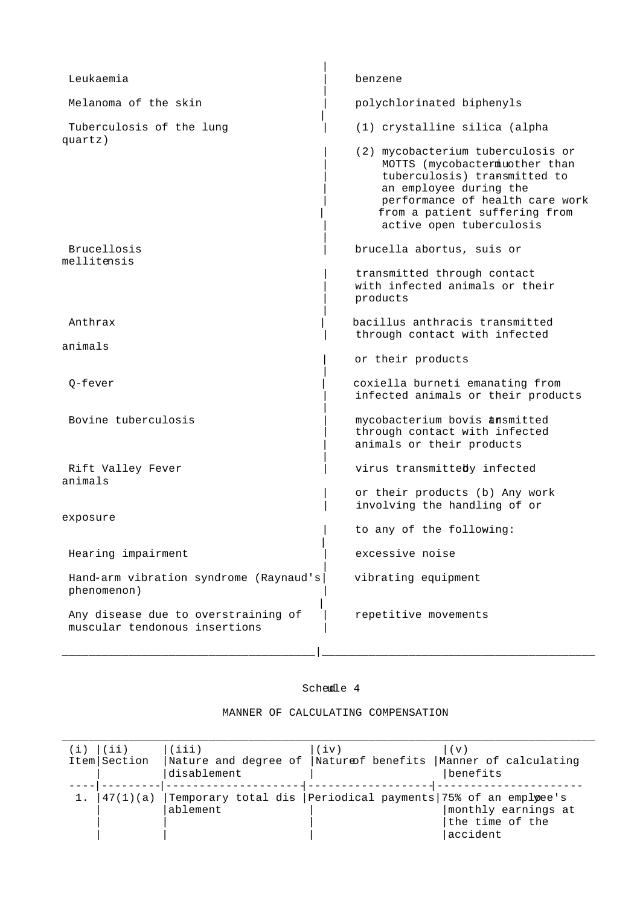| | |
|---|---|
| Leukaemia | benzene |
| Melanoma of the skin | polychlorinated biphenyls |
| Tuberculosis of the lung | (1) crystalline silica (alpha quartz) |
| | (2) mycobacterium tuberculosis or MOTTS (mycobacterium other than tuberculosis) transmitted to an employee during the performance of health care work from a patient suffering from active open tuberculosis |
| Brucellosis | brucella abortus, suis or mellitensis transmitted through contact with infected animals or their products |
| Anthrax | bacillus anthracis transmitted through contact with infected animals or their products |
| Q-fever | coxiella burneti emanating from infected animals or their products |
| Bovine tuberculosis | mycobacterium bovis transmitted through contact with infected animals or their products |
| Rift Valley Fever | virus transmitted by infected animals or their products (b) Any work involving the handling of or exposure to any of the following: |
| Hearing impairment | excessive noise |
| Hand-arm vibration syndrome (Raynaud's phenomenon) | vibrating equipment |
| Any disease due to overstraining of muscular tendonous insertions | repetitive movements |

Schedule 4

MANNER OF CALCULATING COMPENSATION

| (i) Item | (ii) Section | (iii) Nature and degree of disablement | (iv) Nature of benefits | (v) Manner of calculating benefits |
|---|---|---|---|---|
| 1. | 47(1)(a) | Temporary total disablement | Periodical payments | 75% of an employee's monthly earnings at the time of the accident |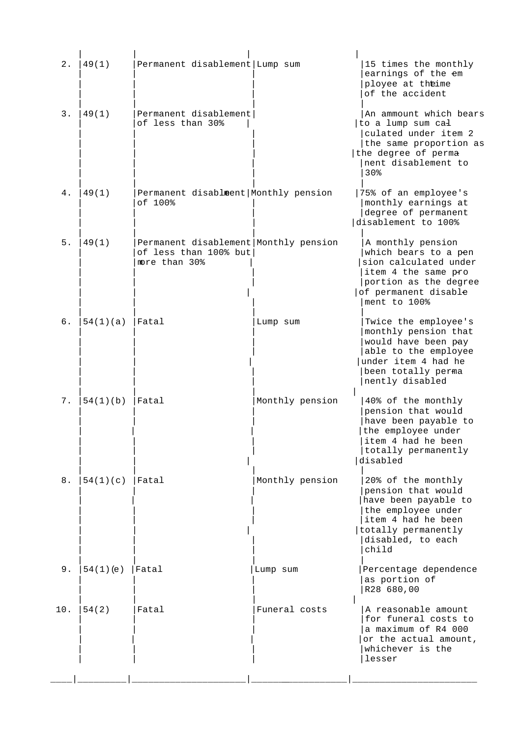| | | | | |
|---|---|---|---|---|
| 2. | 49(1) | Permanent disablement | Lump sum | 15 times the monthly earnings of the employee at the time of the accident |
| 3. | 49(1) | Permanent disablement of less than 30% | | An ammount which bears to a lump sum calculated under item 2 the same proportion as the degree of permanent disablement to 30% |
| 4. | 49(1) | Permanent disablement of 100% | Monthly pension | 75% of an employee's monthly earnings at degree of permanent disablement to 100% |
| 5. | 49(1) | Permanent disablement of less than 100% but more than 30% | Monthly pension | A monthly pension which bears to a pension calculated under item 4 the same proportion as the degree of permanent disablement to 100% |
| 6. | 54(1)(a) | Fatal | Lump sum | Twice the employee's monthly pension that would have been payable to the employee under item 4 had he been totally permanently disabled |
| 7. | 54(1)(b) | Fatal | Monthly pension | 40% of the monthly pension that would have been payable to the employee under item 4 had he been totally permanently disabled |
| 8. | 54(1)(c) | Fatal | Monthly pension | 20% of the monthly pension that would have been payable to the employee under item 4 had he been totally permanently disabled, to each child |
| 9. | 54(1)(e) | Fatal | Lump sum | Percentage dependence as portion of R28 680,00 |
| 10. | 54(2) | Fatal | Funeral costs | A reasonable amount for funeral costs to a maximum of R4 000 or the actual amount, whichever is the lesser |